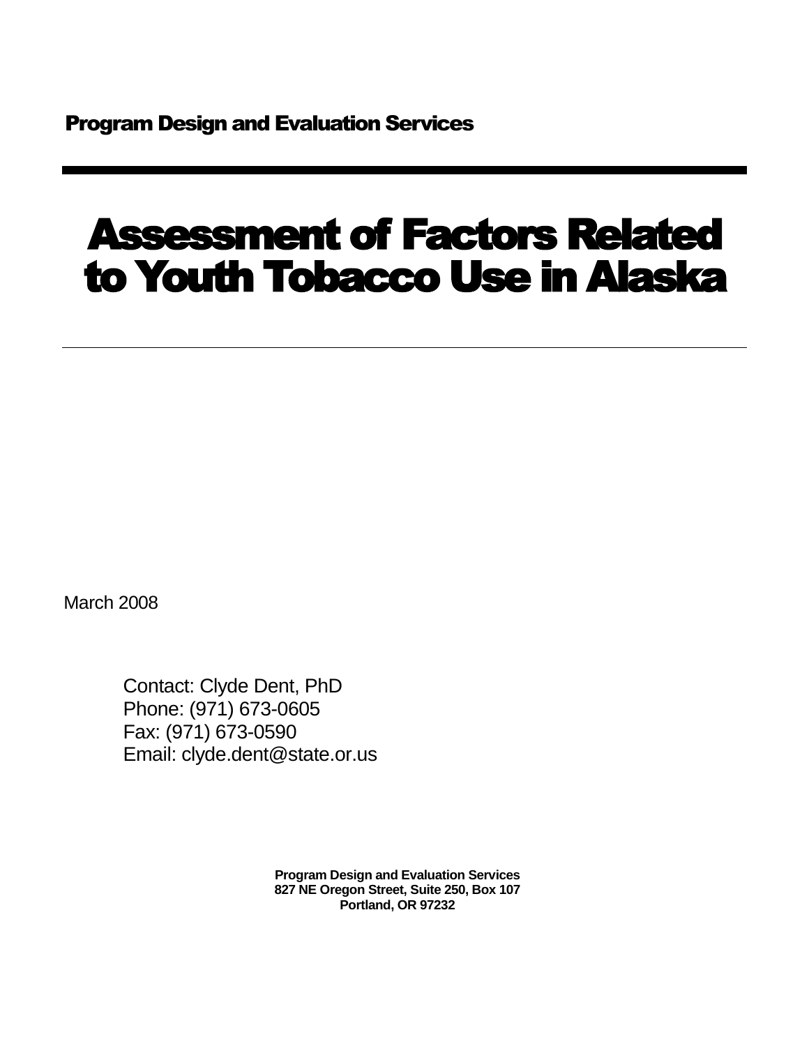Program Design and Evaluation Services

# Assessment of Factors Related to Youth Tobacco Use in Alaska

March 2008

Contact: Clyde Dent, PhD
Phone: (971) 673-0605
Fax: (971) 673-0590
Email: clyde.dent@state.or.us

**Program Design and Evaluation Services**
**827 NE Oregon Street, Suite 250, Box 107**
**Portland, OR 97232**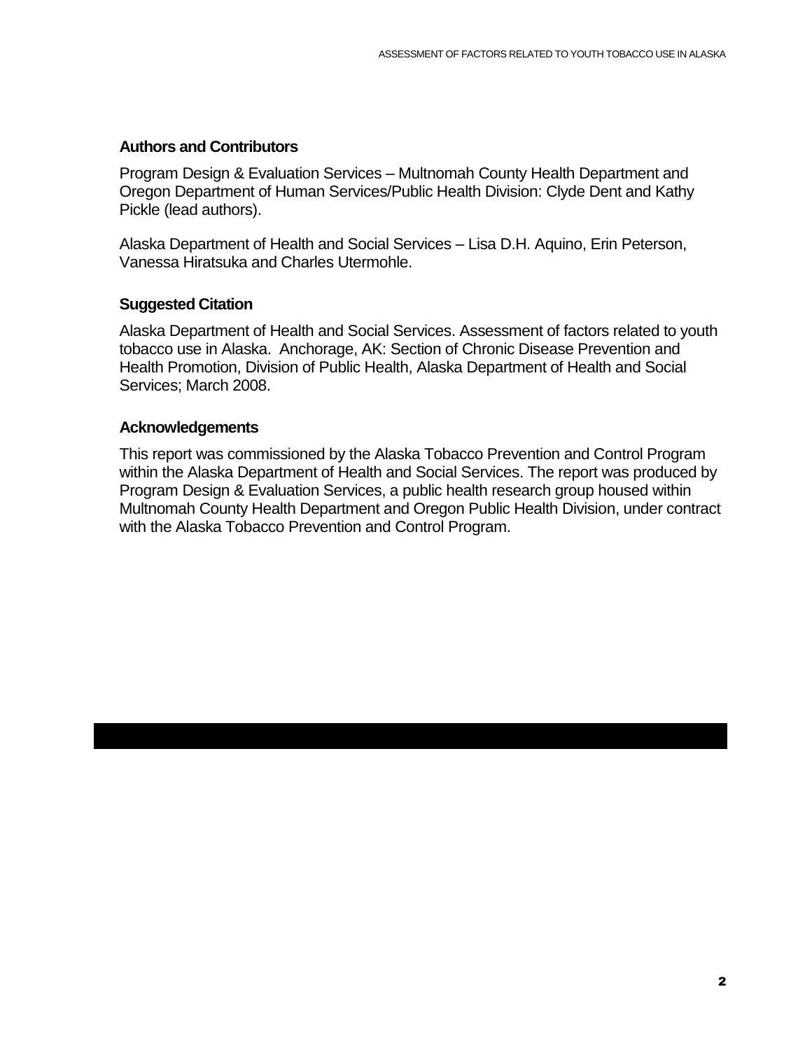### Authors and Contributors

Program Design & Evaluation Services – Multnomah County Health Department and Oregon Department of Human Services/Public Health Division: Clyde Dent and Kathy Pickle (lead authors).

Alaska Department of Health and Social Services – Lisa D.H. Aquino, Erin Peterson, Vanessa Hiratsuka and Charles Utermohle.

### Suggested Citation

Alaska Department of Health and Social Services. Assessment of factors related to youth tobacco use in Alaska. Anchorage, AK: Section of Chronic Disease Prevention and Health Promotion, Division of Public Health, Alaska Department of Health and Social Services; March 2008.

### Acknowledgements

This report was commissioned by the Alaska Tobacco Prevention and Control Program within the Alaska Department of Health and Social Services. The report was produced by Program Design & Evaluation Services, a public health research group housed within Multnomah County Health Department and Oregon Public Health Division, under contract with the Alaska Tobacco Prevention and Control Program.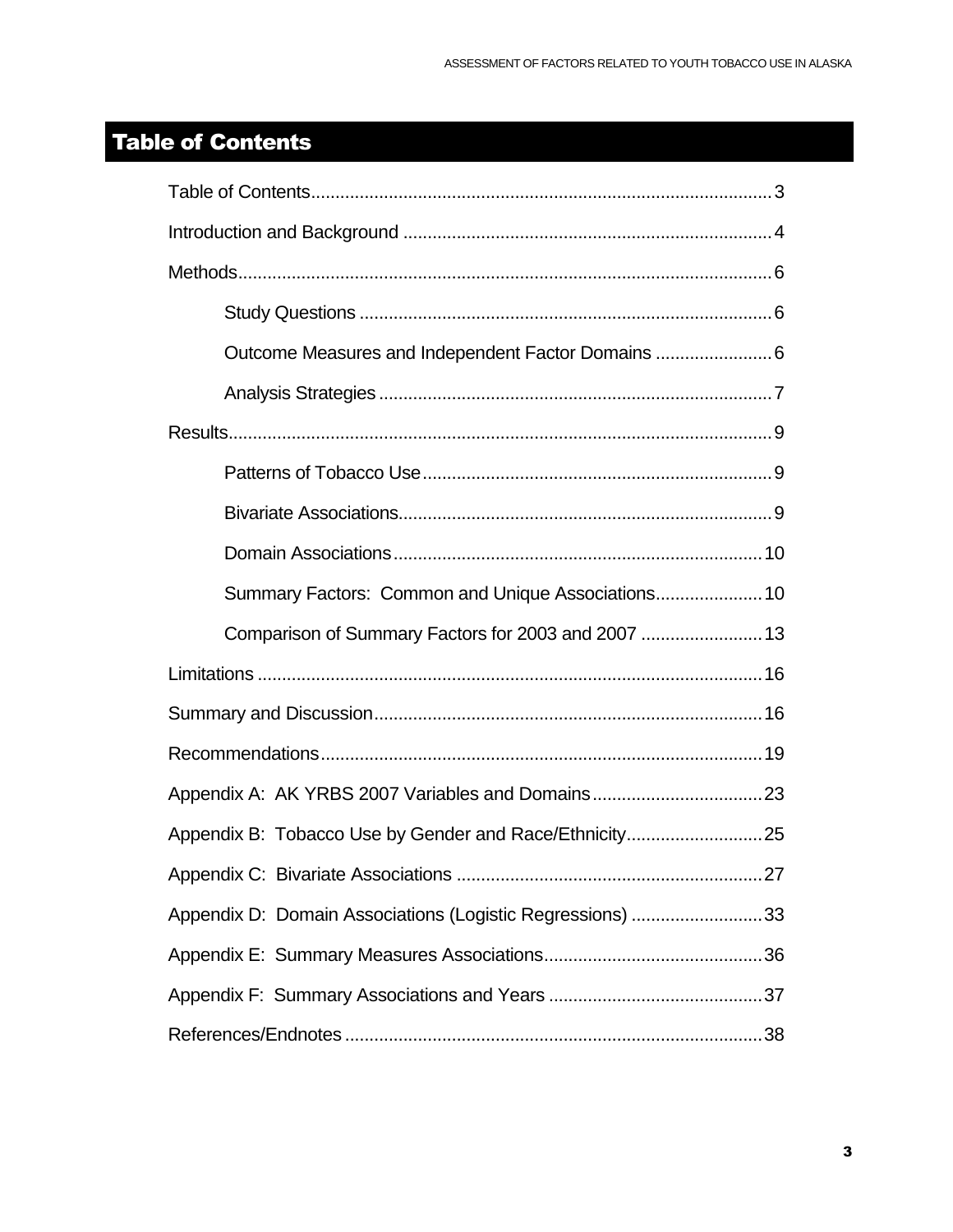# Table of Contents

Table of Contents.....3

Introduction and Background.....4

Methods.....6

- Study Questions.....6
- Outcome Measures and Independent Factor Domains.....6
- Analysis Strategies.....7

Results.....9

- Patterns of Tobacco Use.....9
- Bivariate Associations.....9
- Domain Associations.....10
- Summary Factors: Common and Unique Associations.....10
- Comparison of Summary Factors for 2003 and 2007.....13

Limitations.....16

Summary and Discussion.....16

Recommendations.....19

Appendix A: AK YRBS 2007 Variables and Domains.....23

Appendix B: Tobacco Use by Gender and Race/Ethnicity.....25

Appendix C: Bivariate Associations.....27

Appendix D: Domain Associations (Logistic Regressions).....33

Appendix E: Summary Measures Associations.....36

Appendix F: Summary Associations and Years.....37

References/Endnotes.....38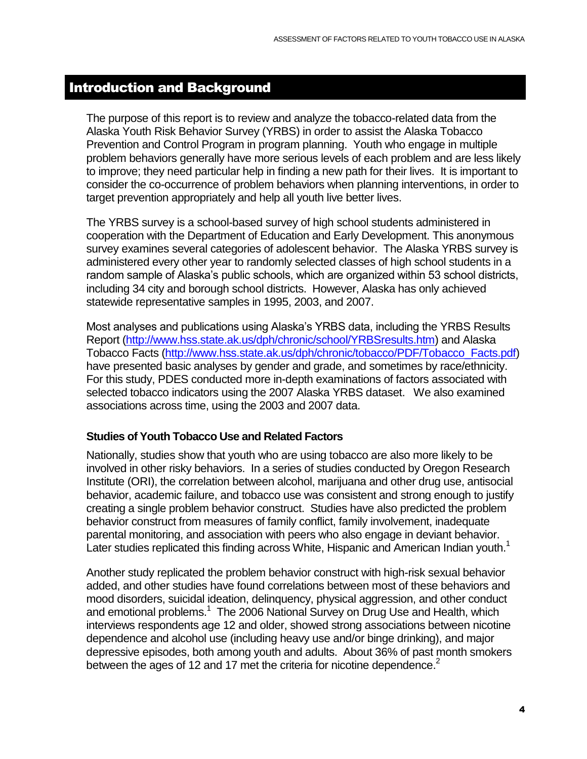## Introduction and Background

The purpose of this report is to review and analyze the tobacco-related data from the Alaska Youth Risk Behavior Survey (YRBS) in order to assist the Alaska Tobacco Prevention and Control Program in program planning. Youth who engage in multiple problem behaviors generally have more serious levels of each problem and are less likely to improve; they need particular help in finding a new path for their lives. It is important to consider the co-occurrence of problem behaviors when planning interventions, in order to target prevention appropriately and help all youth live better lives.

The YRBS survey is a school-based survey of high school students administered in cooperation with the Department of Education and Early Development. This anonymous survey examines several categories of adolescent behavior. The Alaska YRBS survey is administered every other year to randomly selected classes of high school students in a random sample of Alaska's public schools, which are organized within 53 school districts, including 34 city and borough school districts. However, Alaska has only achieved statewide representative samples in 1995, 2003, and 2007.

Most analyses and publications using Alaska's YRBS data, including the YRBS Results Report (http://www.hss.state.ak.us/dph/chronic/school/YRBSresults.htm) and Alaska Tobacco Facts (http://www.hss.state.ak.us/dph/chronic/tobacco/PDF/Tobacco_Facts.pdf) have presented basic analyses by gender and grade, and sometimes by race/ethnicity. For this study, PDES conducted more in-depth examinations of factors associated with selected tobacco indicators using the 2007 Alaska YRBS dataset. We also examined associations across time, using the 2003 and 2007 data.

### Studies of Youth Tobacco Use and Related Factors

Nationally, studies show that youth who are using tobacco are also more likely to be involved in other risky behaviors. In a series of studies conducted by Oregon Research Institute (ORI), the correlation between alcohol, marijuana and other drug use, antisocial behavior, academic failure, and tobacco use was consistent and strong enough to justify creating a single problem behavior construct. Studies have also predicted the problem behavior construct from measures of family conflict, family involvement, inadequate parental monitoring, and association with peers who also engage in deviant behavior. Later studies replicated this finding across White, Hispanic and American Indian youth.[1]

Another study replicated the problem behavior construct with high-risk sexual behavior added, and other studies have found correlations between most of these behaviors and mood disorders, suicidal ideation, delinquency, physical aggression, and other conduct and emotional problems.[1] The 2006 National Survey on Drug Use and Health, which interviews respondents age 12 and older, showed strong associations between nicotine dependence and alcohol use (including heavy use and/or binge drinking), and major depressive episodes, both among youth and adults. About 36% of past month smokers between the ages of 12 and 17 met the criteria for nicotine dependence.[2]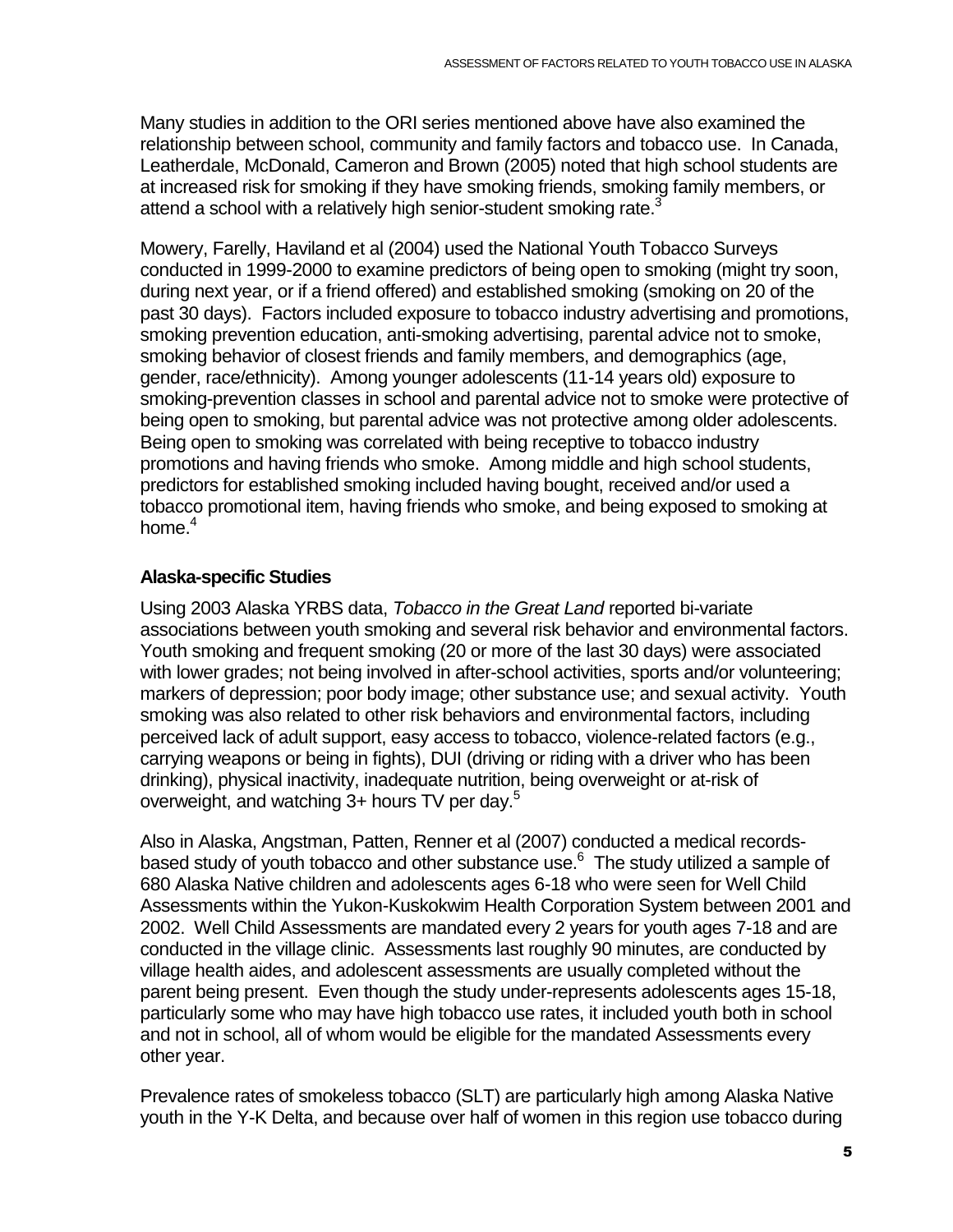Many studies in addition to the ORI series mentioned above have also examined the relationship between school, community and family factors and tobacco use. In Canada, Leatherdale, McDonald, Cameron and Brown (2005) noted that high school students are at increased risk for smoking if they have smoking friends, smoking family members, or attend a school with a relatively high senior-student smoking rate.[3]

Mowery, Farelly, Haviland et al (2004) used the National Youth Tobacco Surveys conducted in 1999-2000 to examine predictors of being open to smoking (might try soon, during next year, or if a friend offered) and established smoking (smoking on 20 of the past 30 days). Factors included exposure to tobacco industry advertising and promotions, smoking prevention education, anti-smoking advertising, parental advice not to smoke, smoking behavior of closest friends and family members, and demographics (age, gender, race/ethnicity). Among younger adolescents (11-14 years old) exposure to smoking-prevention classes in school and parental advice not to smoke were protective of being open to smoking, but parental advice was not protective among older adolescents. Being open to smoking was correlated with being receptive to tobacco industry promotions and having friends who smoke. Among middle and high school students, predictors for established smoking included having bought, received and/or used a tobacco promotional item, having friends who smoke, and being exposed to smoking at home.[4]

### Alaska-specific Studies

Using 2003 Alaska YRBS data, *Tobacco in the Great Land* reported bi-variate associations between youth smoking and several risk behavior and environmental factors. Youth smoking and frequent smoking (20 or more of the last 30 days) were associated with lower grades; not being involved in after-school activities, sports and/or volunteering; markers of depression; poor body image; other substance use; and sexual activity. Youth smoking was also related to other risk behaviors and environmental factors, including perceived lack of adult support, easy access to tobacco, violence-related factors (e.g., carrying weapons or being in fights), DUI (driving or riding with a driver who has been drinking), physical inactivity, inadequate nutrition, being overweight or at-risk of overweight, and watching 3+ hours TV per day.[5]

Also in Alaska, Angstman, Patten, Renner et al (2007) conducted a medical records-based study of youth tobacco and other substance use.[6] The study utilized a sample of 680 Alaska Native children and adolescents ages 6-18 who were seen for Well Child Assessments within the Yukon-Kuskokwim Health Corporation System between 2001 and 2002. Well Child Assessments are mandated every 2 years for youth ages 7-18 and are conducted in the village clinic. Assessments last roughly 90 minutes, are conducted by village health aides, and adolescent assessments are usually completed without the parent being present. Even though the study under-represents adolescents ages 15-18, particularly some who may have high tobacco use rates, it included youth both in school and not in school, all of whom would be eligible for the mandated Assessments every other year.

Prevalence rates of smokeless tobacco (SLT) are particularly high among Alaska Native youth in the Y-K Delta, and because over half of women in this region use tobacco during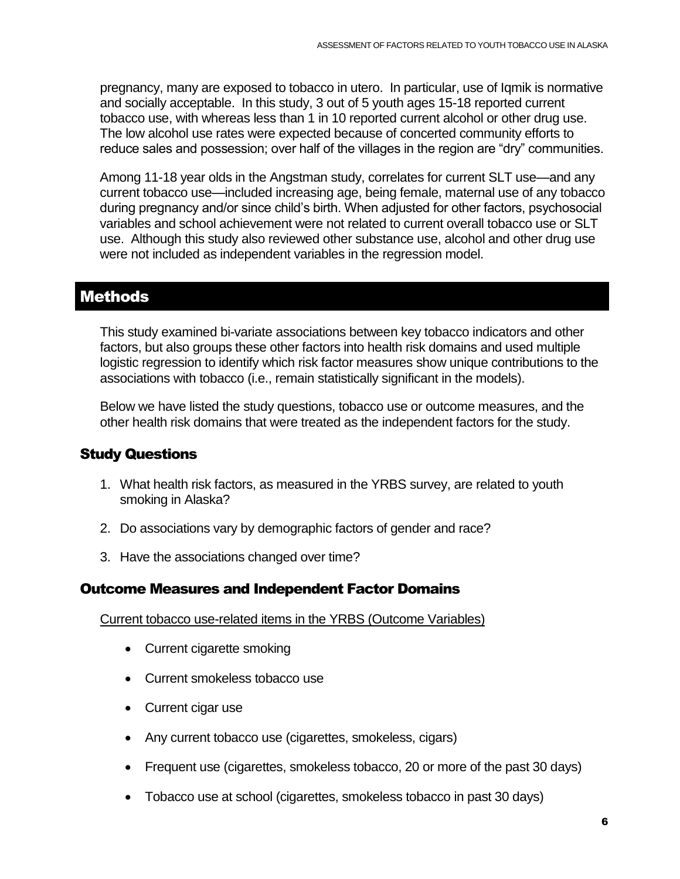pregnancy, many are exposed to tobacco in utero. In particular, use of Iqmik is normative and socially acceptable. In this study, 3 out of 5 youth ages 15-18 reported current tobacco use, with whereas less than 1 in 10 reported current alcohol or other drug use. The low alcohol use rates were expected because of concerted community efforts to reduce sales and possession; over half of the villages in the region are "dry" communities.

Among 11-18 year olds in the Angstman study, correlates for current SLT use—and any current tobacco use—included increasing age, being female, maternal use of any tobacco during pregnancy and/or since child's birth. When adjusted for other factors, psychosocial variables and school achievement were not related to current overall tobacco use or SLT use. Although this study also reviewed other substance use, alcohol and other drug use were not included as independent variables in the regression model.

# Methods

This study examined bi-variate associations between key tobacco indicators and other factors, but also groups these other factors into health risk domains and used multiple logistic regression to identify which risk factor measures show unique contributions to the associations with tobacco (i.e., remain statistically significant in the models).

Below we have listed the study questions, tobacco use or outcome measures, and the other health risk domains that were treated as the independent factors for the study.

## Study Questions

1. What health risk factors, as measured in the YRBS survey, are related to youth smoking in Alaska?
2. Do associations vary by demographic factors of gender and race?
3. Have the associations changed over time?

## Outcome Measures and Independent Factor Domains

Current tobacco use-related items in the YRBS (Outcome Variables)

- Current cigarette smoking
- Current smokeless tobacco use
- Current cigar use
- Any current tobacco use (cigarettes, smokeless, cigars)
- Frequent use (cigarettes, smokeless tobacco, 20 or more of the past 30 days)
- Tobacco use at school (cigarettes, smokeless tobacco in past 30 days)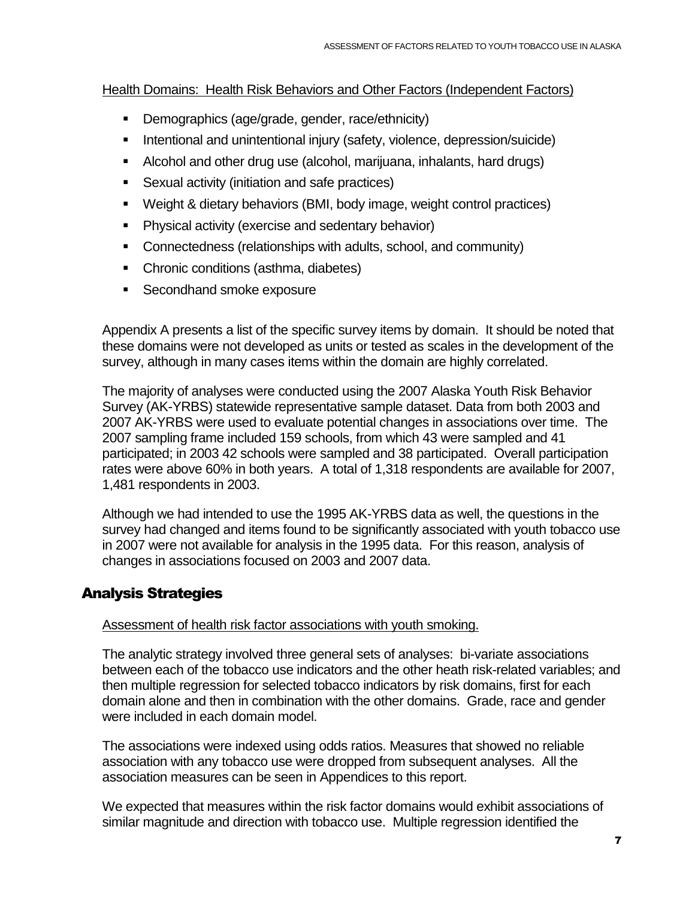Health Domains: Health Risk Behaviors and Other Factors (Independent Factors)

- Demographics (age/grade, gender, race/ethnicity)
- Intentional and unintentional injury (safety, violence, depression/suicide)
- Alcohol and other drug use (alcohol, marijuana, inhalants, hard drugs)
- Sexual activity (initiation and safe practices)
- Weight & dietary behaviors (BMI, body image, weight control practices)
- Physical activity (exercise and sedentary behavior)
- Connectedness (relationships with adults, school, and community)
- Chronic conditions (asthma, diabetes)
- Secondhand smoke exposure

Appendix A presents a list of the specific survey items by domain. It should be noted that these domains were not developed as units or tested as scales in the development of the survey, although in many cases items within the domain are highly correlated.

The majority of analyses were conducted using the 2007 Alaska Youth Risk Behavior Survey (AK-YRBS) statewide representative sample dataset. Data from both 2003 and 2007 AK-YRBS were used to evaluate potential changes in associations over time. The 2007 sampling frame included 159 schools, from which 43 were sampled and 41 participated; in 2003 42 schools were sampled and 38 participated. Overall participation rates were above 60% in both years. A total of 1,318 respondents are available for 2007, 1,481 respondents in 2003.

Although we had intended to use the 1995 AK-YRBS data as well, the questions in the survey had changed and items found to be significantly associated with youth tobacco use in 2007 were not available for analysis in the 1995 data. For this reason, analysis of changes in associations focused on 2003 and 2007 data.

## Analysis Strategies

Assessment of health risk factor associations with youth smoking.

The analytic strategy involved three general sets of analyses: bi-variate associations between each of the tobacco use indicators and the other heath risk-related variables; and then multiple regression for selected tobacco indicators by risk domains, first for each domain alone and then in combination with the other domains. Grade, race and gender were included in each domain model.

The associations were indexed using odds ratios. Measures that showed no reliable association with any tobacco use were dropped from subsequent analyses. All the association measures can be seen in Appendices to this report.

We expected that measures within the risk factor domains would exhibit associations of similar magnitude and direction with tobacco use. Multiple regression identified the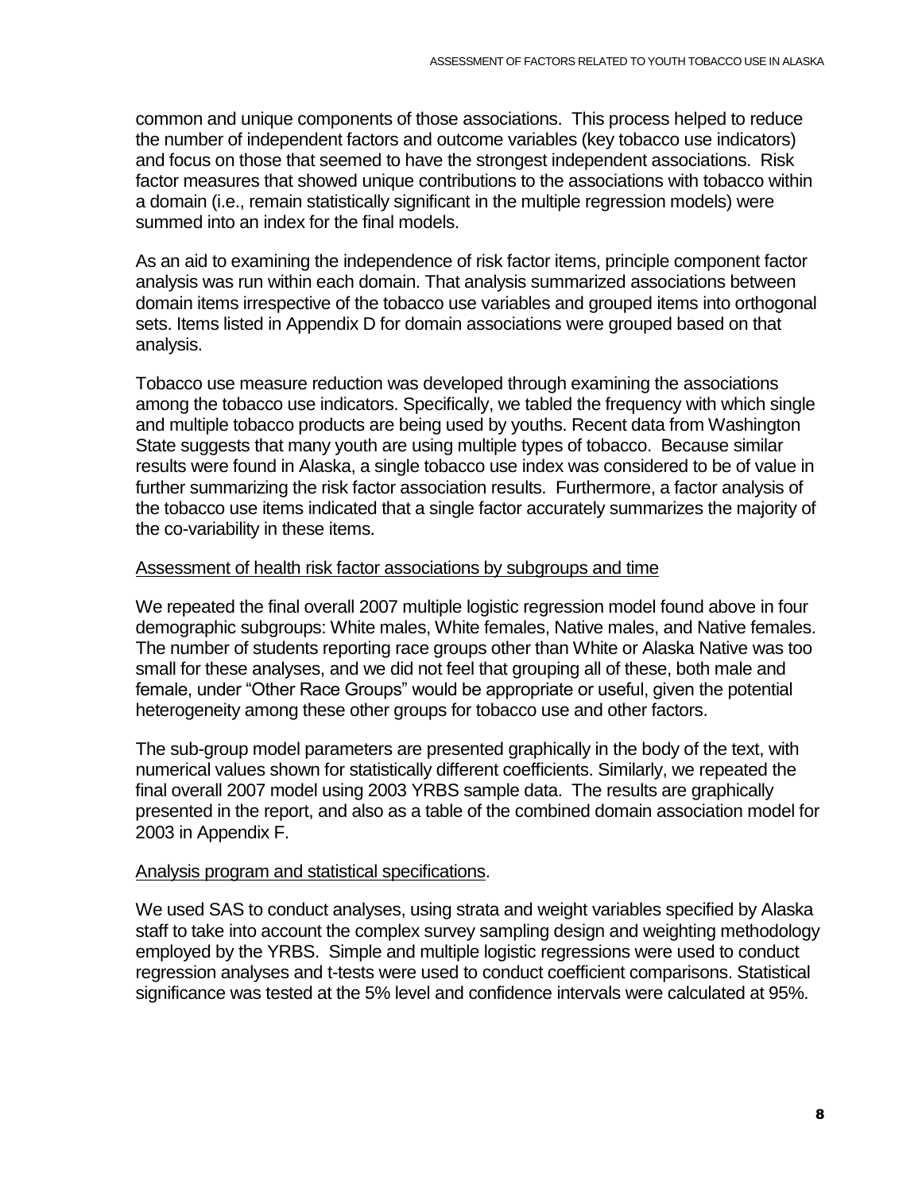common and unique components of those associations. This process helped to reduce the number of independent factors and outcome variables (key tobacco use indicators) and focus on those that seemed to have the strongest independent associations. Risk factor measures that showed unique contributions to the associations with tobacco within a domain (i.e., remain statistically significant in the multiple regression models) were summed into an index for the final models.

As an aid to examining the independence of risk factor items, principle component factor analysis was run within each domain. That analysis summarized associations between domain items irrespective of the tobacco use variables and grouped items into orthogonal sets. Items listed in Appendix D for domain associations were grouped based on that analysis.

Tobacco use measure reduction was developed through examining the associations among the tobacco use indicators. Specifically, we tabled the frequency with which single and multiple tobacco products are being used by youths. Recent data from Washington State suggests that many youth are using multiple types of tobacco. Because similar results were found in Alaska, a single tobacco use index was considered to be of value in further summarizing the risk factor association results. Furthermore, a factor analysis of the tobacco use items indicated that a single factor accurately summarizes the majority of the co-variability in these items.

<u>Assessment of health risk factor associations by subgroups and time</u>

We repeated the final overall 2007 multiple logistic regression model found above in four demographic subgroups: White males, White females, Native males, and Native females. The number of students reporting race groups other than White or Alaska Native was too small for these analyses, and we did not feel that grouping all of these, both male and female, under "Other Race Groups" would be appropriate or useful, given the potential heterogeneity among these other groups for tobacco use and other factors.

The sub-group model parameters are presented graphically in the body of the text, with numerical values shown for statistically different coefficients. Similarly, we repeated the final overall 2007 model using 2003 YRBS sample data. The results are graphically presented in the report, and also as a table of the combined domain association model for 2003 in Appendix F.

<u>Analysis program and statistical specifications</u>.

We used SAS to conduct analyses, using strata and weight variables specified by Alaska staff to take into account the complex survey sampling design and weighting methodology employed by the YRBS. Simple and multiple logistic regressions were used to conduct regression analyses and t-tests were used to conduct coefficient comparisons. Statistical significance was tested at the 5% level and confidence intervals were calculated at 95%.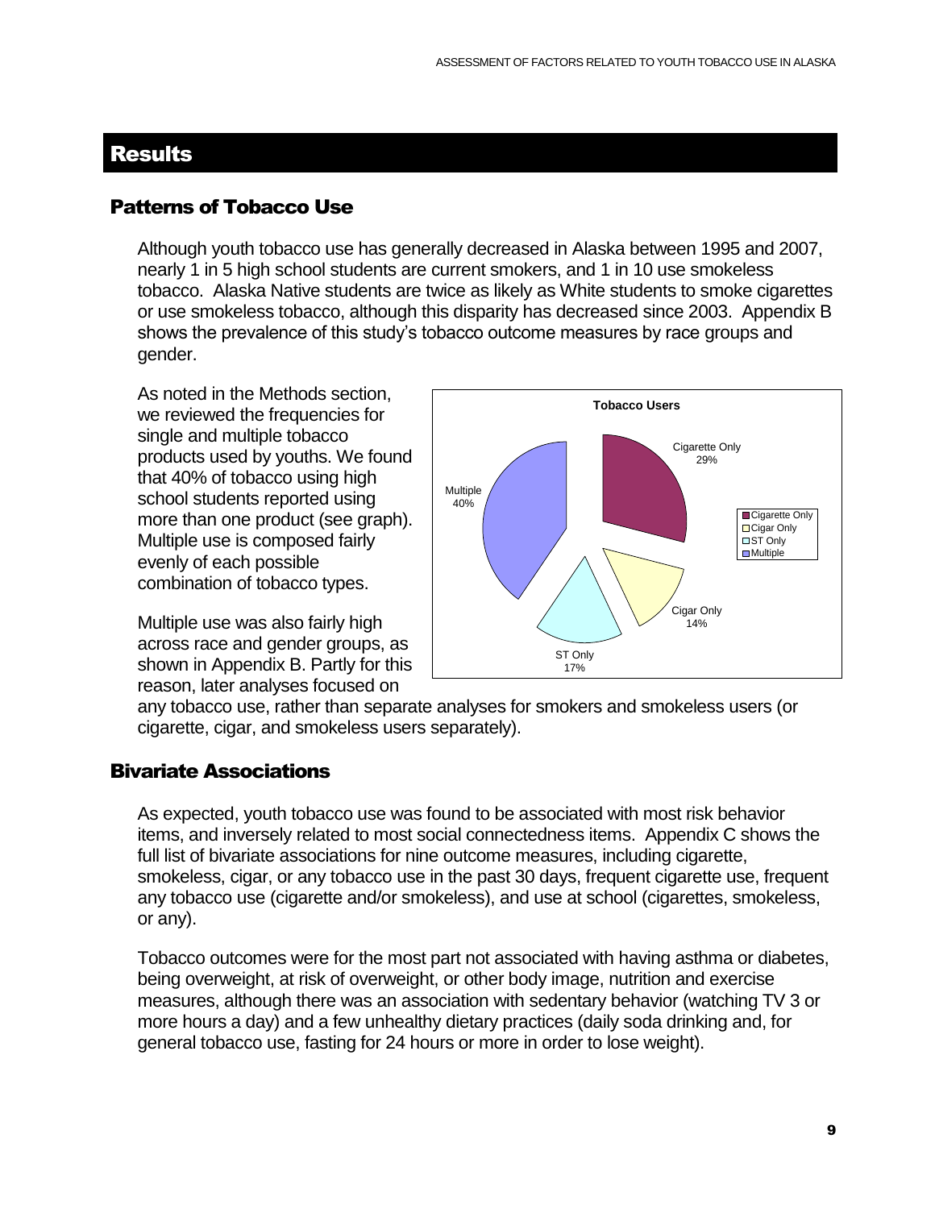# Results

## Patterns of Tobacco Use

Although youth tobacco use has generally decreased in Alaska between 1995 and 2007, nearly 1 in 5 high school students are current smokers, and 1 in 10 use smokeless tobacco. Alaska Native students are twice as likely as White students to smoke cigarettes or use smokeless tobacco, although this disparity has decreased since 2003. Appendix B shows the prevalence of this study's tobacco outcome measures by race groups and gender.

As noted in the Methods section, we reviewed the frequencies for single and multiple tobacco products used by youths. We found that 40% of tobacco using high school students reported using more than one product (see graph). Multiple use is composed fairly evenly of each possible combination of tobacco types.

Multiple use was also fairly high across race and gender groups, as shown in Appendix B. Partly for this reason, later analyses focused on any tobacco use, rather than separate analyses for smokers and smokeless users (or cigarette, cigar, and smokeless users separately).

**Tobacco Users**

| Category | Percent |
|---|---|
| Cigarette Only | 29% |
| Cigar Only | 14% |
| ST Only | 17% |
| Multiple | 40% |

## Bivariate Associations

As expected, youth tobacco use was found to be associated with most risk behavior items, and inversely related to most social connectedness items. Appendix C shows the full list of bivariate associations for nine outcome measures, including cigarette, smokeless, cigar, or any tobacco use in the past 30 days, frequent cigarette use, frequent any tobacco use (cigarette and/or smokeless), and use at school (cigarettes, smokeless, or any).

Tobacco outcomes were for the most part not associated with having asthma or diabetes, being overweight, at risk of overweight, or other body image, nutrition and exercise measures, although there was an association with sedentary behavior (watching TV 3 or more hours a day) and a few unhealthy dietary practices (daily soda drinking and, for general tobacco use, fasting for 24 hours or more in order to lose weight).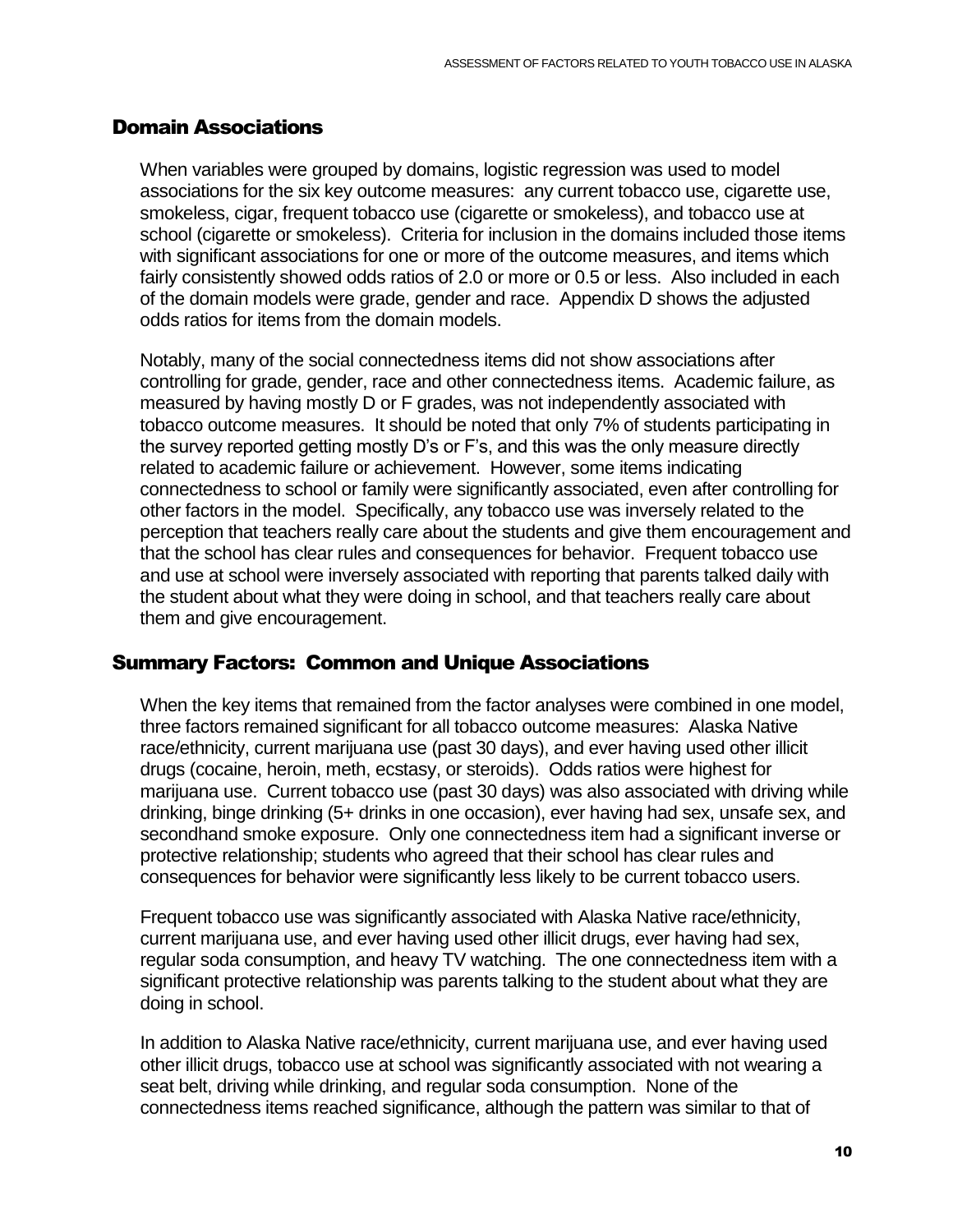## Domain Associations

When variables were grouped by domains, logistic regression was used to model associations for the six key outcome measures: any current tobacco use, cigarette use, smokeless, cigar, frequent tobacco use (cigarette or smokeless), and tobacco use at school (cigarette or smokeless). Criteria for inclusion in the domains included those items with significant associations for one or more of the outcome measures, and items which fairly consistently showed odds ratios of 2.0 or more or 0.5 or less. Also included in each of the domain models were grade, gender and race. Appendix D shows the adjusted odds ratios for items from the domain models.

Notably, many of the social connectedness items did not show associations after controlling for grade, gender, race and other connectedness items. Academic failure, as measured by having mostly D or F grades, was not independently associated with tobacco outcome measures. It should be noted that only 7% of students participating in the survey reported getting mostly D's or F's, and this was the only measure directly related to academic failure or achievement. However, some items indicating connectedness to school or family were significantly associated, even after controlling for other factors in the model. Specifically, any tobacco use was inversely related to the perception that teachers really care about the students and give them encouragement and that the school has clear rules and consequences for behavior. Frequent tobacco use and use at school were inversely associated with reporting that parents talked daily with the student about what they were doing in school, and that teachers really care about them and give encouragement.

## Summary Factors: Common and Unique Associations

When the key items that remained from the factor analyses were combined in one model, three factors remained significant for all tobacco outcome measures: Alaska Native race/ethnicity, current marijuana use (past 30 days), and ever having used other illicit drugs (cocaine, heroin, meth, ecstasy, or steroids). Odds ratios were highest for marijuana use. Current tobacco use (past 30 days) was also associated with driving while drinking, binge drinking (5+ drinks in one occasion), ever having had sex, unsafe sex, and secondhand smoke exposure. Only one connectedness item had a significant inverse or protective relationship; students who agreed that their school has clear rules and consequences for behavior were significantly less likely to be current tobacco users.

Frequent tobacco use was significantly associated with Alaska Native race/ethnicity, current marijuana use, and ever having used other illicit drugs, ever having had sex, regular soda consumption, and heavy TV watching. The one connectedness item with a significant protective relationship was parents talking to the student about what they are doing in school.

In addition to Alaska Native race/ethnicity, current marijuana use, and ever having used other illicit drugs, tobacco use at school was significantly associated with not wearing a seat belt, driving while drinking, and regular soda consumption. None of the connectedness items reached significance, although the pattern was similar to that of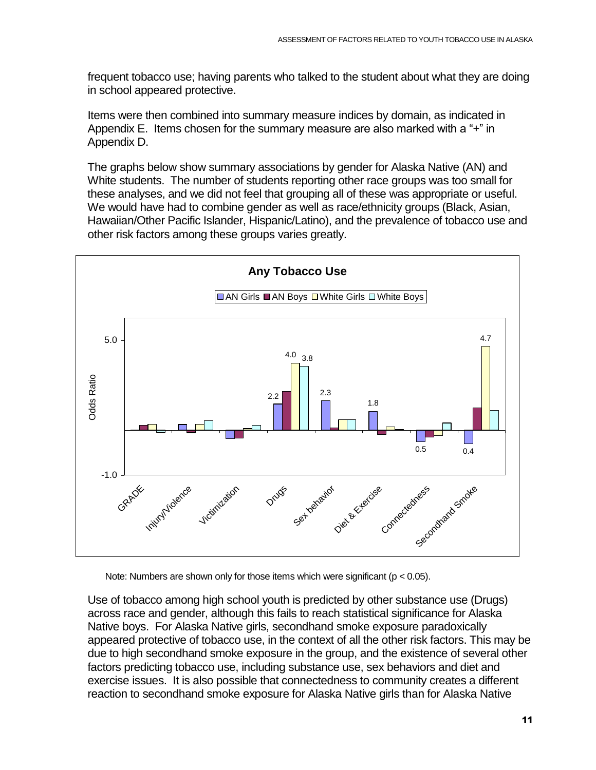frequent tobacco use; having parents who talked to the student about what they are doing in school appeared protective.

Items were then combined into summary measure indices by domain, as indicated in Appendix E. Items chosen for the summary measure are also marked with a "+" in Appendix D.

The graphs below show summary associations by gender for Alaska Native (AN) and White students. The number of students reporting other race groups was too small for these analyses, and we did not feel that grouping all of these was appropriate or useful. We would have had to combine gender as well as race/ethnicity groups (Black, Asian, Hawaiian/Other Pacific Islander, Hispanic/Latino), and the prevalence of tobacco use and other risk factors among these groups varies greatly.

**Any Tobacco Use**

| | AN Girls | AN Boys | White Girls | White Boys |
|---|---|---|---|---|
| GRADE | | | | |
| Injury/Violence | | | | |
| Victimization | | | | |
| Drugs | 2.2 | | 4.0 | 3.8 |
| Sex behavior | 2.3 | | | |
| Diet & Exercise | 1.8 | | | |
| Connectedness | 0.5 | | | |
| Secondhand Smoke | 0.4 | | 4.7 | |

Note: Numbers are shown only for those items which were significant ($p < 0.05$).

Use of tobacco among high school youth is predicted by other substance use (Drugs) across race and gender, although this fails to reach statistical significance for Alaska Native boys. For Alaska Native girls, secondhand smoke exposure paradoxically appeared protective of tobacco use, in the context of all the other risk factors. This may be due to high secondhand smoke exposure in the group, and the existence of several other factors predicting tobacco use, including substance use, sex behaviors and diet and exercise issues. It is also possible that connectedness to community creates a different reaction to secondhand smoke exposure for Alaska Native girls than for Alaska Native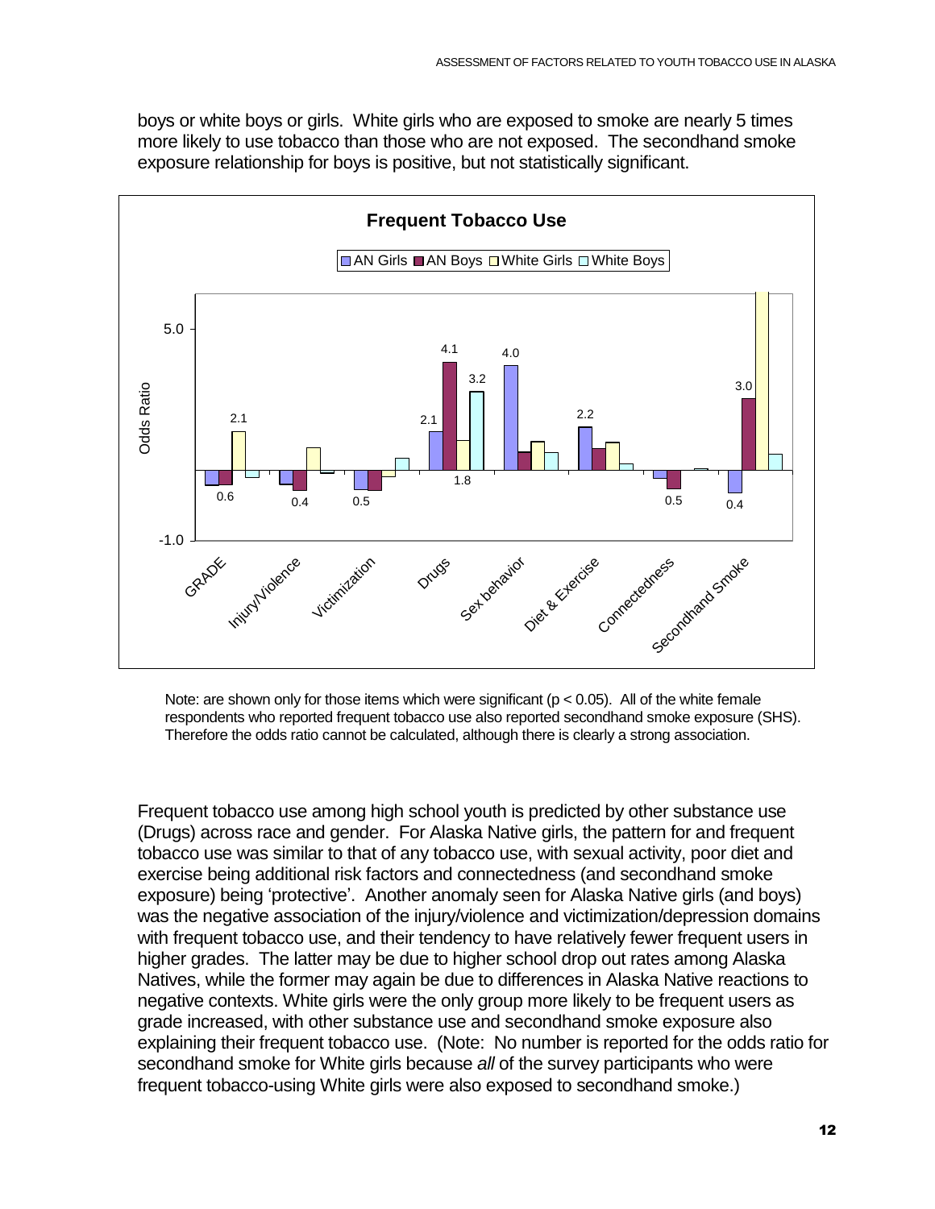boys or white boys or girls. White girls who are exposed to smoke are nearly 5 times more likely to use tobacco than those who are not exposed. The secondhand smoke exposure relationship for boys is positive, but not statistically significant.

Note: are shown only for those items which were significant ($p < 0.05$). All of the white female respondents who reported frequent tobacco use also reported secondhand smoke exposure (SHS). Therefore the odds ratio cannot be calculated, although there is clearly a strong association.

Frequent tobacco use among high school youth is predicted by other substance use (Drugs) across race and gender. For Alaska Native girls, the pattern for and frequent tobacco use was similar to that of any tobacco use, with sexual activity, poor diet and exercise being additional risk factors and connectedness (and secondhand smoke exposure) being 'protective'. Another anomaly seen for Alaska Native girls (and boys) was the negative association of the injury/violence and victimization/depression domains with frequent tobacco use, and their tendency to have relatively fewer frequent users in higher grades. The latter may be due to higher school drop out rates among Alaska Natives, while the former may again be due to differences in Alaska Native reactions to negative contexts. White girls were the only group more likely to be frequent users as grade increased, with other substance use and secondhand smoke exposure also explaining their frequent tobacco use. (Note: No number is reported for the odds ratio for secondhand smoke for White girls because *all* of the survey participants who were frequent tobacco-using White girls were also exposed to secondhand smoke.)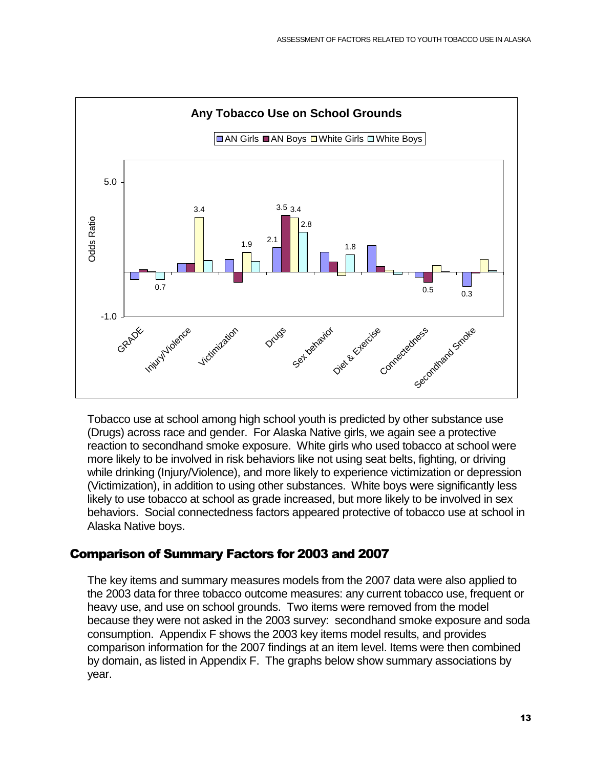**Any Tobacco Use on School Grounds**

Tobacco use at school among high school youth is predicted by other substance use (Drugs) across race and gender. For Alaska Native girls, we again see a protective reaction to secondhand smoke exposure. White girls who used tobacco at school were more likely to be involved in risk behaviors like not using seat belts, fighting, or driving while drinking (Injury/Violence), and more likely to experience victimization or depression (Victimization), in addition to using other substances. White boys were significantly less likely to use tobacco at school as grade increased, but more likely to be involved in sex behaviors. Social connectedness factors appeared protective of tobacco use at school in Alaska Native boys.

## Comparison of Summary Factors for 2003 and 2007

The key items and summary measures models from the 2007 data were also applied to the 2003 data for three tobacco outcome measures: any current tobacco use, frequent or heavy use, and use on school grounds. Two items were removed from the model because they were not asked in the 2003 survey: secondhand smoke exposure and soda consumption. Appendix F shows the 2003 key items model results, and provides comparison information for the 2007 findings at an item level. Items were then combined by domain, as listed in Appendix F. The graphs below show summary associations by year.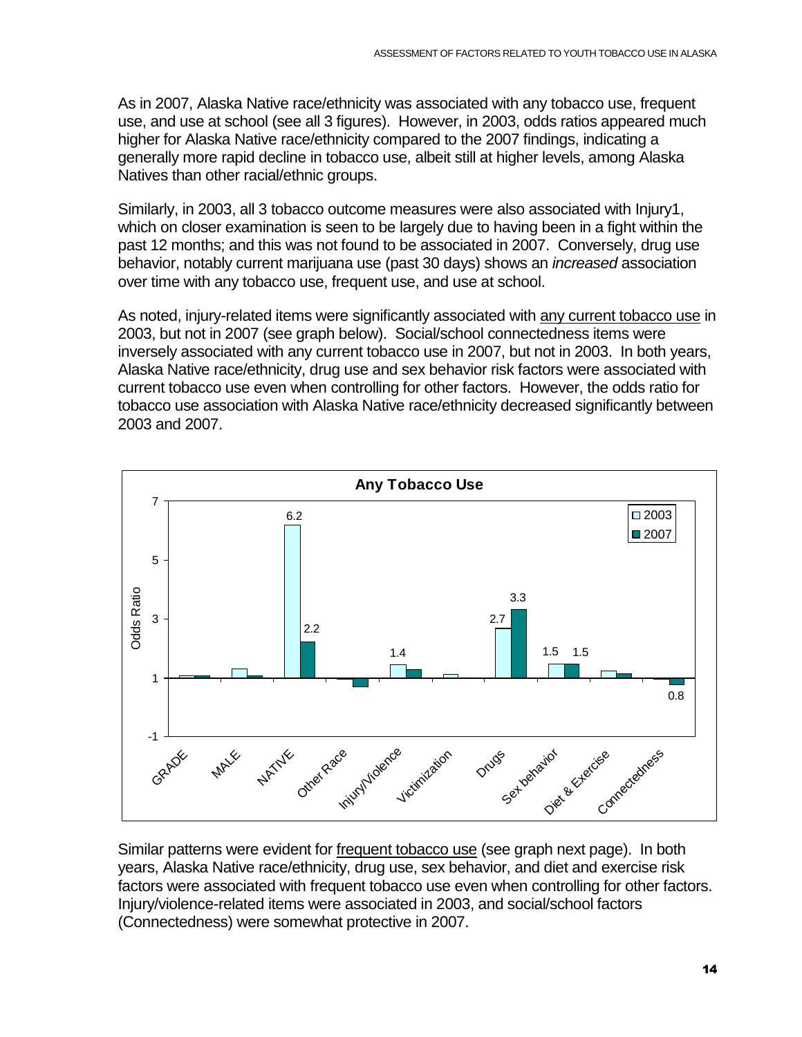As in 2007, Alaska Native race/ethnicity was associated with any tobacco use, frequent use, and use at school (see all 3 figures). However, in 2003, odds ratios appeared much higher for Alaska Native race/ethnicity compared to the 2007 findings, indicating a generally more rapid decline in tobacco use, albeit still at higher levels, among Alaska Natives than other racial/ethnic groups.

Similarly, in 2003, all 3 tobacco outcome measures were also associated with Injury1, which on closer examination is seen to be largely due to having been in a fight within the past 12 months; and this was not found to be associated in 2007. Conversely, drug use behavior, notably current marijuana use (past 30 days) shows an *increased* association over time with any tobacco use, frequent use, and use at school.

As noted, injury-related items were significantly associated with <u>any current tobacco use</u> in 2003, but not in 2007 (see graph below). Social/school connectedness items were inversely associated with any current tobacco use in 2007, but not in 2003. In both years, Alaska Native race/ethnicity, drug use and sex behavior risk factors were associated with current tobacco use even when controlling for other factors. However, the odds ratio for tobacco use association with Alaska Native race/ethnicity decreased significantly between 2003 and 2007.

**Any Tobacco Use**

| Factor | 2003 | 2007 |
|---|---|---|
| GRADE | | |
| MALE | | |
| NATIVE | 6.2 | 2.2 |
| Other Race | | |
| Injury/Violence | 1.4 | |
| Victimization | | |
| Drugs | 2.7 | 3.3 |
| Sex behavior | 1.5 | 1.5 |
| Diet & Exercise | | |
| Connectedness | | 0.8 |

Similar patterns were evident for <u>frequent tobacco use</u> (see graph next page). In both years, Alaska Native race/ethnicity, drug use, sex behavior, and diet and exercise risk factors were associated with frequent tobacco use even when controlling for other factors. Injury/violence-related items were associated in 2003, and social/school factors (Connectedness) were somewhat protective in 2007.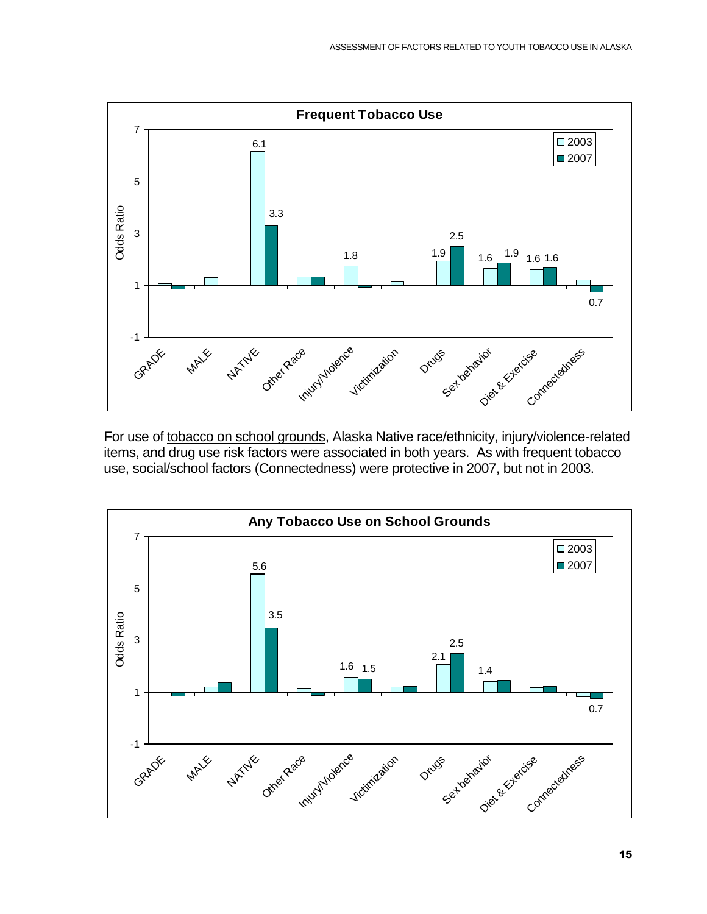**Frequent Tobacco Use**

| | GRADE | MALE | NATIVE | Other Race | Injury/Violence | Victimization | Drugs | Sex behavior | Diet & Exercise | Connectedness |
|---|---|---|---|---|---|---|---|---|---|---|
| 2003 | | | 6.1 | | 1.8 | | 1.9 | 1.6 | 1.6 | |
| 2007 | | | 3.3 | | | | 2.5 | 1.9 | 1.6 | 0.7 |

For use of <u>tobacco on school grounds</u>, Alaska Native race/ethnicity, injury/violence-related items, and drug use risk factors were associated in both years. As with frequent tobacco use, social/school factors (Connectedness) were protective in 2007, but not in 2003.

**Any Tobacco Use on School Grounds**

| | GRADE | MALE | NATIVE | Other Race | Injury/Violence | Victimization | Drugs | Sex behavior | Diet & Exercise | Connectedness |
|---|---|---|---|---|---|---|---|---|---|---|
| 2003 | | | 5.6 | | 1.6 | | 2.1 | 1.4 | | |
| 2007 | | | 3.5 | | 1.5 | | 2.5 | | | 0.7 |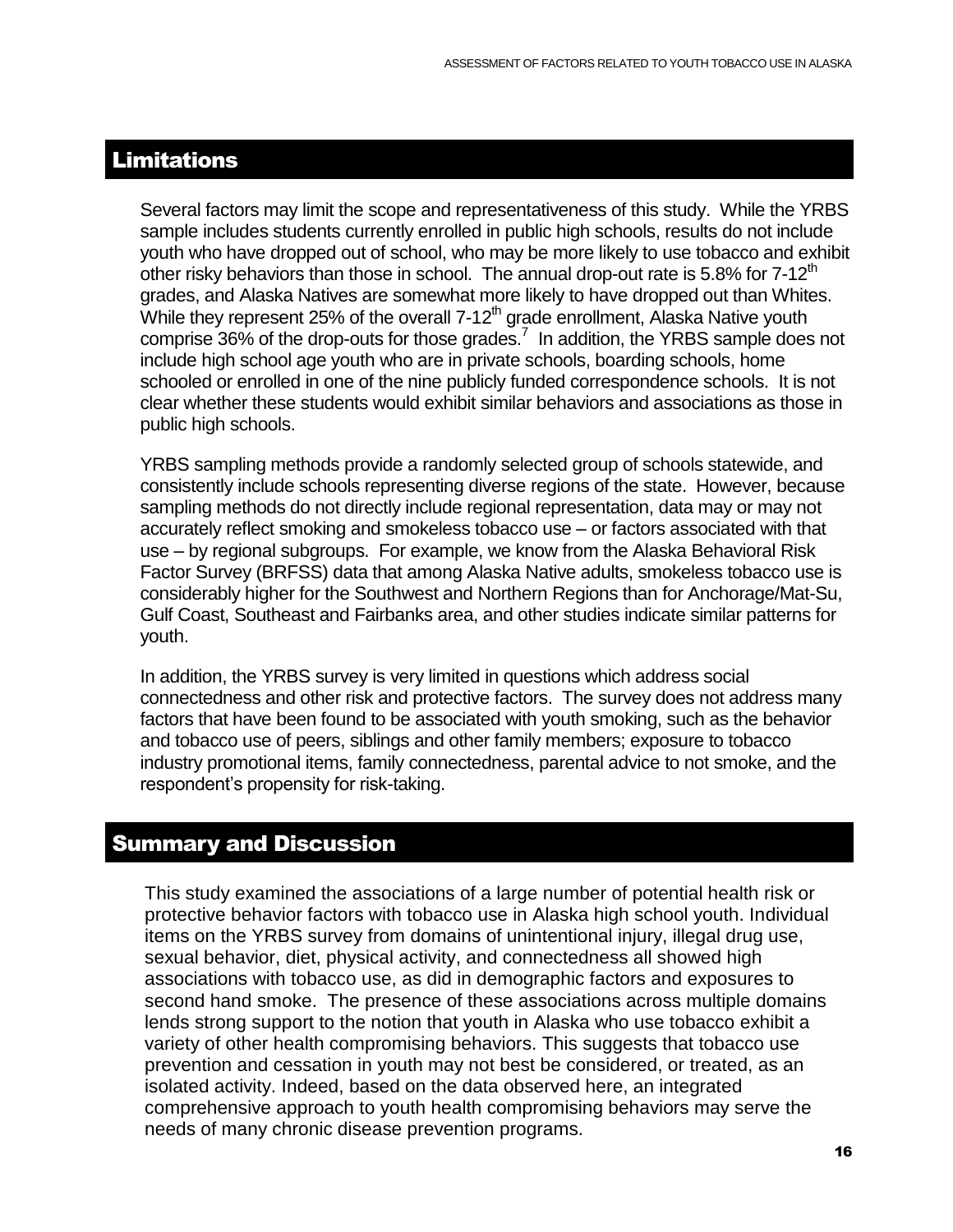## Limitations

Several factors may limit the scope and representativeness of this study. While the YRBS sample includes students currently enrolled in public high schools, results do not include youth who have dropped out of school, who may be more likely to use tobacco and exhibit other risky behaviors than those in school. The annual drop-out rate is 5.8% for 7-12th grades, and Alaska Natives are somewhat more likely to have dropped out than Whites. While they represent 25% of the overall 7-12th grade enrollment, Alaska Native youth comprise 36% of the drop-outs for those grades.[7] In addition, the YRBS sample does not include high school age youth who are in private schools, boarding schools, home schooled or enrolled in one of the nine publicly funded correspondence schools. It is not clear whether these students would exhibit similar behaviors and associations as those in public high schools.

YRBS sampling methods provide a randomly selected group of schools statewide, and consistently include schools representing diverse regions of the state. However, because sampling methods do not directly include regional representation, data may or may not accurately reflect smoking and smokeless tobacco use – or factors associated with that use – by regional subgroups. For example, we know from the Alaska Behavioral Risk Factor Survey (BRFSS) data that among Alaska Native adults, smokeless tobacco use is considerably higher for the Southwest and Northern Regions than for Anchorage/Mat-Su, Gulf Coast, Southeast and Fairbanks area, and other studies indicate similar patterns for youth.

In addition, the YRBS survey is very limited in questions which address social connectedness and other risk and protective factors. The survey does not address many factors that have been found to be associated with youth smoking, such as the behavior and tobacco use of peers, siblings and other family members; exposure to tobacco industry promotional items, family connectedness, parental advice to not smoke, and the respondent's propensity for risk-taking.

## Summary and Discussion

This study examined the associations of a large number of potential health risk or protective behavior factors with tobacco use in Alaska high school youth. Individual items on the YRBS survey from domains of unintentional injury, illegal drug use, sexual behavior, diet, physical activity, and connectedness all showed high associations with tobacco use, as did in demographic factors and exposures to second hand smoke. The presence of these associations across multiple domains lends strong support to the notion that youth in Alaska who use tobacco exhibit a variety of other health compromising behaviors. This suggests that tobacco use prevention and cessation in youth may not best be considered, or treated, as an isolated activity. Indeed, based on the data observed here, an integrated comprehensive approach to youth health compromising behaviors may serve the needs of many chronic disease prevention programs.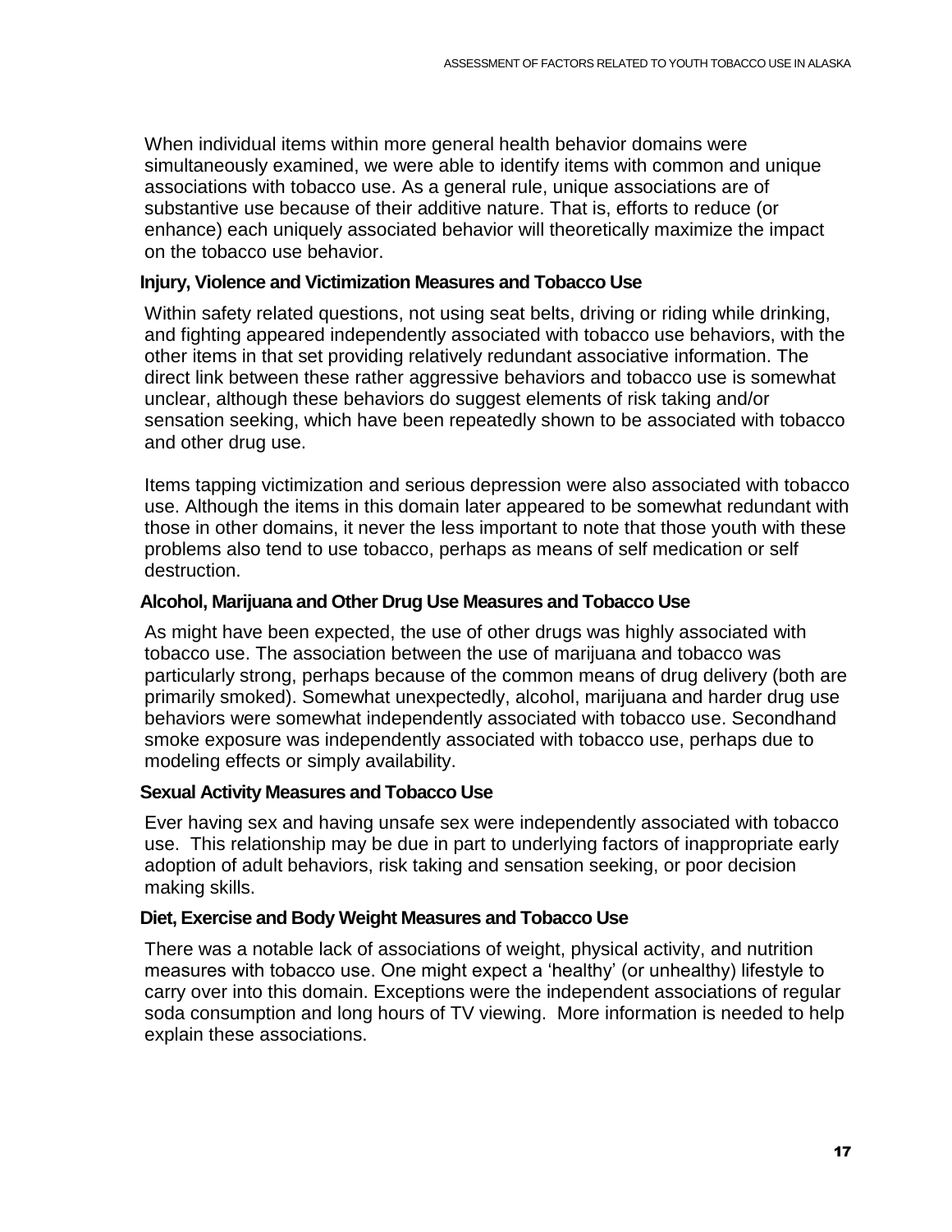When individual items within more general health behavior domains were simultaneously examined, we were able to identify items with common and unique associations with tobacco use. As a general rule, unique associations are of substantive use because of their additive nature. That is, efforts to reduce (or enhance) each uniquely associated behavior will theoretically maximize the impact on the tobacco use behavior.

### Injury, Violence and Victimization Measures and Tobacco Use

Within safety related questions, not using seat belts, driving or riding while drinking, and fighting appeared independently associated with tobacco use behaviors, with the other items in that set providing relatively redundant associative information. The direct link between these rather aggressive behaviors and tobacco use is somewhat unclear, although these behaviors do suggest elements of risk taking and/or sensation seeking, which have been repeatedly shown to be associated with tobacco and other drug use.

Items tapping victimization and serious depression were also associated with tobacco use. Although the items in this domain later appeared to be somewhat redundant with those in other domains, it never the less important to note that those youth with these problems also tend to use tobacco, perhaps as means of self medication or self destruction.

### Alcohol, Marijuana and Other Drug Use Measures and Tobacco Use

As might have been expected, the use of other drugs was highly associated with tobacco use. The association between the use of marijuana and tobacco was particularly strong, perhaps because of the common means of drug delivery (both are primarily smoked). Somewhat unexpectedly, alcohol, marijuana and harder drug use behaviors were somewhat independently associated with tobacco use. Secondhand smoke exposure was independently associated with tobacco use, perhaps due to modeling effects or simply availability.

### Sexual Activity Measures and Tobacco Use

Ever having sex and having unsafe sex were independently associated with tobacco use. This relationship may be due in part to underlying factors of inappropriate early adoption of adult behaviors, risk taking and sensation seeking, or poor decision making skills.

### Diet, Exercise and Body Weight Measures and Tobacco Use

There was a notable lack of associations of weight, physical activity, and nutrition measures with tobacco use. One might expect a 'healthy' (or unhealthy) lifestyle to carry over into this domain. Exceptions were the independent associations of regular soda consumption and long hours of TV viewing. More information is needed to help explain these associations.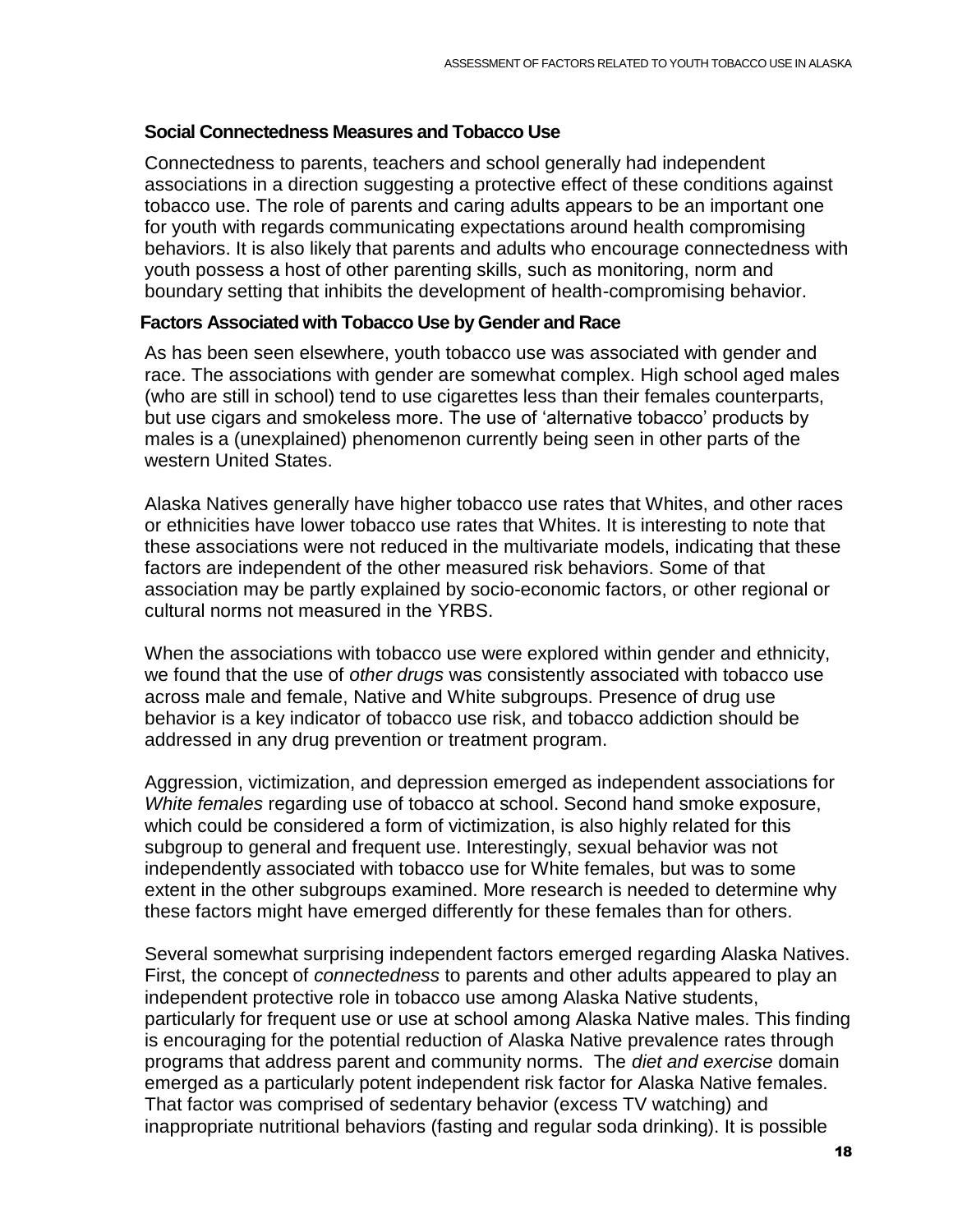### Social Connectedness Measures and Tobacco Use

Connectedness to parents, teachers and school generally had independent associations in a direction suggesting a protective effect of these conditions against tobacco use. The role of parents and caring adults appears to be an important one for youth with regards communicating expectations around health compromising behaviors. It is also likely that parents and adults who encourage connectedness with youth possess a host of other parenting skills, such as monitoring, norm and boundary setting that inhibits the development of health-compromising behavior.

### Factors Associated with Tobacco Use by Gender and Race

As has been seen elsewhere, youth tobacco use was associated with gender and race. The associations with gender are somewhat complex. High school aged males (who are still in school) tend to use cigarettes less than their females counterparts, but use cigars and smokeless more. The use of 'alternative tobacco' products by males is a (unexplained) phenomenon currently being seen in other parts of the western United States.

Alaska Natives generally have higher tobacco use rates that Whites, and other races or ethnicities have lower tobacco use rates that Whites. It is interesting to note that these associations were not reduced in the multivariate models, indicating that these factors are independent of the other measured risk behaviors. Some of that association may be partly explained by socio-economic factors, or other regional or cultural norms not measured in the YRBS.

When the associations with tobacco use were explored within gender and ethnicity, we found that the use of *other drugs* was consistently associated with tobacco use across male and female, Native and White subgroups. Presence of drug use behavior is a key indicator of tobacco use risk, and tobacco addiction should be addressed in any drug prevention or treatment program.

Aggression, victimization, and depression emerged as independent associations for *White females* regarding use of tobacco at school. Second hand smoke exposure, which could be considered a form of victimization, is also highly related for this subgroup to general and frequent use. Interestingly, sexual behavior was not independently associated with tobacco use for White females, but was to some extent in the other subgroups examined. More research is needed to determine why these factors might have emerged differently for these females than for others.

Several somewhat surprising independent factors emerged regarding Alaska Natives. First, the concept of *connectedness* to parents and other adults appeared to play an independent protective role in tobacco use among Alaska Native students, particularly for frequent use or use at school among Alaska Native males. This finding is encouraging for the potential reduction of Alaska Native prevalence rates through programs that address parent and community norms. The *diet and exercise* domain emerged as a particularly potent independent risk factor for Alaska Native females. That factor was comprised of sedentary behavior (excess TV watching) and inappropriate nutritional behaviors (fasting and regular soda drinking). It is possible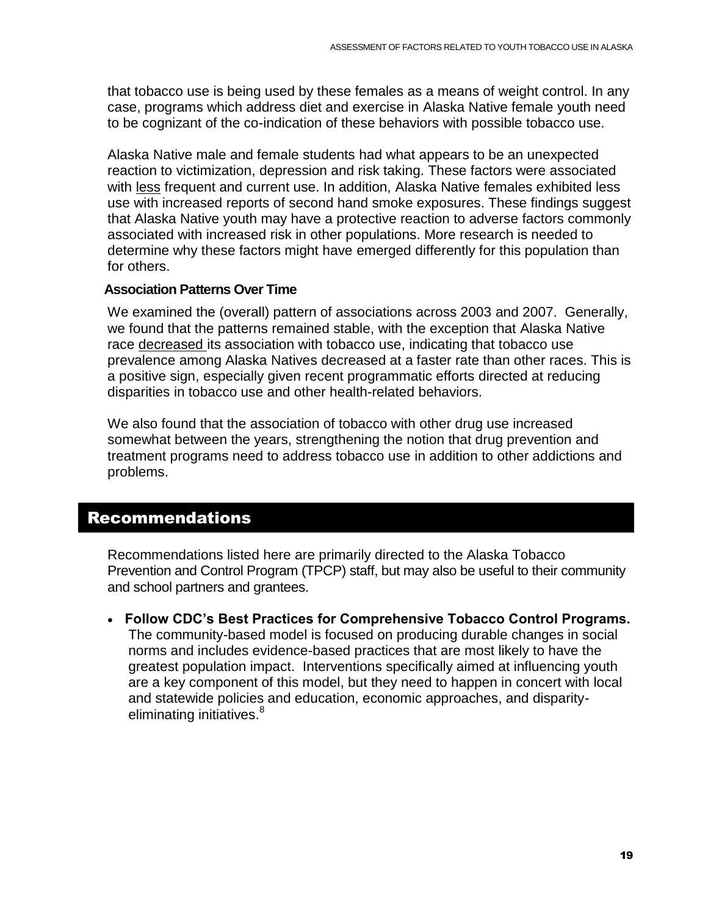that tobacco use is being used by these females as a means of weight control. In any case, programs which address diet and exercise in Alaska Native female youth need to be cognizant of the co-indication of these behaviors with possible tobacco use.

Alaska Native male and female students had what appears to be an unexpected reaction to victimization, depression and risk taking. These factors were associated with less frequent and current use. In addition, Alaska Native females exhibited less use with increased reports of second hand smoke exposures. These findings suggest that Alaska Native youth may have a protective reaction to adverse factors commonly associated with increased risk in other populations. More research is needed to determine why these factors might have emerged differently for this population than for others.

### Association Patterns Over Time

We examined the (overall) pattern of associations across 2003 and 2007. Generally, we found that the patterns remained stable, with the exception that Alaska Native race decreased its association with tobacco use, indicating that tobacco use prevalence among Alaska Natives decreased at a faster rate than other races. This is a positive sign, especially given recent programmatic efforts directed at reducing disparities in tobacco use and other health-related behaviors.

We also found that the association of tobacco with other drug use increased somewhat between the years, strengthening the notion that drug prevention and treatment programs need to address tobacco use in addition to other addictions and problems.

## Recommendations

Recommendations listed here are primarily directed to the Alaska Tobacco Prevention and Control Program (TPCP) staff, but may also be useful to their community and school partners and grantees.

- **Follow CDC's Best Practices for Comprehensive Tobacco Control Programs.** The community-based model is focused on producing durable changes in social norms and includes evidence-based practices that are most likely to have the greatest population impact. Interventions specifically aimed at influencing youth are a key component of this model, but they need to happen in concert with local and statewide policies and education, economic approaches, and disparity-eliminating initiatives.[8]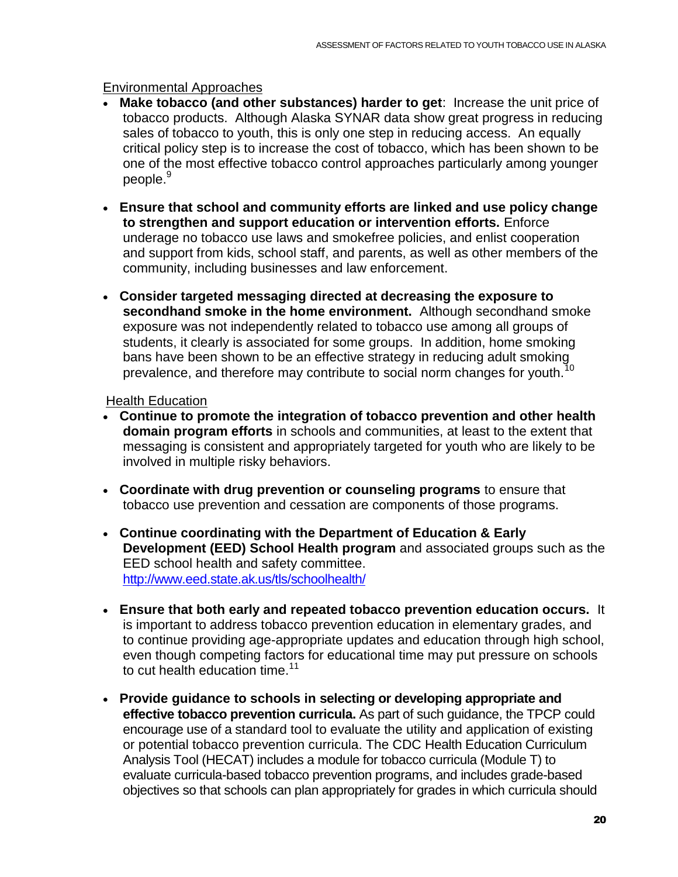Environmental Approaches

- **Make tobacco (and other substances) harder to get**: Increase the unit price of tobacco products. Although Alaska SYNAR data show great progress in reducing sales of tobacco to youth, this is only one step in reducing access. An equally critical policy step is to increase the cost of tobacco, which has been shown to be one of the most effective tobacco control approaches particularly among younger people.[9]

- **Ensure that school and community efforts are linked and use policy change to strengthen and support education or intervention efforts.** Enforce underage no tobacco use laws and smokefree policies, and enlist cooperation and support from kids, school staff, and parents, as well as other members of the community, including businesses and law enforcement.

- **Consider targeted messaging directed at decreasing the exposure to secondhand smoke in the home environment.** Although secondhand smoke exposure was not independently related to tobacco use among all groups of students, it clearly is associated for some groups. In addition, home smoking bans have been shown to be an effective strategy in reducing adult smoking prevalence, and therefore may contribute to social norm changes for youth.[10]

Health Education

- **Continue to promote the integration of tobacco prevention and other health domain program efforts** in schools and communities, at least to the extent that messaging is consistent and appropriately targeted for youth who are likely to be involved in multiple risky behaviors.

- **Coordinate with drug prevention or counseling programs** to ensure that tobacco use prevention and cessation are components of those programs.

- **Continue coordinating with the Department of Education & Early Development (EED) School Health program** and associated groups such as the EED school health and safety committee. http://www.eed.state.ak.us/tls/schoolhealth/

- **Ensure that both early and repeated tobacco prevention education occurs.** It is important to address tobacco prevention education in elementary grades, and to continue providing age-appropriate updates and education through high school, even though competing factors for educational time may put pressure on schools to cut health education time.[11]

- **Provide guidance to schools in selecting or developing appropriate and effective tobacco prevention curricula.** As part of such guidance, the TPCP could encourage use of a standard tool to evaluate the utility and application of existing or potential tobacco prevention curricula. The CDC Health Education Curriculum Analysis Tool (HECAT) includes a module for tobacco curricula (Module T) to evaluate curricula-based tobacco prevention programs, and includes grade-based objectives so that schools can plan appropriately for grades in which curricula should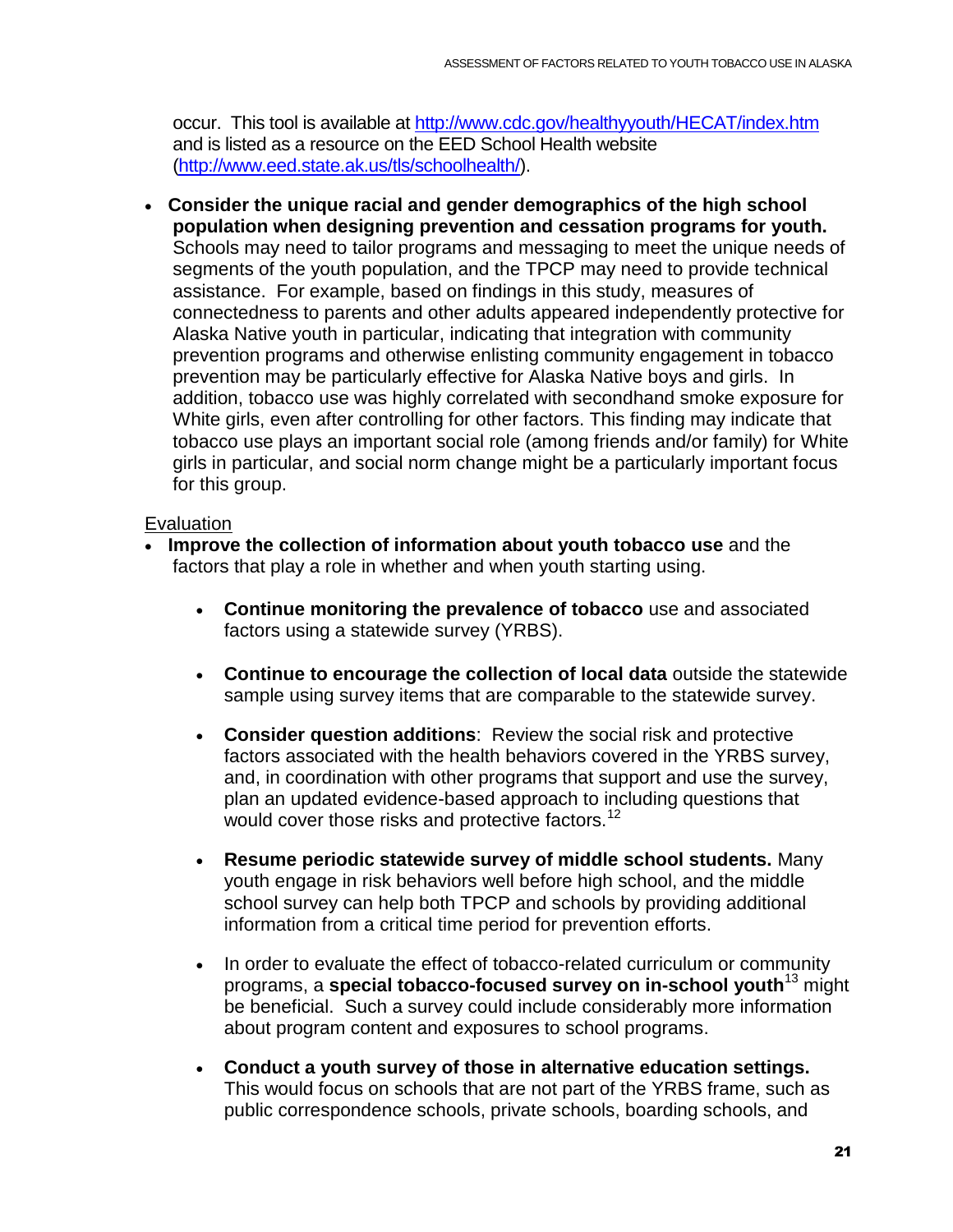occur. This tool is available at http://www.cdc.gov/healthyyouth/HECAT/index.htm and is listed as a resource on the EED School Health website (http://www.eed.state.ak.us/tls/schoolhealth/).

- **Consider the unique racial and gender demographics of the high school population when designing prevention and cessation programs for youth.** Schools may need to tailor programs and messaging to meet the unique needs of segments of the youth population, and the TPCP may need to provide technical assistance. For example, based on findings in this study, measures of connectedness to parents and other adults appeared independently protective for Alaska Native youth in particular, indicating that integration with community prevention programs and otherwise enlisting community engagement in tobacco prevention may be particularly effective for Alaska Native boys and girls. In addition, tobacco use was highly correlated with secondhand smoke exposure for White girls, even after controlling for other factors. This finding may indicate that tobacco use plays an important social role (among friends and/or family) for White girls in particular, and social norm change might be a particularly important focus for this group.

<u>Evaluation</u>

- **Improve the collection of information about youth tobacco use** and the factors that play a role in whether and when youth starting using.
  - **Continue monitoring the prevalence of tobacco** use and associated factors using a statewide survey (YRBS).
  - **Continue to encourage the collection of local data** outside the statewide sample using survey items that are comparable to the statewide survey.
  - **Consider question additions**: Review the social risk and protective factors associated with the health behaviors covered in the YRBS survey, and, in coordination with other programs that support and use the survey, plan an updated evidence-based approach to including questions that would cover those risks and protective factors.[12]
  - **Resume periodic statewide survey of middle school students.** Many youth engage in risk behaviors well before high school, and the middle school survey can help both TPCP and schools by providing additional information from a critical time period for prevention efforts.
  - In order to evaluate the effect of tobacco-related curriculum or community programs, a **special tobacco-focused survey on in-school youth**[13] might be beneficial. Such a survey could include considerably more information about program content and exposures to school programs.
  - **Conduct a youth survey of those in alternative education settings.** This would focus on schools that are not part of the YRBS frame, such as public correspondence schools, private schools, boarding schools, and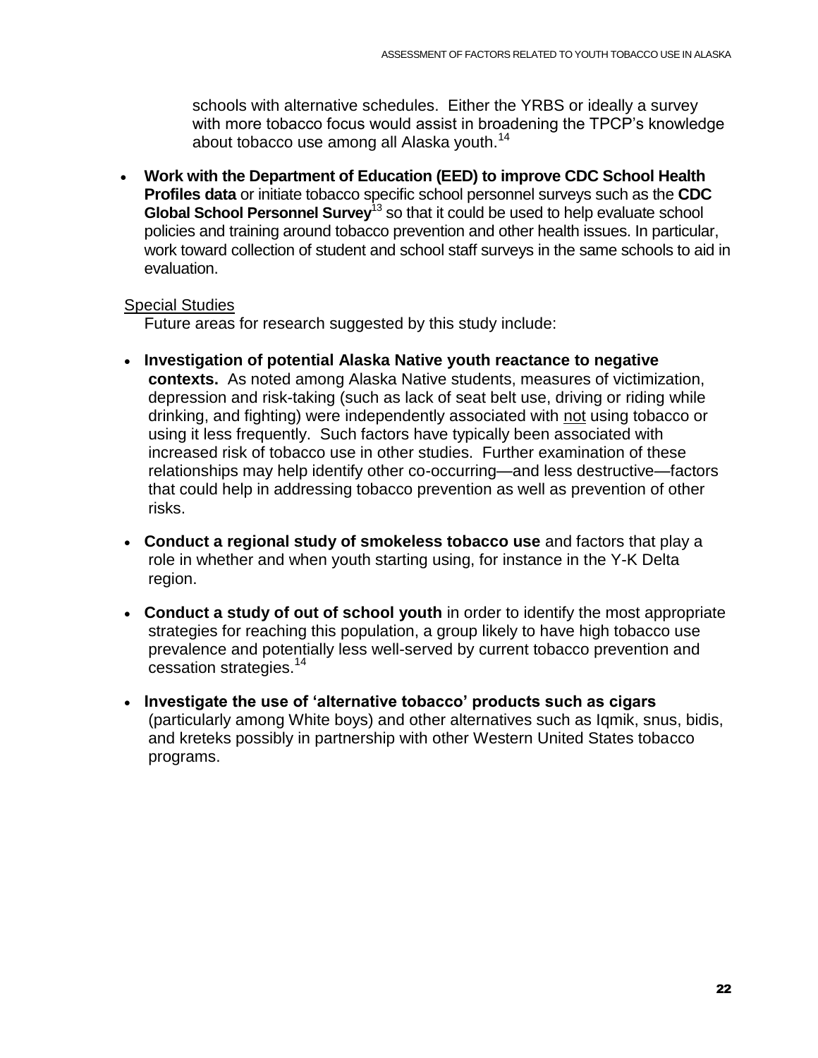schools with alternative schedules. Either the YRBS or ideally a survey with more tobacco focus would assist in broadening the TPCP's knowledge about tobacco use among all Alaska youth.[14]

- **Work with the Department of Education (EED) to improve CDC School Health Profiles data** or initiate tobacco specific school personnel surveys such as the **CDC Global School Personnel Survey**[13] so that it could be used to help evaluate school policies and training around tobacco prevention and other health issues. In particular, work toward collection of student and school staff surveys in the same schools to aid in evaluation.

Special Studies

Future areas for research suggested by this study include:

- **Investigation of potential Alaska Native youth reactance to negative contexts.** As noted among Alaska Native students, measures of victimization, depression and risk-taking (such as lack of seat belt use, driving or riding while drinking, and fighting) were independently associated with not using tobacco or using it less frequently. Such factors have typically been associated with increased risk of tobacco use in other studies. Further examination of these relationships may help identify other co-occurring—and less destructive—factors that could help in addressing tobacco prevention as well as prevention of other risks.
- **Conduct a regional study of smokeless tobacco use** and factors that play a role in whether and when youth starting using, for instance in the Y-K Delta region.
- **Conduct a study of out of school youth** in order to identify the most appropriate strategies for reaching this population, a group likely to have high tobacco use prevalence and potentially less well-served by current tobacco prevention and cessation strategies.[14]
- **Investigate the use of 'alternative tobacco' products such as cigars** (particularly among White boys) and other alternatives such as Iqmik, snus, bidis, and kreteks possibly in partnership with other Western United States tobacco programs.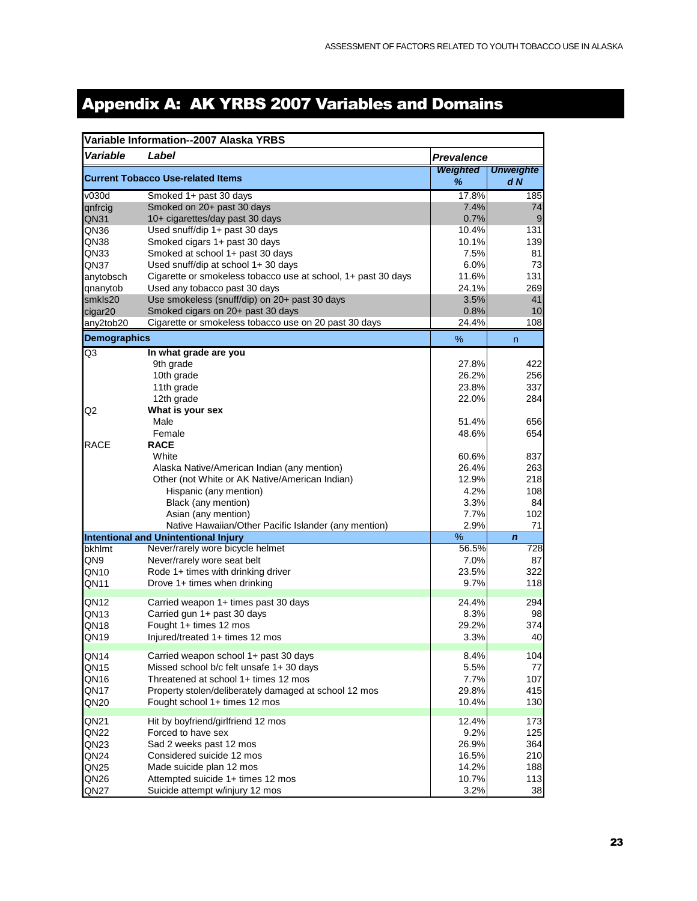# Appendix A: AK YRBS 2007 Variables and Domains

| **Variable Information--2007 Alaska YRBS** | | | |
|---|---|---|---|
| ***Variable*** | ***Label*** | ***Prevalence*** | |
| **Current Tobacco Use-related Items** | | ***Weighted %*** | ***Unweighted N*** |
| v030d | Smoked 1+ past 30 days | 17.8% | 185 |
| qnfrcig | Smoked on 20+ past 30 days | 7.4% | 74 |
| QN31 | 10+ cigarettes/day past 30 days | 0.7% | 9 |
| QN36 | Used snuff/dip 1+ past 30 days | 10.4% | 131 |
| QN38 | Smoked cigars 1+ past 30 days | 10.1% | 139 |
| QN33 | Smoked at school 1+ past 30 days | 7.5% | 81 |
| QN37 | Used snuff/dip at school 1+ 30 days | 6.0% | 73 |
| anytobsch | Cigarette or smokeless tobacco use at school, 1+ past 30 days | 11.6% | 131 |
| qnanytob | Used any tobacco past 30 days | 24.1% | 269 |
| smkls20 | Use smokeless (snuff/dip) on 20+ past 30 days | 3.5% | 41 |
| cigar20 | Smoked cigars on 20+ past 30 days | 0.8% | 10 |
| any2tob20 | Cigarette or smokeless tobacco use on 20 past 30 days | 24.4% | 108 |
| **Demographics** | | % | n |
| Q3 | **In what grade are you** | | |
| | 9th grade | 27.8% | 422 |
| | 10th grade | 26.2% | 256 |
| | 11th grade | 23.8% | 337 |
| | 12th grade | 22.0% | 284 |
| Q2 | **What is your sex** | | |
| | Male | 51.4% | 656 |
| | Female | 48.6% | 654 |
| RACE | **RACE** | | |
| | White | 60.6% | 837 |
| | Alaska Native/American Indian (any mention) | 26.4% | 263 |
| | Other (not White or AK Native/American Indian) | 12.9% | 218 |
| | Hispanic (any mention) | 4.2% | 108 |
| | Black (any mention) | 3.3% | 84 |
| | Asian (any mention) | 7.7% | 102 |
| | Native Hawaiian/Other Pacific Islander (any mention) | 2.9% | 71 |
| **Intentional and Unintentional Injury** | | % | ***n*** |
| bkhlmt | Never/rarely wore bicycle helmet | 56.5% | 728 |
| QN9 | Never/rarely wore seat belt | 7.0% | 87 |
| QN10 | Rode 1+ times with drinking driver | 23.5% | 322 |
| QN11 | Drove 1+ times when drinking | 9.7% | 118 |
| QN12 | Carried weapon 1+ times past 30 days | 24.4% | 294 |
| QN13 | Carried gun 1+ past 30 days | 8.3% | 98 |
| QN18 | Fought 1+ times 12 mos | 29.2% | 374 |
| QN19 | Injured/treated 1+ times 12 mos | 3.3% | 40 |
| QN14 | Carried weapon school 1+ past 30 days | 8.4% | 104 |
| QN15 | Missed school b/c felt unsafe 1+ 30 days | 5.5% | 77 |
| QN16 | Threatened at school 1+ times 12 mos | 7.7% | 107 |
| QN17 | Property stolen/deliberately damaged at school 12 mos | 29.8% | 415 |
| QN20 | Fought school 1+ times 12 mos | 10.4% | 130 |
| QN21 | Hit by boyfriend/girlfriend 12 mos | 12.4% | 173 |
| QN22 | Forced to have sex | 9.2% | 125 |
| QN23 | Sad 2 weeks past 12 mos | 26.9% | 364 |
| QN24 | Considered suicide 12 mos | 16.5% | 210 |
| QN25 | Made suicide plan 12 mos | 14.2% | 188 |
| QN26 | Attempted suicide 1+ times 12 mos | 10.7% | 113 |
| QN27 | Suicide attempt w/injury 12 mos | 3.2% | 38 |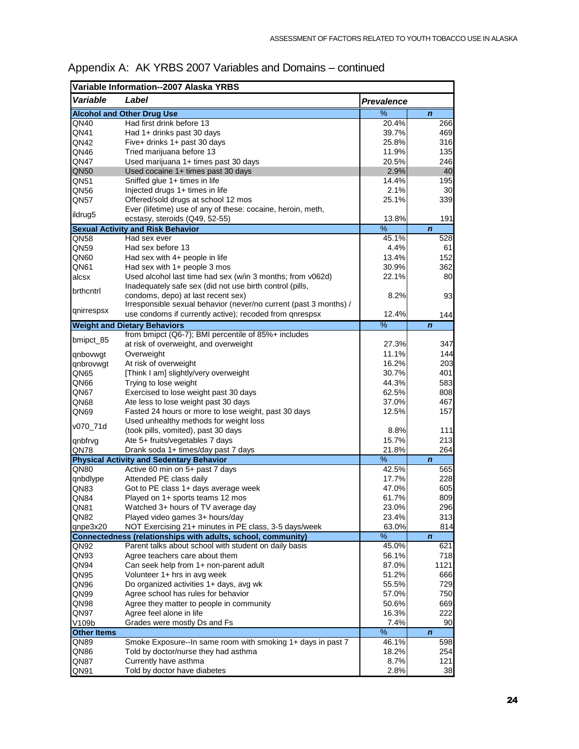# Appendix A: AK YRBS 2007 Variables and Domains – continued

| Variable Information--2007 Alaska YRBS | | | |
|---|---|---|---|
| ***Variable*** | ***Label*** | ***Prevalence*** | |
| **Alcohol and Other Drug Use** | | % | ***n*** |
| QN40 | Had first drink before 13 | 20.4% | 266 |
| QN41 | Had 1+ drinks past 30 days | 39.7% | 469 |
| QN42 | Five+ drinks 1+ past 30 days | 25.8% | 316 |
| QN46 | Tried marijuana before 13 | 11.9% | 135 |
| QN47 | Used marijuana 1+ times past 30 days | 20.5% | 246 |
| QN50 | Used cocaine 1+ times past 30 days | 2.9% | 40 |
| QN51 | Sniffed glue 1+ times in life | 14.4% | 195 |
| QN56 | Injected drugs 1+ times in life | 2.1% | 30 |
| QN57 | Offered/sold drugs at school 12 mos | 25.1% | 339 |
| ildrug5 | Ever (lifetime) use of any of these: cocaine, heroin, meth, ecstasy, steroids (Q49, 52-55) | 13.8% | 191 |
| **Sexual Activity and Risk Behavior** | | % | ***n*** |
| QN58 | Had sex ever | 45.1% | 528 |
| QN59 | Had sex before 13 | 4.4% | 61 |
| QN60 | Had sex with 4+ people in life | 13.4% | 152 |
| QN61 | Had sex with 1+ people 3 mos | 30.9% | 362 |
| alcsx | Used alcohol last time had sex (w/in 3 months; from v062d) | 22.1% | 80 |
| brthcntrl | Inadequately safe sex (did not use birth control (pills, condoms, depo) at last recent sex) | 8.2% | 93 |
| qnirrespsx | Irresponsible sexual behavior (never/no current (past 3 months) / use condoms if currently active); recoded from qnrespsx | 12.4% | 144 |
| **Weight and Dietary Behaviors** | | % | ***n*** |
| bmipct_85 | from bmipct (Q6-7); BMI percentile of 85%+ includes at risk of overweight, and overweight | 27.3% | 347 |
| qnbovwgt | Overweight | 11.1% | 144 |
| qnbrovwgt | At risk of overweight | 16.2% | 203 |
| QN65 | [Think I am] slightly/very overweight | 30.7% | 401 |
| QN66 | Trying to lose weight | 44.3% | 583 |
| QN67 | Exercised to lose weight past 30 days | 62.5% | 808 |
| QN68 | Ate less to lose weight past 30 days | 37.0% | 467 |
| QN69 | Fasted 24 hours or more to lose weight, past 30 days | 12.5% | 157 |
| v070_71d | Used unhealthy methods for weight loss (took pills, vomited), past 30 days | 8.8% | 111 |
| qnbfrvg | Ate 5+ fruits/vegetables 7 days | 15.7% | 213 |
| QN78 | Drank soda 1+ times/day past 7 days | 21.8% | 264 |
| **Physical Activity and Sedentary Behavior** | | % | ***n*** |
| QN80 | Active 60 min on 5+ past 7 days | 42.5% | 565 |
| qnbdlype | Attended PE class daily | 17.7% | 228 |
| QN83 | Got to PE class 1+ days average week | 47.0% | 605 |
| QN84 | Played on 1+ sports teams 12 mos | 61.7% | 809 |
| QN81 | Watched 3+ hours of TV average day | 23.0% | 296 |
| QN82 | Played video games 3+ hours/day | 23.4% | 313 |
| qnpe3x20 | NOT Exercising 21+ minutes in PE class, 3-5 days/week | 63.0% | 814 |
| **Connectedness (relationships with adults, school, community)** | | % | ***n*** |
| QN92 | Parent talks about school with student on daily basis | 45.0% | 621 |
| QN93 | Agree teachers care about them | 56.1% | 718 |
| QN94 | Can seek help from 1+ non-parent adult | 87.0% | 1121 |
| QN95 | Volunteer 1+ hrs in avg week | 51.2% | 666 |
| QN96 | Do organized activities 1+ days, avg wk | 55.5% | 729 |
| QN99 | Agree school has rules for behavior | 57.0% | 750 |
| QN98 | Agree they matter to people in community | 50.6% | 669 |
| QN97 | Agree feel alone in life | 16.3% | 222 |
| V109b | Grades were mostly Ds and Fs | 7.4% | 90 |
| **Other Items** | | % | ***n*** |
| QN89 | Smoke Exposure--In same room with smoking 1+ days in past 7 | 46.1% | 598 |
| QN86 | Told by doctor/nurse they had asthma | 18.2% | 254 |
| QN87 | Currently have asthma | 8.7% | 121 |
| QN91 | Told by doctor have diabetes | 2.8% | 38 |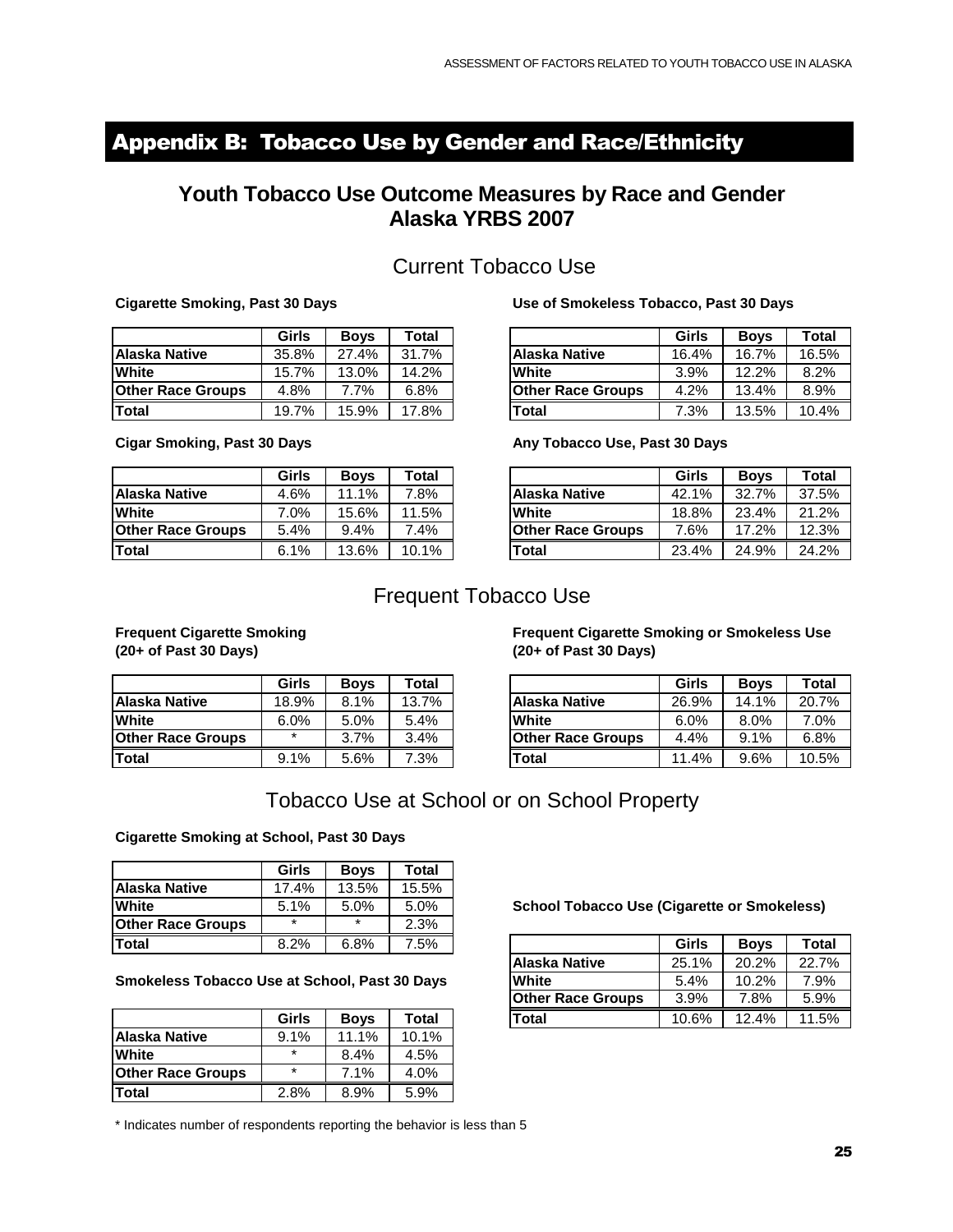# Appendix B: Tobacco Use by Gender and Race/Ethnicity

## Youth Tobacco Use Outcome Measures by Race and Gender
## Alaska YRBS 2007

### Current Tobacco Use

**Cigarette Smoking, Past 30 Days**

| | Girls | Boys | Total |
|---|---|---|---|
| **Alaska Native** | 35.8% | 27.4% | 31.7% |
| **White** | 15.7% | 13.0% | 14.2% |
| **Other Race Groups** | 4.8% | 7.7% | 6.8% |
| **Total** | 19.7% | 15.9% | 17.8% |

**Use of Smokeless Tobacco, Past 30 Days**

| | Girls | Boys | Total |
|---|---|---|---|
| **Alaska Native** | 16.4% | 16.7% | 16.5% |
| **White** | 3.9% | 12.2% | 8.2% |
| **Other Race Groups** | 4.2% | 13.4% | 8.9% |
| **Total** | 7.3% | 13.5% | 10.4% |

**Cigar Smoking, Past 30 Days**

| | Girls | Boys | Total |
|---|---|---|---|
| **Alaska Native** | 4.6% | 11.1% | 7.8% |
| **White** | 7.0% | 15.6% | 11.5% |
| **Other Race Groups** | 5.4% | 9.4% | 7.4% |
| **Total** | 6.1% | 13.6% | 10.1% |

**Any Tobacco Use, Past 30 Days**

| | Girls | Boys | Total |
|---|---|---|---|
| **Alaska Native** | 42.1% | 32.7% | 37.5% |
| **White** | 18.8% | 23.4% | 21.2% |
| **Other Race Groups** | 7.6% | 17.2% | 12.3% |
| **Total** | 23.4% | 24.9% | 24.2% |

### Frequent Tobacco Use

**Frequent Cigarette Smoking (20+ of Past 30 Days)**

| | Girls | Boys | Total |
|---|---|---|---|
| **Alaska Native** | 18.9% | 8.1% | 13.7% |
| **White** | 6.0% | 5.0% | 5.4% |
| **Other Race Groups** | * | 3.7% | 3.4% |
| **Total** | 9.1% | 5.6% | 7.3% |

**Frequent Cigarette Smoking or Smokeless Use (20+ of Past 30 Days)**

| | Girls | Boys | Total |
|---|---|---|---|
| **Alaska Native** | 26.9% | 14.1% | 20.7% |
| **White** | 6.0% | 8.0% | 7.0% |
| **Other Race Groups** | 4.4% | 9.1% | 6.8% |
| **Total** | 11.4% | 9.6% | 10.5% |

### Tobacco Use at School or on School Property

**Cigarette Smoking at School, Past 30 Days**

| | Girls | Boys | Total |
|---|---|---|---|
| **Alaska Native** | 17.4% | 13.5% | 15.5% |
| **White** | 5.1% | 5.0% | 5.0% |
| **Other Race Groups** | * | * | 2.3% |
| **Total** | 8.2% | 6.8% | 7.5% |

**Smokeless Tobacco Use at School, Past 30 Days**

| | Girls | Boys | Total |
|---|---|---|---|
| **Alaska Native** | 9.1% | 11.1% | 10.1% |
| **White** | * | 8.4% | 4.5% |
| **Other Race Groups** | * | 7.1% | 4.0% |
| **Total** | 2.8% | 8.9% | 5.9% |

**School Tobacco Use (Cigarette or Smokeless)**

| | Girls | Boys | Total |
|---|---|---|---|
| **Alaska Native** | 25.1% | 20.2% | 22.7% |
| **White** | 5.4% | 10.2% | 7.9% |
| **Other Race Groups** | 3.9% | 7.8% | 5.9% |
| **Total** | 10.6% | 12.4% | 11.5% |

* Indicates number of respondents reporting the behavior is less than 5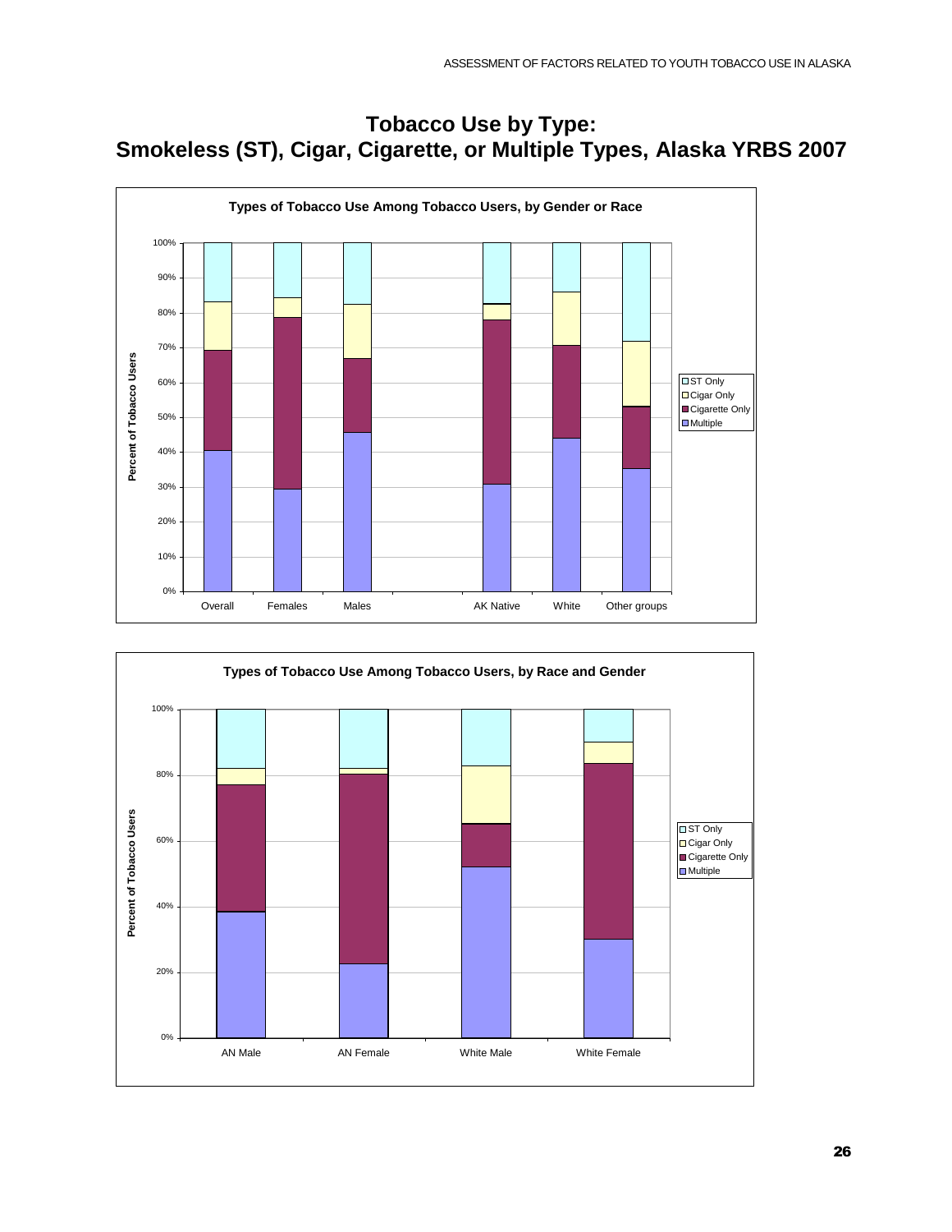# Tobacco Use by Type:
# Smokeless (ST), Cigar, Cigarette, or Multiple Types, Alaska YRBS 2007

**Types of Tobacco Use Among Tobacco Users, by Gender or Race**

**Types of Tobacco Use Among Tobacco Users, by Race and Gender**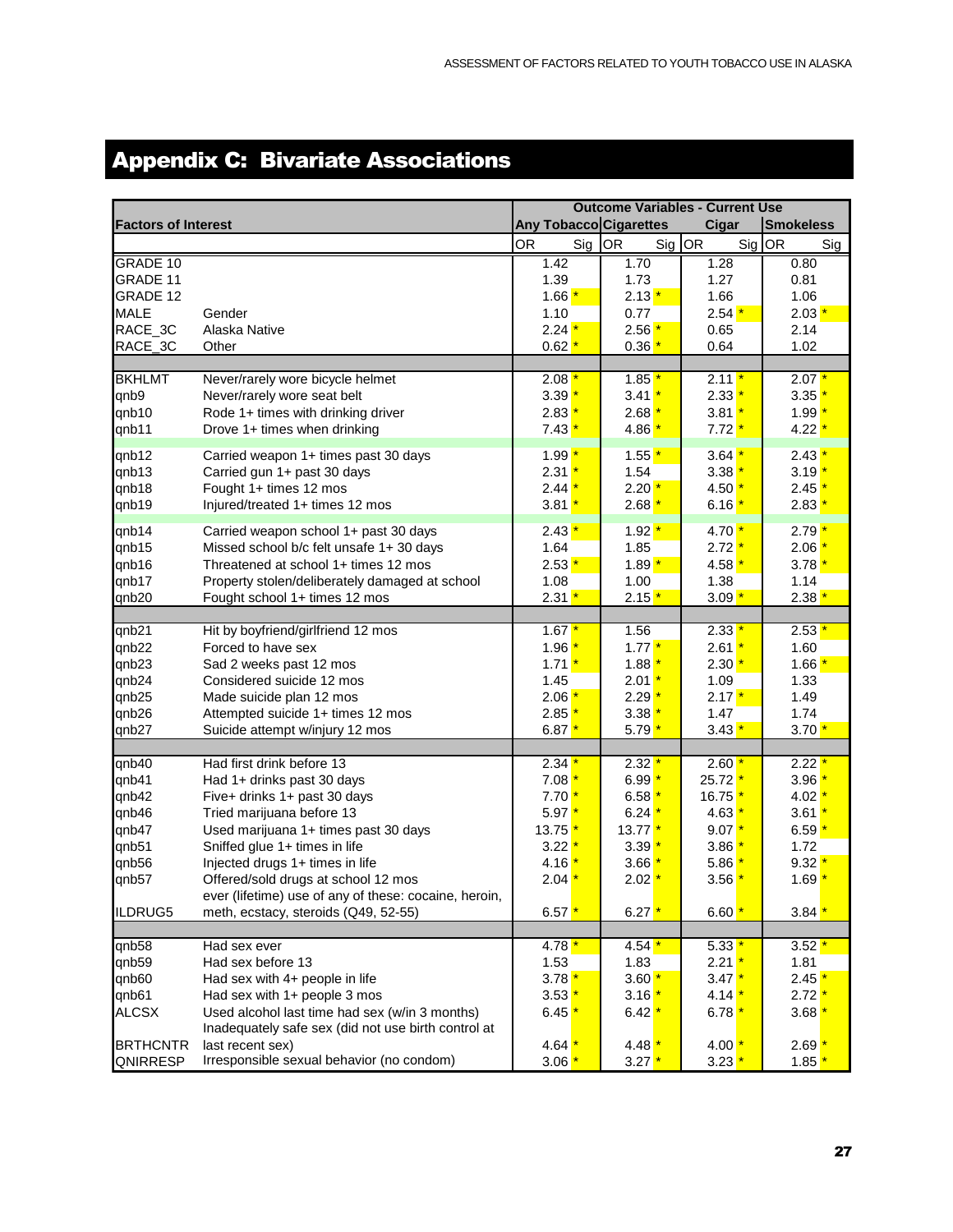## Appendix C: Bivariate Associations

| Factors of Interest | | Outcome Variables - Current Use | | | | | | | |
|---|---|---|---|---|---|---|---|---|---|
| | | Any Tobacco | | Cigarettes | | Cigar | | Smokeless | |
| | | OR | Sig | OR | Sig | OR | Sig | OR | Sig |
| GRADE 10 | | 1.42 | | 1.70 | | 1.28 | | 0.80 | |
| GRADE 11 | | 1.39 | | 1.73 | | 1.27 | | 0.81 | |
| GRADE 12 | | 1.66 | * | 2.13 | * | 1.66 | | 1.06 | |
| MALE | Gender | 1.10 | | 0.77 | | 2.54 | * | 2.03 | * |
| RACE_3C | Alaska Native | 2.24 | * | 2.56 | * | 0.65 | | 2.14 | |
| RACE_3C | Other | 0.62 | * | 0.36 | * | 0.64 | | 1.02 | |
| | | | | | | | | | |
| BKHLMT | Never/rarely wore bicycle helmet | 2.08 | * | 1.85 | * | 2.11 | * | 2.07 | * |
| qnb9 | Never/rarely wore seat belt | 3.39 | * | 3.41 | * | 2.33 | * | 3.35 | * |
| qnb10 | Rode 1+ times with drinking driver | 2.83 | * | 2.68 | * | 3.81 | * | 1.99 | * |
| qnb11 | Drove 1+ times when drinking | 7.43 | * | 4.86 | * | 7.72 | * | 4.22 | * |
| qnb12 | Carried weapon 1+ times past 30 days | 1.99 | * | 1.55 | * | 3.64 | * | 2.43 | * |
| qnb13 | Carried gun 1+ past 30 days | 2.31 | * | 1.54 | | 3.38 | * | 3.19 | * |
| qnb18 | Fought 1+ times 12 mos | 2.44 | * | 2.20 | * | 4.50 | * | 2.45 | * |
| qnb19 | Injured/treated 1+ times 12 mos | 3.81 | * | 2.68 | * | 6.16 | * | 2.83 | * |
| qnb14 | Carried weapon school 1+ past 30 days | 2.43 | * | 1.92 | * | 4.70 | * | 2.79 | * |
| qnb15 | Missed school b/c felt unsafe 1+ 30 days | 1.64 | | 1.85 | | 2.72 | * | 2.06 | * |
| qnb16 | Threatened at school 1+ times 12 mos | 2.53 | * | 1.89 | * | 4.58 | * | 3.78 | * |
| qnb17 | Property stolen/deliberately damaged at school | 1.08 | | 1.00 | | 1.38 | | 1.14 | |
| qnb20 | Fought school 1+ times 12 mos | 2.31 | * | 2.15 | * | 3.09 | * | 2.38 | * |
| | | | | | | | | | |
| qnb21 | Hit by boyfriend/girlfriend 12 mos | 1.67 | * | 1.56 | | 2.33 | * | 2.53 | * |
| qnb22 | Forced to have sex | 1.96 | * | 1.77 | * | 2.61 | * | 1.60 | |
| qnb23 | Sad 2 weeks past 12 mos | 1.71 | * | 1.88 | * | 2.30 | * | 1.66 | * |
| qnb24 | Considered suicide 12 mos | 1.45 | | 2.01 | * | 1.09 | | 1.33 | |
| qnb25 | Made suicide plan 12 mos | 2.06 | * | 2.29 | * | 2.17 | * | 1.49 | |
| qnb26 | Attempted suicide 1+ times 12 mos | 2.85 | * | 3.38 | * | 1.47 | | 1.74 | |
| qnb27 | Suicide attempt w/injury 12 mos | 6.87 | * | 5.79 | * | 3.43 | * | 3.70 | * |
| | | | | | | | | | |
| qnb40 | Had first drink before 13 | 2.34 | * | 2.32 | * | 2.60 | * | 2.22 | * |
| qnb41 | Had 1+ drinks past 30 days | 7.08 | * | 6.99 | * | 25.72 | * | 3.96 | * |
| qnb42 | Five+ drinks 1+ past 30 days | 7.70 | * | 6.58 | * | 16.75 | * | 4.02 | * |
| qnb46 | Tried marijuana before 13 | 5.97 | * | 6.24 | * | 4.63 | * | 3.61 | * |
| qnb47 | Used marijuana 1+ times past 30 days | 13.75 | * | 13.77 | * | 9.07 | * | 6.59 | * |
| qnb51 | Sniffed glue 1+ times in life | 3.22 | * | 3.39 | * | 3.86 | * | 1.72 | |
| qnb56 | Injected drugs 1+ times in life | 4.16 | * | 3.66 | * | 5.86 | * | 9.32 | * |
| qnb57 | Offered/sold drugs at school 12 mos | 2.04 | * | 2.02 | * | 3.56 | * | 1.69 | * |
| ILDRUG5 | ever (lifetime) use of any of these: cocaine, heroin, meth, ecstacy, steroids (Q49, 52-55) | 6.57 | * | 6.27 | * | 6.60 | * | 3.84 | * |
| | | | | | | | | | |
| qnb58 | Had sex ever | 4.78 | * | 4.54 | * | 5.33 | * | 3.52 | * |
| qnb59 | Had sex before 13 | 1.53 | | 1.83 | | 2.21 | * | 1.81 | |
| qnb60 | Had sex with 4+ people in life | 3.78 | * | 3.60 | * | 3.47 | * | 2.45 | * |
| qnb61 | Had sex with 1+ people 3 mos | 3.53 | * | 3.16 | * | 4.14 | * | 2.72 | * |
| ALCSX | Used alcohol last time had sex (w/in 3 months) | 6.45 | * | 6.42 | * | 6.78 | * | 3.68 | * |
| BRTHCNTR | Inadequately safe sex (did not use birth control at last recent sex) | 4.64 | * | 4.48 | * | 4.00 | * | 2.69 | * |
| QNIRRESP | Irresponsible sexual behavior (no condom) | 3.06 | * | 3.27 | * | 3.23 | * | 1.85 | * |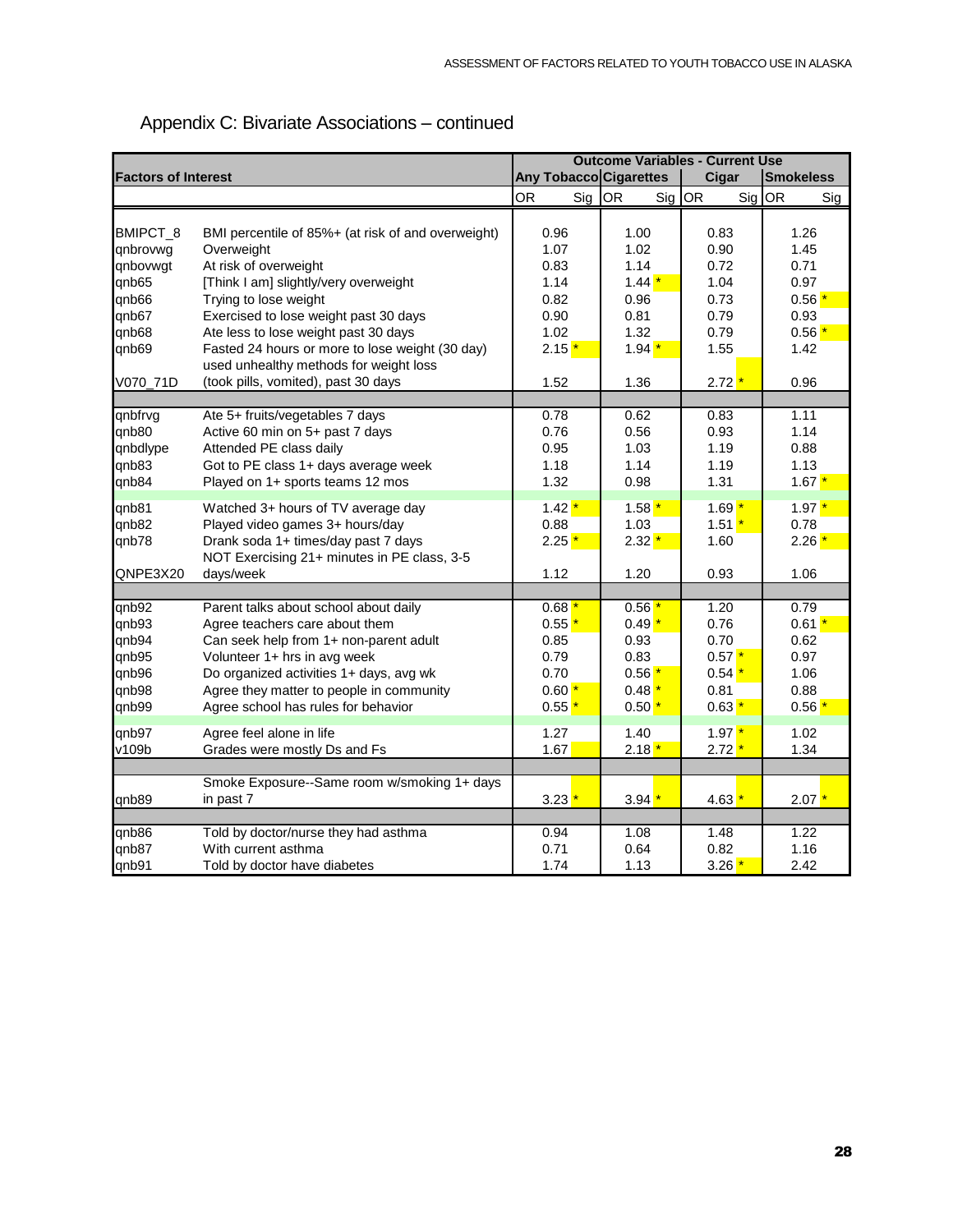## Appendix C: Bivariate Associations – continued

| Factors of Interest | | Outcome Variables - Current Use | | | | | | | |
|---|---|---|---|---|---|---|---|---|---|
| | | Any Tobacco | | Cigarettes | | Cigar | | Smokeless | |
| | | OR | Sig | OR | Sig | OR | Sig | OR | Sig |
| BMIPCT_8 | BMI percentile of 85%+ (at risk of and overweight) | 0.96 | | 1.00 | | 0.83 | | 1.26 | |
| qnbrovwg | Overweight | 1.07 | | 1.02 | | 0.90 | | 1.45 | |
| qnbovwgt | At risk of overweight | 0.83 | | 1.14 | | 0.72 | | 0.71 | |
| qnb65 | [Think I am] slightly/very overweight | 1.14 | | 1.44 | * | 1.04 | | 0.97 | |
| qnb66 | Trying to lose weight | 0.82 | | 0.96 | | 0.73 | | 0.56 | * |
| qnb67 | Exercised to lose weight past 30 days | 0.90 | | 0.81 | | 0.79 | | 0.93 | |
| qnb68 | Ate less to lose weight past 30 days | 1.02 | | 1.32 | | 0.79 | | 0.56 | * |
| qnb69 | Fasted 24 hours or more to lose weight (30 day) | 2.15 | * | 1.94 | * | 1.55 | | 1.42 | |
| V070_71D | used unhealthy methods for weight loss (took pills, vomited), past 30 days | 1.52 | | 1.36 | | 2.72 | * | 0.96 | |
| | | | | | | | | | |
| qnbfrvg | Ate 5+ fruits/vegetables 7 days | 0.78 | | 0.62 | | 0.83 | | 1.11 | |
| qnb80 | Active 60 min on 5+ past 7 days | 0.76 | | 0.56 | | 0.93 | | 1.14 | |
| qnbdlype | Attended PE class daily | 0.95 | | 1.03 | | 1.19 | | 0.88 | |
| qnb83 | Got to PE class 1+ days average week | 1.18 | | 1.14 | | 1.19 | | 1.13 | |
| qnb84 | Played on 1+ sports teams 12 mos | 1.32 | | 0.98 | | 1.31 | | 1.67 | * |
| qnb81 | Watched 3+ hours of TV average day | 1.42 | * | 1.58 | * | 1.69 | * | 1.97 | * |
| qnb82 | Played video games 3+ hours/day | 0.88 | | 1.03 | | 1.51 | * | 0.78 | |
| qnb78 | Drank soda 1+ times/day past 7 days | 2.25 | * | 2.32 | * | 1.60 | | 2.26 | * |
| QNPE3X20 | NOT Exercising 21+ minutes in PE class, 3-5 days/week | 1.12 | | 1.20 | | 0.93 | | 1.06 | |
| | | | | | | | | | |
| qnb92 | Parent talks about school about daily | 0.68 | * | 0.56 | * | 1.20 | | 0.79 | |
| qnb93 | Agree teachers care about them | 0.55 | * | 0.49 | * | 0.76 | | 0.61 | * |
| qnb94 | Can seek help from 1+ non-parent adult | 0.85 | | 0.93 | | 0.70 | | 0.62 | |
| qnb95 | Volunteer 1+ hrs in avg week | 0.79 | | 0.83 | | 0.57 | * | 0.97 | |
| qnb96 | Do organized activities 1+ days, avg wk | 0.70 | | 0.56 | * | 0.54 | * | 1.06 | |
| qnb98 | Agree they matter to people in community | 0.60 | * | 0.48 | * | 0.81 | | 0.88 | |
| qnb99 | Agree school has rules for behavior | 0.55 | * | 0.50 | * | 0.63 | * | 0.56 | * |
| qnb97 | Agree feel alone in life | 1.27 | | 1.40 | | 1.97 | * | 1.02 | |
| v109b | Grades were mostly Ds and Fs | 1.67 | | 2.18 | * | 2.72 | * | 1.34 | |
| | | | | | | | | | |
| qnb89 | Smoke Exposure--Same room w/smoking 1+ days in past 7 | 3.23 | * | 3.94 | * | 4.63 | * | 2.07 | * |
| | | | | | | | | | |
| qnb86 | Told by doctor/nurse they had asthma | 0.94 | | 1.08 | | 1.48 | | 1.22 | |
| qnb87 | With current asthma | 0.71 | | 0.64 | | 0.82 | | 1.16 | |
| qnb91 | Told by doctor have diabetes | 1.74 | | 1.13 | | 3.26 | * | 2.42 | |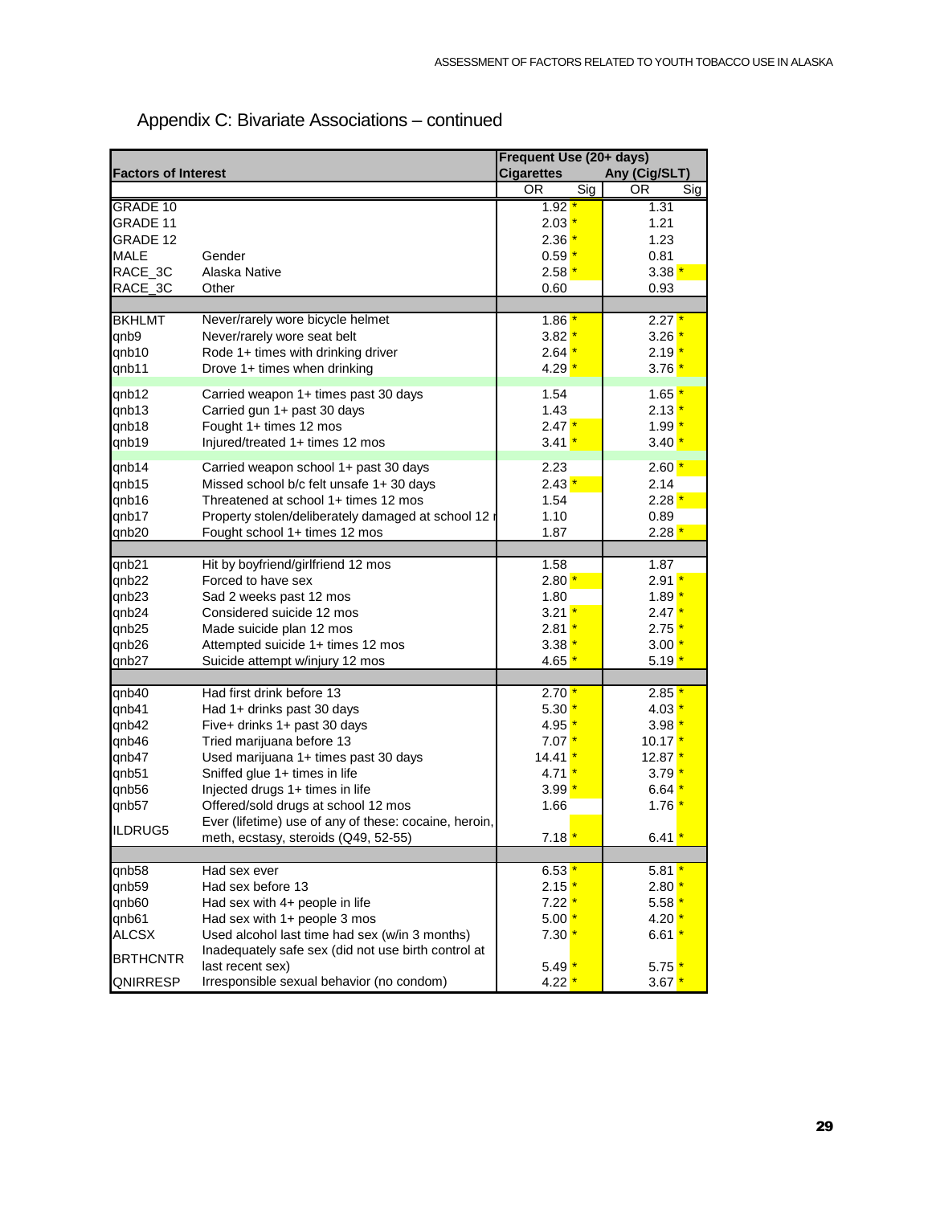## Appendix C: Bivariate Associations – continued

| Factors of Interest | | Frequent Use (20+ days) Cigarettes | | Any (Cig/SLT) | |
|---|---|---|---|---|---|
| | | OR | Sig | OR | Sig |
| GRADE 10 | | 1.92 | * | 1.31 | |
| GRADE 11 | | 2.03 | * | 1.21 | |
| GRADE 12 | | 2.36 | * | 1.23 | |
| MALE | Gender | 0.59 | * | 0.81 | |
| RACE_3C | Alaska Native | 2.58 | * | 3.38 | * |
| RACE_3C | Other | 0.60 | | 0.93 | |
| | | | | | |
| BKHLMT | Never/rarely wore bicycle helmet | 1.86 | * | 2.27 | * |
| qnb9 | Never/rarely wore seat belt | 3.82 | * | 3.26 | * |
| qnb10 | Rode 1+ times with drinking driver | 2.64 | * | 2.19 | * |
| qnb11 | Drove 1+ times when drinking | 4.29 | * | 3.76 | * |
| qnb12 | Carried weapon 1+ times past 30 days | 1.54 | | 1.65 | * |
| qnb13 | Carried gun 1+ past 30 days | 1.43 | | 2.13 | * |
| qnb18 | Fought 1+ times 12 mos | 2.47 | * | 1.99 | * |
| qnb19 | Injured/treated 1+ times 12 mos | 3.41 | * | 3.40 | * |
| qnb14 | Carried weapon school 1+ past 30 days | 2.23 | | 2.60 | * |
| qnb15 | Missed school b/c felt unsafe 1+ 30 days | 2.43 | * | 2.14 | |
| qnb16 | Threatened at school 1+ times 12 mos | 1.54 | | 2.28 | * |
| qnb17 | Property stolen/deliberately damaged at school 12 r | 1.10 | | 0.89 | |
| qnb20 | Fought school 1+ times 12 mos | 1.87 | | 2.28 | * |
| | | | | | |
| qnb21 | Hit by boyfriend/girlfriend 12 mos | 1.58 | | 1.87 | |
| qnb22 | Forced to have sex | 2.80 | * | 2.91 | * |
| qnb23 | Sad 2 weeks past 12 mos | 1.80 | | 1.89 | * |
| qnb24 | Considered suicide 12 mos | 3.21 | * | 2.47 | * |
| qnb25 | Made suicide plan 12 mos | 2.81 | * | 2.75 | * |
| qnb26 | Attempted suicide 1+ times 12 mos | 3.38 | * | 3.00 | * |
| qnb27 | Suicide attempt w/injury 12 mos | 4.65 | * | 5.19 | * |
| | | | | | |
| qnb40 | Had first drink before 13 | 2.70 | * | 2.85 | * |
| qnb41 | Had 1+ drinks past 30 days | 5.30 | * | 4.03 | * |
| qnb42 | Five+ drinks 1+ past 30 days | 4.95 | * | 3.98 | * |
| qnb46 | Tried marijuana before 13 | 7.07 | * | 10.17 | * |
| qnb47 | Used marijuana 1+ times past 30 days | 14.41 | * | 12.87 | * |
| qnb51 | Sniffed glue 1+ times in life | 4.71 | * | 3.79 | * |
| qnb56 | Injected drugs 1+ times in life | 3.99 | * | 6.64 | * |
| qnb57 | Offered/sold drugs at school 12 mos | 1.66 | | 1.76 | * |
| ILDRUG5 | Ever (lifetime) use of any of these: cocaine, heroin, meth, ecstasy, steroids (Q49, 52-55) | 7.18 | * | 6.41 | * |
| | | | | | |
| qnb58 | Had sex ever | 6.53 | * | 5.81 | * |
| qnb59 | Had sex before 13 | 2.15 | * | 2.80 | * |
| qnb60 | Had sex with 4+ people in life | 7.22 | * | 5.58 | * |
| qnb61 | Had sex with 1+ people 3 mos | 5.00 | * | 4.20 | * |
| ALCSX | Used alcohol last time had sex (w/in 3 months) | 7.30 | * | 6.61 | * |
| BRTHCNTR | Inadequately safe sex (did not use birth control at last recent sex) | 5.49 | * | 5.75 | * |
| QNIRRESP | Irresponsible sexual behavior (no condom) | 4.22 | * | 3.67 | * |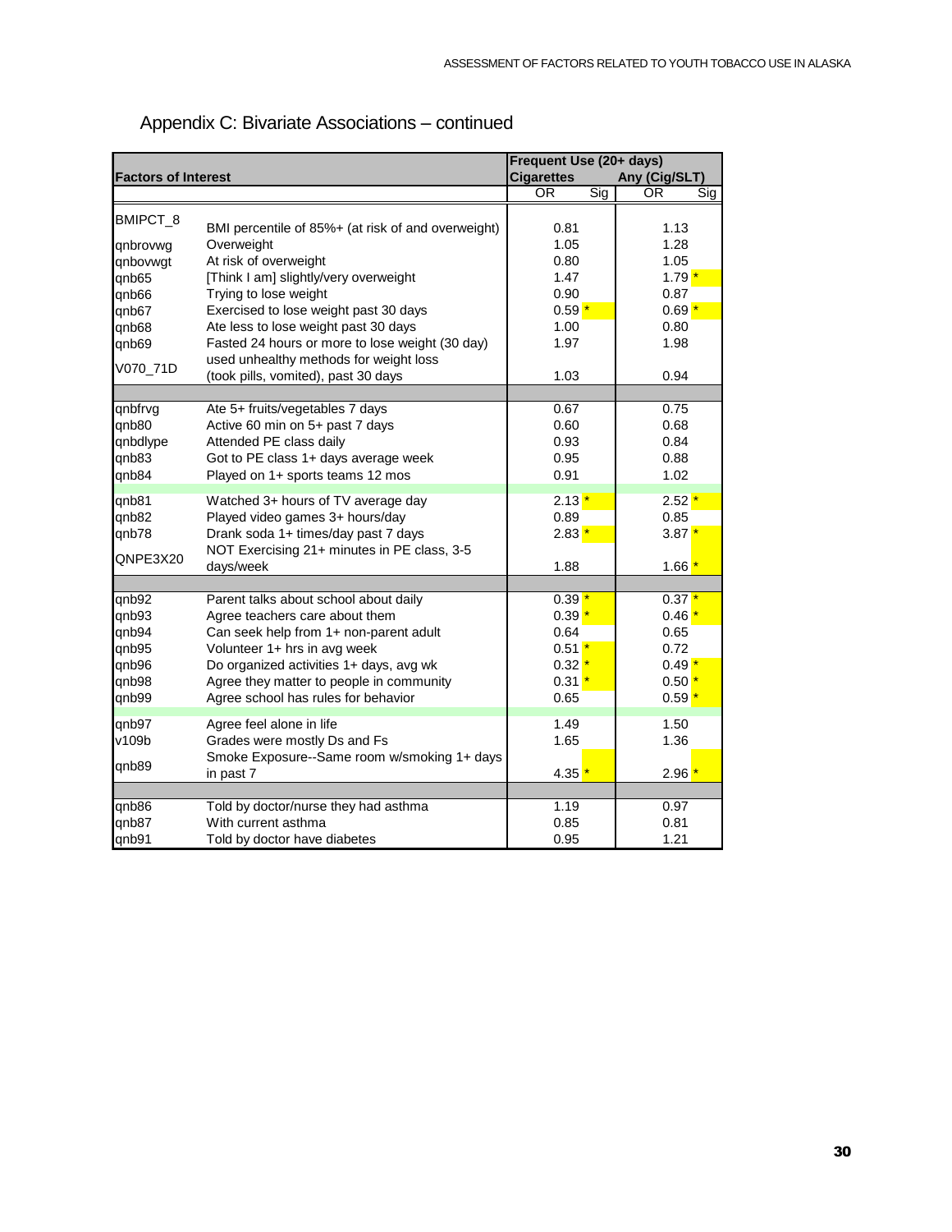## Appendix C: Bivariate Associations – continued

| Factors of Interest | | Frequent Use (20+ days) Cigarettes | | Any (Cig/SLT) | |
|---|---|---|---|---|---|
| | | OR | Sig | OR | Sig |
| BMIPCT_8 | BMI percentile of 85%+ (at risk of and overweight) | 0.81 | | 1.13 | |
| qnbrovwg | Overweight | 1.05 | | 1.28 | |
| qnbovwgt | At risk of overweight | 0.80 | | 1.05 | |
| qnb65 | [Think I am] slightly/very overweight | 1.47 | | 1.79 | * |
| qnb66 | Trying to lose weight | 0.90 | | 0.87 | |
| qnb67 | Exercised to lose weight past 30 days | 0.59 | * | 0.69 | * |
| qnb68 | Ate less to lose weight past 30 days | 1.00 | | 0.80 | |
| qnb69 | Fasted 24 hours or more to lose weight (30 day) | 1.97 | | 1.98 | |
| V070_71D | used unhealthy methods for weight loss (took pills, vomited), past 30 days | 1.03 | | 0.94 | |
| | | | | | |
| qnbfrvg | Ate 5+ fruits/vegetables 7 days | 0.67 | | 0.75 | |
| qnb80 | Active 60 min on 5+ past 7 days | 0.60 | | 0.68 | |
| qnbdlype | Attended PE class daily | 0.93 | | 0.84 | |
| qnb83 | Got to PE class 1+ days average week | 0.95 | | 0.88 | |
| qnb84 | Played on 1+ sports teams 12 mos | 0.91 | | 1.02 | |
| qnb81 | Watched 3+ hours of TV average day | 2.13 | * | 2.52 | * |
| qnb82 | Played video games 3+ hours/day | 0.89 | | 0.85 | |
| qnb78 | Drank soda 1+ times/day past 7 days | 2.83 | * | 3.87 | * |
| QNPE3X20 | NOT Exercising 21+ minutes in PE class, 3-5 days/week | 1.88 | | 1.66 | * |
| | | | | | |
| qnb92 | Parent talks about school about daily | 0.39 | * | 0.37 | * |
| qnb93 | Agree teachers care about them | 0.39 | * | 0.46 | * |
| qnb94 | Can seek help from 1+ non-parent adult | 0.64 | | 0.65 | |
| qnb95 | Volunteer 1+ hrs in avg week | 0.51 | * | 0.72 | |
| qnb96 | Do organized activities 1+ days, avg wk | 0.32 | * | 0.49 | * |
| qnb98 | Agree they matter to people in community | 0.31 | * | 0.50 | * |
| qnb99 | Agree school has rules for behavior | 0.65 | | 0.59 | * |
| qnb97 | Agree feel alone in life | 1.49 | | 1.50 | |
| v109b | Grades were mostly Ds and Fs | 1.65 | | 1.36 | |
| qnb89 | Smoke Exposure--Same room w/smoking 1+ days in past 7 | 4.35 | * | 2.96 | * |
| | | | | | |
| qnb86 | Told by doctor/nurse they had asthma | 1.19 | | 0.97 | |
| qnb87 | With current asthma | 0.85 | | 0.81 | |
| qnb91 | Told by doctor have diabetes | 0.95 | | 1.21 | |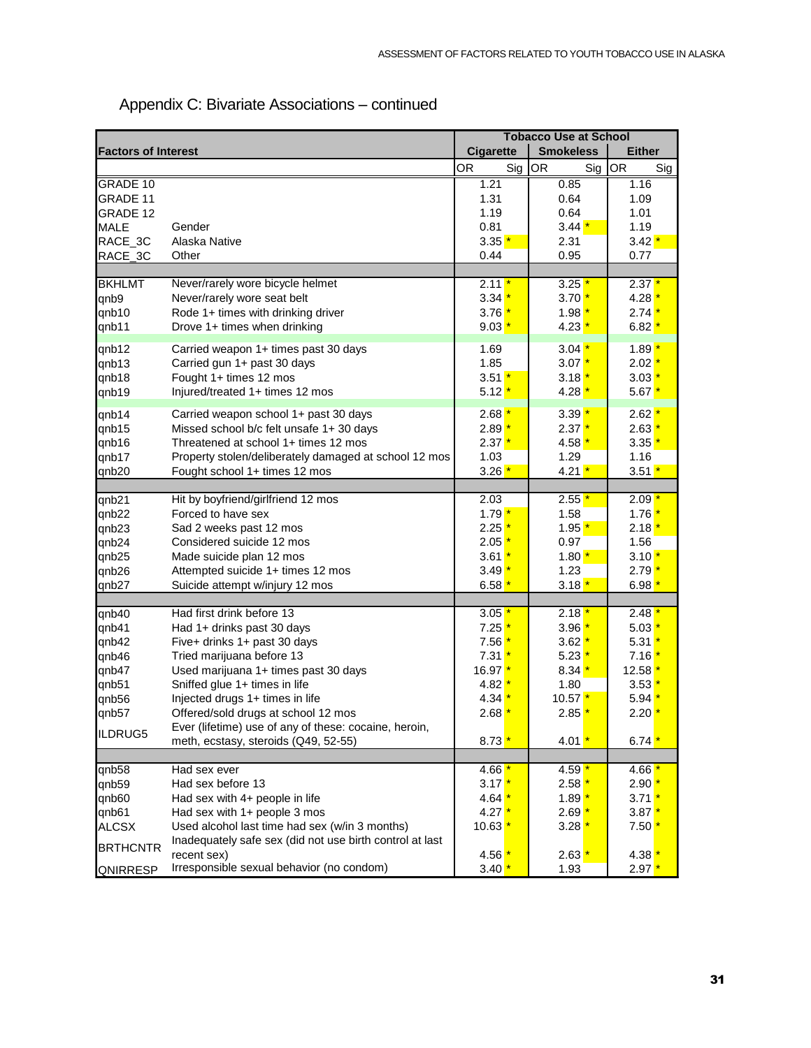## Appendix C: Bivariate Associations – continued

| Factors of Interest | | Tobacco Use at School | | | | | |
|---|---|---|---|---|---|---|---|
| | | Cigarette | | Smokeless | | Either | |
| | | OR | Sig | OR | Sig | OR | Sig |
| GRADE 10 | | 1.21 | | 0.85 | | 1.16 | |
| GRADE 11 | | 1.31 | | 0.64 | | 1.09 | |
| GRADE 12 | | 1.19 | | 0.64 | | 1.01 | |
| MALE | Gender | 0.81 | | 3.44 | * | 1.19 | |
| RACE_3C | Alaska Native | 3.35 | * | 2.31 | | 3.42 | * |
| RACE_3C | Other | 0.44 | | 0.95 | | 0.77 | |
| | | | | | | | |
| BKHLMT | Never/rarely wore bicycle helmet | 2.11 | * | 3.25 | * | 2.37 | * |
| qnb9 | Never/rarely wore seat belt | 3.34 | * | 3.70 | * | 4.28 | * |
| qnb10 | Rode 1+ times with drinking driver | 3.76 | * | 1.98 | * | 2.74 | * |
| qnb11 | Drove 1+ times when drinking | 9.03 | * | 4.23 | * | 6.82 | * |
| qnb12 | Carried weapon 1+ times past 30 days | 1.69 | | 3.04 | * | 1.89 | * |
| qnb13 | Carried gun 1+ past 30 days | 1.85 | | 3.07 | * | 2.02 | * |
| qnb18 | Fought 1+ times 12 mos | 3.51 | * | 3.18 | * | 3.03 | * |
| qnb19 | Injured/treated 1+ times 12 mos | 5.12 | * | 4.28 | * | 5.67 | * |
| qnb14 | Carried weapon school 1+ past 30 days | 2.68 | * | 3.39 | * | 2.62 | * |
| qnb15 | Missed school b/c felt unsafe 1+ 30 days | 2.89 | * | 2.37 | * | 2.63 | * |
| qnb16 | Threatened at school 1+ times 12 mos | 2.37 | * | 4.58 | * | 3.35 | * |
| qnb17 | Property stolen/deliberately damaged at school 12 mos | 1.03 | | 1.29 | | 1.16 | |
| qnb20 | Fought school 1+ times 12 mos | 3.26 | * | 4.21 | * | 3.51 | * |
| | | | | | | | |
| qnb21 | Hit by boyfriend/girlfriend 12 mos | 2.03 | | 2.55 | * | 2.09 | * |
| qnb22 | Forced to have sex | 1.79 | * | 1.58 | | 1.76 | * |
| qnb23 | Sad 2 weeks past 12 mos | 2.25 | * | 1.95 | * | 2.18 | * |
| qnb24 | Considered suicide 12 mos | 2.05 | * | 0.97 | | 1.56 | |
| qnb25 | Made suicide plan 12 mos | 3.61 | * | 1.80 | * | 3.10 | * |
| qnb26 | Attempted suicide 1+ times 12 mos | 3.49 | * | 1.23 | | 2.79 | * |
| qnb27 | Suicide attempt w/injury 12 mos | 6.58 | * | 3.18 | * | 6.98 | * |
| | | | | | | | |
| qnb40 | Had first drink before 13 | 3.05 | * | 2.18 | * | 2.48 | * |
| qnb41 | Had 1+ drinks past 30 days | 7.25 | * | 3.96 | * | 5.03 | * |
| qnb42 | Five+ drinks 1+ past 30 days | 7.56 | * | 3.62 | * | 5.31 | * |
| qnb46 | Tried marijuana before 13 | 7.31 | * | 5.23 | * | 7.16 | * |
| qnb47 | Used marijuana 1+ times past 30 days | 16.97 | * | 8.34 | * | 12.58 | * |
| qnb51 | Sniffed glue 1+ times in life | 4.82 | * | 1.80 | | 3.53 | * |
| qnb56 | Injected drugs 1+ times in life | 4.34 | * | 10.57 | * | 5.94 | * |
| qnb57 | Offered/sold drugs at school 12 mos | 2.68 | * | 2.85 | * | 2.20 | * |
| ILDRUG5 | Ever (lifetime) use of any of these: cocaine, heroin, meth, ecstasy, steroids (Q49, 52-55) | 8.73 | * | 4.01 | * | 6.74 | * |
| | | | | | | | |
| qnb58 | Had sex ever | 4.66 | * | 4.59 | * | 4.66 | * |
| qnb59 | Had sex before 13 | 3.17 | * | 2.58 | * | 2.90 | * |
| qnb60 | Had sex with 4+ people in life | 4.64 | * | 1.89 | * | 3.71 | * |
| qnb61 | Had sex with 1+ people 3 mos | 4.27 | * | 2.69 | * | 3.87 | * |
| ALCSX | Used alcohol last time had sex (w/in 3 months) | 10.63 | * | 3.28 | * | 7.50 | * |
| BRTHCNTR | Inadequately safe sex (did not use birth control at last recent sex) | 4.56 | * | 2.63 | * | 4.38 | * |
| QNIRRESP | Irresponsible sexual behavior (no condom) | 3.40 | * | 1.93 | | 2.97 | * |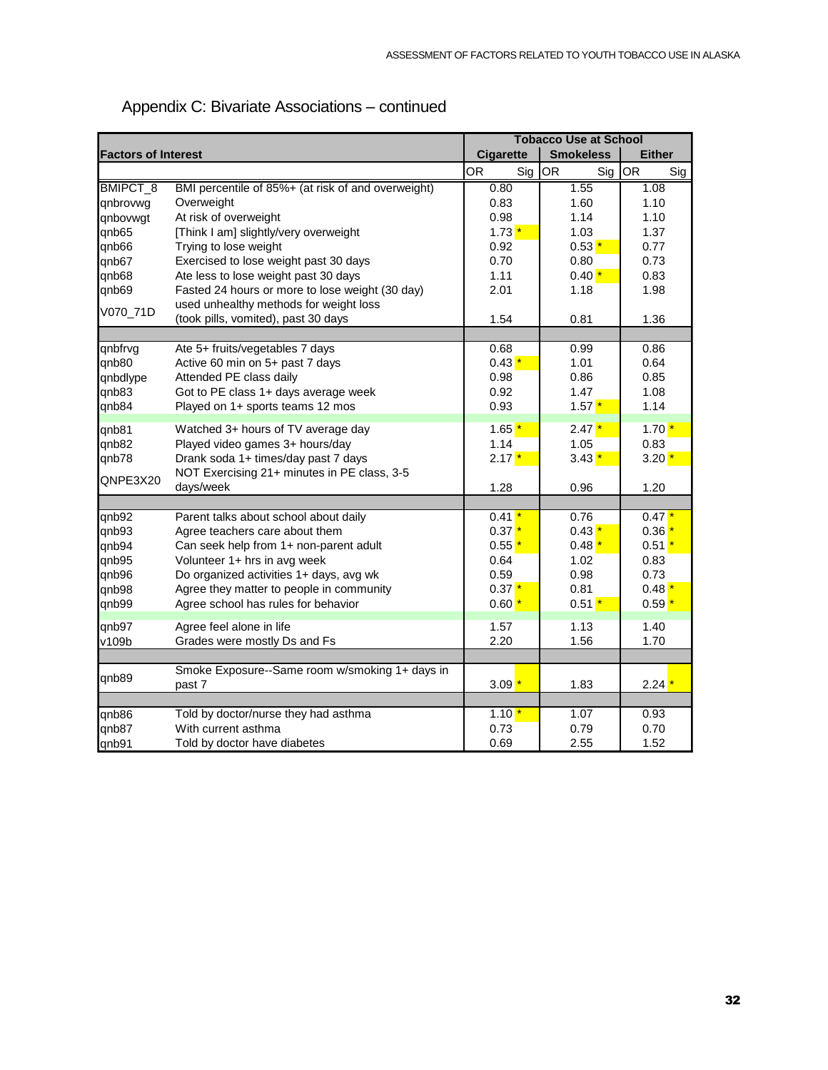## Appendix C: Bivariate Associations – continued

| Factors of Interest | | Tobacco Use at School | | | | | |
|---|---|---|---|---|---|---|---|
| | | Cigarette | | Smokeless | | Either | |
| | | OR | Sig | OR | Sig | OR | Sig |
| BMIPCT_8 | BMI percentile of 85%+ (at risk of and overweight) | 0.80 | | 1.55 | | 1.08 | |
| qnbrovwg | Overweight | 0.83 | | 1.60 | | 1.10 | |
| qnbovwgt | At risk of overweight | 0.98 | | 1.14 | | 1.10 | |
| qnb65 | [Think I am] slightly/very overweight | 1.73 | * | 1.03 | | 1.37 | |
| qnb66 | Trying to lose weight | 0.92 | | 0.53 | * | 0.77 | |
| qnb67 | Exercised to lose weight past 30 days | 0.70 | | 0.80 | | 0.73 | |
| qnb68 | Ate less to lose weight past 30 days | 1.11 | | 0.40 | * | 0.83 | |
| qnb69 | Fasted 24 hours or more to lose weight (30 day) | 2.01 | | 1.18 | | 1.98 | |
| V070_71D | used unhealthy methods for weight loss (took pills, vomited), past 30 days | 1.54 | | 0.81 | | 1.36 | |
| | | | | | | | |
| qnbfrvg | Ate 5+ fruits/vegetables 7 days | 0.68 | | 0.99 | | 0.86 | |
| qnb80 | Active 60 min on 5+ past 7 days | 0.43 | * | 1.01 | | 0.64 | |
| qnbdlype | Attended PE class daily | 0.98 | | 0.86 | | 0.85 | |
| qnb83 | Got to PE class 1+ days average week | 0.92 | | 1.47 | | 1.08 | |
| qnb84 | Played on 1+ sports teams 12 mos | 0.93 | | 1.57 | * | 1.14 | |
| qnb81 | Watched 3+ hours of TV average day | 1.65 | * | 2.47 | * | 1.70 | * |
| qnb82 | Played video games 3+ hours/day | 1.14 | | 1.05 | | 0.83 | |
| qnb78 | Drank soda 1+ times/day past 7 days | 2.17 | * | 3.43 | * | 3.20 | * |
| QNPE3X20 | NOT Exercising 21+ minutes in PE class, 3-5 days/week | 1.28 | | 0.96 | | 1.20 | |
| | | | | | | | |
| qnb92 | Parent talks about school about daily | 0.41 | * | 0.76 | | 0.47 | * |
| qnb93 | Agree teachers care about them | 0.37 | * | 0.43 | * | 0.36 | * |
| qnb94 | Can seek help from 1+ non-parent adult | 0.55 | * | 0.48 | * | 0.51 | * |
| qnb95 | Volunteer 1+ hrs in avg week | 0.64 | | 1.02 | | 0.83 | |
| qnb96 | Do organized activities 1+ days, avg wk | 0.59 | | 0.98 | | 0.73 | |
| qnb98 | Agree they matter to people in community | 0.37 | * | 0.81 | | 0.48 | * |
| qnb99 | Agree school has rules for behavior | 0.60 | * | 0.51 | * | 0.59 | * |
| qnb97 | Agree feel alone in life | 1.57 | | 1.13 | | 1.40 | |
| v109b | Grades were mostly Ds and Fs | 2.20 | | 1.56 | | 1.70 | |
| | | | | | | | |
| qnb89 | Smoke Exposure--Same room w/smoking 1+ days in past 7 | 3.09 | * | 1.83 | | 2.24 | * |
| | | | | | | | |
| qnb86 | Told by doctor/nurse they had asthma | 1.10 | * | 1.07 | | 0.93 | |
| qnb87 | With current asthma | 0.73 | | 0.79 | | 0.70 | |
| qnb91 | Told by doctor have diabetes | 0.69 | | 2.55 | | 1.52 | |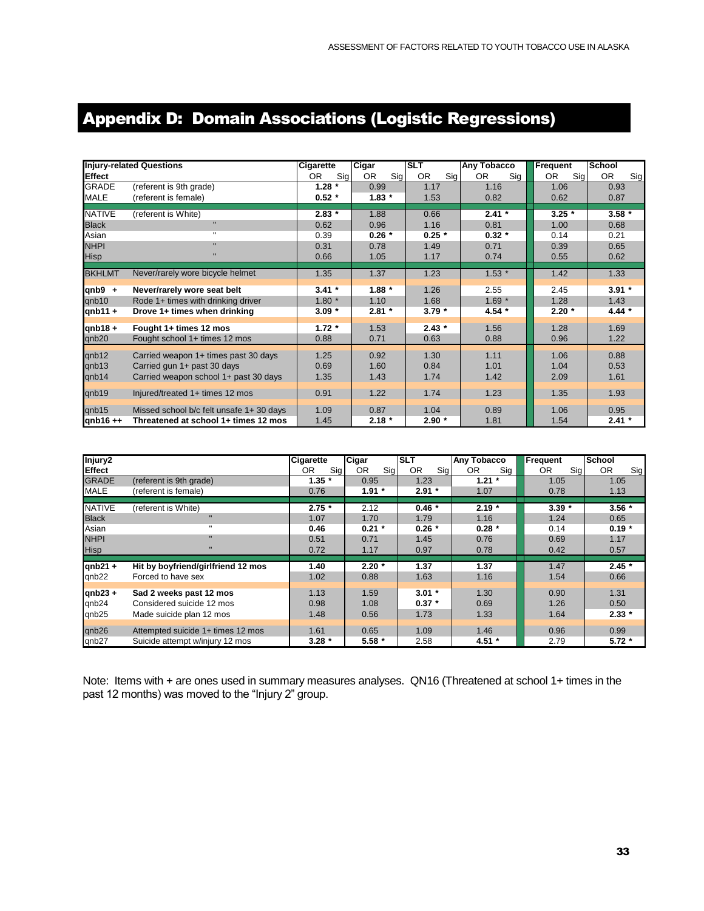# Appendix D: Domain Associations (Logistic Regressions)

| Injury-related Questions | | Cigarette | | Cigar | | SLT | | Any Tobacco | | Frequent | | School | |
|---|---|---|---|---|---|---|---|---|---|---|---|---|---|
| **Effect** | | OR | Sig | OR | Sig | OR | Sig | OR | Sig | OR | Sig | OR | Sig |
| GRADE | (referent is 9th grade) | **1.28** | * | 0.99 | | 1.17 | | 1.16 | | 1.06 | | 0.93 | |
| MALE | (referent is female) | **0.52** | * | **1.83** | * | 1.53 | | 0.82 | | 0.62 | | 0.87 | |
| NATIVE | (referent is White) | **2.83** | * | 1.88 | | 0.66 | | **2.41** | * | **3.25** | * | **3.58** | * |
| Black | " | 0.62 | | 0.96 | | 1.16 | | 0.81 | | 1.00 | | 0.68 | |
| Asian | " | 0.39 | | **0.26** | * | **0.25** | * | **0.32** | * | 0.14 | | 0.21 | |
| NHPI | " | 0.31 | | 0.78 | | 1.49 | | 0.71 | | 0.39 | | 0.65 | |
| Hisp | " | 0.66 | | 1.05 | | 1.17 | | 0.74 | | 0.55 | | 0.62 | |
| BKHLMT | Never/rarely wore bicycle helmet | 1.35 | | 1.37 | | 1.23 | | 1.53 | * | 1.42 | | 1.33 | |
| **qnb9 +** | **Never/rarely wore seat belt** | **3.41** | * | **1.88** | * | 1.26 | | 2.55 | | 2.45 | | **3.91** | * |
| qnb10 | Rode 1+ times with drinking driver | 1.80 | * | 1.10 | | 1.68 | | 1.69 | * | 1.28 | | 1.43 | |
| **qnb11 +** | **Drove 1+ times when drinking** | **3.09** | * | **2.81** | * | **3.79** | * | **4.54** | * | **2.20** | * | **4.44** | * |
| **qnb18 +** | **Fought 1+ times 12 mos** | **1.72** | * | 1.53 | | **2.43** | * | 1.56 | | 1.28 | | 1.69 | |
| qnb20 | Fought school 1+ times 12 mos | 0.88 | | 0.71 | | 0.63 | | 0.88 | | 0.96 | | 1.22 | |
| qnb12 | Carried weapon 1+ times past 30 days | 1.25 | | 0.92 | | 1.30 | | 1.11 | | 1.06 | | 0.88 | |
| qnb13 | Carried gun 1+ past 30 days | 0.69 | | 1.60 | | 0.84 | | 1.01 | | 1.04 | | 0.53 | |
| qnb14 | Carried weapon school 1+ past 30 days | 1.35 | | 1.43 | | 1.74 | | 1.42 | | 2.09 | | 1.61 | |
| qnb19 | Injured/treated 1+ times 12 mos | 0.91 | | 1.22 | | 1.74 | | 1.23 | | 1.35 | | 1.93 | |
| qnb15 | Missed school b/c felt unsafe 1+ 30 days | 1.09 | | 0.87 | | 1.04 | | 0.89 | | 1.06 | | 0.95 | |
| **qnb16 ++** | **Threatened at school 1+ times 12 mos** | 1.45 | | **2.18** | * | **2.90** | * | 1.81 | | 1.54 | | **2.41** | * |

| Injury2 | | Cigarette | | Cigar | | SLT | | Any Tobacco | | Frequent | | School | |
|---|---|---|---|---|---|---|---|---|---|---|---|---|---|
| **Effect** | | OR | Sig | OR | Sig | OR | Sig | OR | Sig | OR | Sig | OR | Sig |
| GRADE | (referent is 9th grade) | **1.35** | * | 0.95 | | 1.23 | | **1.21** | * | 1.05 | | 1.05 | |
| MALE | (referent is female) | 0.76 | | **1.91** | * | **2.91** | * | 1.07 | | 0.78 | | 1.13 | |
| NATIVE | (referent is White) | **2.75** | * | 2.12 | | **0.46** | * | **2.19** | * | **3.39** | * | **3.56** | * |
| Black | " | 1.07 | | 1.70 | | 1.79 | | 1.16 | | 1.24 | | 0.65 | |
| Asian | " | **0.46** | | **0.21** | * | **0.26** | * | **0.28** | * | 0.14 | | **0.19** | * |
| NHPI | " | 0.51 | | 0.71 | | 1.45 | | 0.76 | | 0.69 | | 1.17 | |
| Hisp | " | 0.72 | | 1.17 | | 0.97 | | 0.78 | | 0.42 | | 0.57 | |
| **qnb21 +** | **Hit by boyfriend/girlfriend 12 mos** | **1.40** | | **2.20** | * | **1.37** | | **1.37** | | 1.47 | | **2.45** | * |
| qnb22 | Forced to have sex | 1.02 | | 0.88 | | 1.63 | | 1.16 | | 1.54 | | 0.66 | |
| **qnb23 +** | **Sad 2 weeks past 12 mos** | 1.13 | | 1.59 | | **3.01** | * | 1.30 | | 0.90 | | 1.31 | |
| qnb24 | Considered suicide 12 mos | 0.98 | | 1.08 | | **0.37** | * | 0.69 | | 1.26 | | 0.50 | |
| qnb25 | Made suicide plan 12 mos | 1.48 | | 0.56 | | 1.73 | | 1.33 | | 1.64 | | **2.33** | * |
| qnb26 | Attempted suicide 1+ times 12 mos | 1.61 | | 0.65 | | 1.09 | | 1.46 | | 0.96 | | 0.99 | |
| qnb27 | Suicide attempt w/injury 12 mos | **3.28** | * | **5.58** | * | 2.58 | | **4.51** | * | 2.79 | | **5.72** | * |

Note: Items with + are ones used in summary measures analyses. QN16 (Threatened at school 1+ times in the past 12 months) was moved to the "Injury 2" group.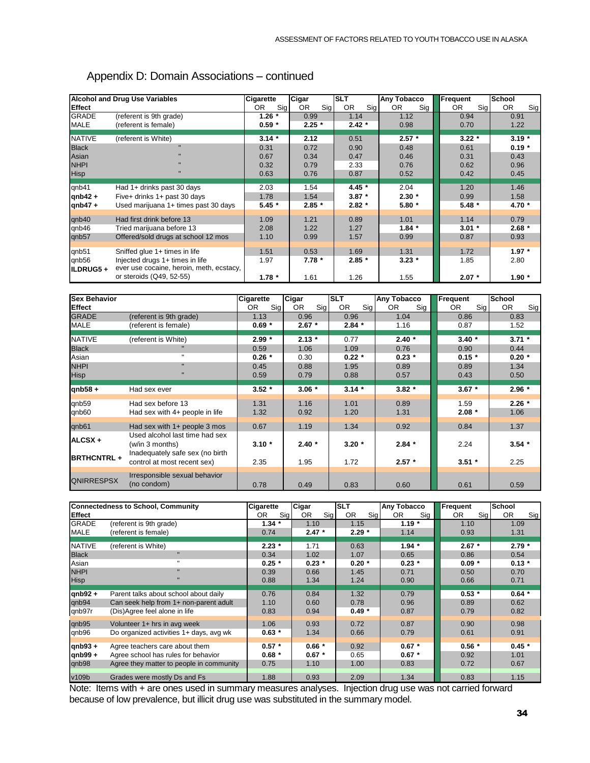## Appendix D: Domain Associations – continued

| Alcohol and Drug Use Variables | | Cigarette | | Cigar | | SLT | | Any Tobacco | | Frequent | | School | |
|---|---|---|---|---|---|---|---|---|---|---|---|---|---|
| **Effect** | | OR | Sig | OR | Sig | OR | Sig | OR | Sig | OR | Sig | OR | Sig |
| GRADE | (referent is 9th grade) | **1.26** | * | 0.99 | | 1.14 | | 1.12 | | 0.94 | | 0.91 | |
| MALE | (referent is female) | **0.59** | * | **2.25** | * | **2.42** | * | 0.98 | | 0.70 | | 1.22 | |
| NATIVE | (referent is White) | **3.14** | * | 2.12 | | 0.51 | | **2.57** | * | **3.22** | * | **3.19** | * |
| Black | " | 0.31 | | 0.72 | | 0.90 | | 0.48 | | 0.61 | | **0.19** | * |
| Asian | " | 0.67 | | 0.34 | | 0.47 | | 0.46 | | 0.31 | | 0.43 | |
| NHPI | " | 0.32 | | 0.79 | | 2.33 | | 0.76 | | 0.62 | | 0.96 | |
| Hisp | " | 0.63 | | 0.76 | | 0.87 | | 0.52 | | 0.42 | | 0.45 | |
| qnb41 | Had 1+ drinks past 30 days | 2.03 | | 1.54 | | **4.45** | * | 2.04 | | 1.20 | | 1.46 | |
| **qnb42 +** | Five+ drinks 1+ past 30 days | 1.78 | | 1.54 | | **3.87** | * | **2.30** | * | 0.99 | | 1.58 | |
| **qnb47 +** | Used marijuana 1+ times past 30 days | **5.45** | * | **2.85** | * | **2.82** | * | **5.80** | * | **5.48** | * | **4.70** | * |
| qnb40 | Had first drink before 13 | 1.09 | | 1.21 | | 0.89 | | 1.01 | | 1.14 | | 0.79 | |
| qnb46 | Tried marijuana before 13 | 2.08 | | 1.22 | | 1.27 | | **1.84** | * | **3.01** | * | **2.68** | * |
| qnb57 | Offered/sold drugs at school 12 mos | 1.10 | | 0.99 | | 1.57 | | 0.99 | | 0.87 | | 0.93 | |
| qnb51 | Sniffed glue 1+ times in life | 1.51 | | 0.53 | | 1.69 | | 1.31 | | 1.72 | | **1.97** | * |
| qnb56 | Injected drugs 1+ times in life | 1.97 | | **7.78** | * | **2.85** | * | **3.23** | * | 1.85 | | 2.80 | |
| **ILDRUG5 +** | ever use cocaine, heroin, meth, ecstacy, or steroids (Q49, 52-55) | **1.78** | * | 1.61 | | 1.26 | | 1.55 | | **2.07** | * | **1.90** | * |

| Sex Behavior | | Cigarette | | Cigar | | SLT | | Any Tobacco | | Frequent | | School | |
|---|---|---|---|---|---|---|---|---|---|---|---|---|---|
| **Effect** | | OR | Sig | OR | Sig | OR | Sig | OR | Sig | OR | Sig | OR | Sig |
| GRADE | (referent is 9th grade) | 1.13 | | 0.96 | | 0.96 | | 1.04 | | 0.86 | | 0.83 | |
| MALE | (referent is female) | **0.69** | * | **2.67** | * | **2.84** | * | 1.16 | | 0.87 | | 1.52 | |
| NATIVE | (referent is White) | **2.99** | * | **2.13** | * | 0.77 | | **2.40** | * | **3.40** | * | **3.71** | * |
| Black | " | 0.59 | | 1.06 | | 1.09 | | 0.76 | | 0.90 | | 0.44 | |
| Asian | " | **0.26** | * | 0.30 | | **0.22** | * | **0.23** | * | **0.15** | * | **0.20** | * |
| NHPI | " | 0.45 | | 0.88 | | 1.95 | | 0.89 | | 0.89 | | 1.34 | |
| Hisp | " | 0.59 | | 0.79 | | 0.88 | | 0.57 | | 0.43 | | 0.50 | |
| **qnb58 +** | Had sex ever | **3.52** | * | **3.06** | * | **3.14** | * | **3.82** | * | **3.67** | * | **2.96** | * |
| qnb59 | Had sex before 13 | 1.31 | | 1.16 | | 1.01 | | 0.89 | | 1.59 | | **2.26** | * |
| qnb60 | Had sex with 4+ people in life | 1.32 | | 0.92 | | 1.20 | | 1.31 | | **2.08** | * | 1.06 | |
| qnb61 | Had sex with 1+ people 3 mos | 0.67 | | 1.19 | | 1.34 | | 0.92 | | 0.84 | | 1.37 | |
| **ALCSX +** | Used alcohol last time had sex (w/in 3 months) | **3.10** | * | **2.40** | * | **3.20** | * | **2.84** | * | 2.24 | | **3.54** | * |
| **BRTHCNTRL +** | Inadequately safe sex (no birth control at most recent sex) | 2.35 | | 1.95 | | 1.72 | | **2.57** | * | **3.51** | * | 2.25 | |
| QNIRRESPSX | Irresponsible sexual behavior (no condom) | 0.78 | | 0.49 | | 0.83 | | 0.60 | | 0.61 | | 0.59 | |

| Connectedness to School, Community | | Cigarette | | Cigar | | SLT | | Any Tobacco | | Frequent | | School | |
|---|---|---|---|---|---|---|---|---|---|---|---|---|---|
| **Effect** | | OR | Sig | OR | Sig | OR | Sig | OR | Sig | OR | Sig | OR | Sig |
| GRADE | (referent is 9th grade) | **1.34** | * | 1.10 | | 1.15 | | **1.19** | * | 1.10 | | 1.09 | |
| MALE | (referent is female) | 0.74 | | **2.47** | * | **2.29** | * | 1.14 | | 0.93 | | 1.31 | |
| NATIVE | (referent is White) | **2.23** | * | 1.71 | | 0.63 | | **1.94** | * | **2.67** | * | **2.79** | * |
| Black | " | 0.34 | | 1.02 | | 1.07 | | 0.65 | | 0.86 | | 0.54 | |
| Asian | " | **0.25** | * | **0.23** | * | **0.20** | * | **0.23** | * | **0.09** | * | **0.13** | * |
| NHPI | " | 0.39 | | 0.66 | | 1.45 | | 0.71 | | 0.50 | | 0.70 | |
| Hisp | " | 0.88 | | 1.34 | | 1.24 | | 0.90 | | 0.66 | | 0.71 | |
| **qnb92 +** | Parent talks about school about daily | 0.76 | | 0.84 | | 1.32 | | 0.79 | | **0.53** | * | **0.64** | * |
| qnb94 | Can seek help from 1+ non-parent adult | 1.10 | | 0.60 | | 0.78 | | 0.96 | | 0.89 | | 0.62 | |
| qnb97r | (Dis)Agree feel alone in life | 0.83 | | 0.94 | | **0.49** | * | 0.87 | | 0.79 | | 0.82 | |
| qnb95 | Volunteer 1+ hrs in avg week | 1.06 | | 0.93 | | 0.72 | | 0.87 | | 0.90 | | 0.98 | |
| qnb96 | Do organized activities 1+ days, avg wk | **0.63** | * | 1.34 | | 0.66 | | 0.79 | | 0.61 | | 0.91 | |
| **qnb93 +** | Agree teachers care about them | **0.57** | * | **0.66** | * | 0.92 | | **0.67** | * | **0.56** | * | **0.45** | * |
| **qnb99 +** | Agree school has rules for behavior | **0.68** | * | **0.67** | * | 0.65 | | **0.67** | * | 0.92 | | 1.01 | |
| qnb98 | Agree they matter to people in community | 0.75 | | 1.10 | | 1.00 | | 0.83 | | 0.72 | | 0.67 | |
| v109b | Grades were mostly Ds and Fs | 1.88 | | 0.93 | | 2.09 | | 1.34 | | 0.83 | | 1.15 | |

Note: Items with + are ones used in summary measures analyses. Injection drug use was not carried forward because of low prevalence, but illicit drug use was substituted in the summary model.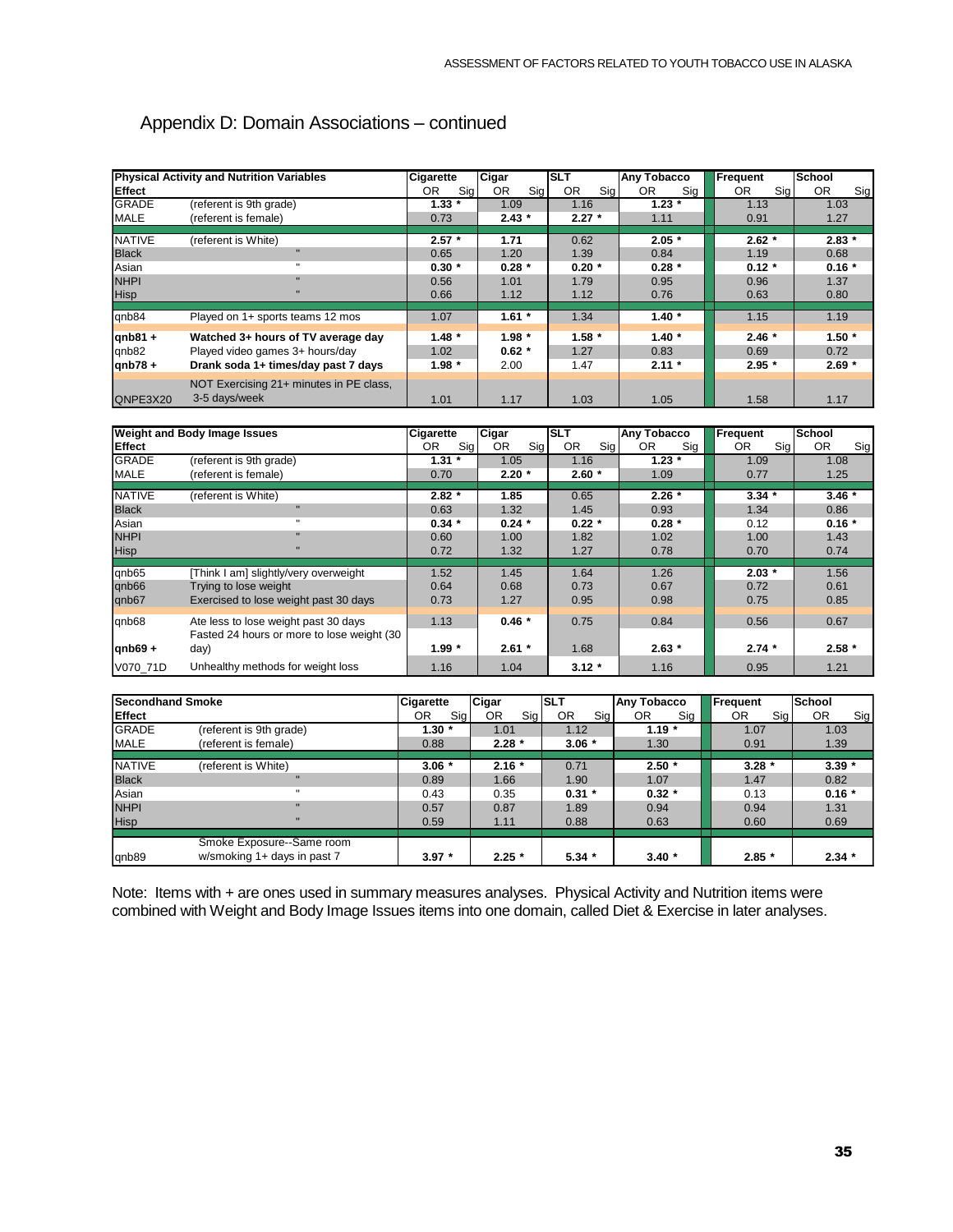## Appendix D: Domain Associations – continued

| Physical Activity and Nutrition Variables | | Cigarette | | Cigar | | SLT | | Any Tobacco | | Frequent | | School | |
|---|---|---|---|---|---|---|---|---|---|---|---|---|---|
| **Effect** | | OR | Sig | OR | Sig | OR | Sig | OR | Sig | OR | Sig | OR | Sig |
| GRADE | (referent is 9th grade) | **1.33** | * | 1.09 | | 1.16 | | **1.23** | * | 1.13 | | 1.03 | |
| MALE | (referent is female) | 0.73 | | **2.43** | * | **2.27** | * | 1.11 | | 0.91 | | 1.27 | |
| NATIVE | (referent is White) | **2.57** | * | **1.71** | | 0.62 | | **2.05** | * | **2.62** | * | **2.83** | * |
| Black | " | 0.65 | | 1.20 | | 1.39 | | 0.84 | | 1.19 | | 0.68 | |
| Asian | " | **0.30** | * | **0.28** | * | **0.20** | * | **0.28** | * | **0.12** | * | **0.16** | * |
| NHPI | " | 0.56 | | 1.01 | | 1.79 | | 0.95 | | 0.96 | | 1.37 | |
| Hisp | " | 0.66 | | 1.12 | | 1.12 | | 0.76 | | 0.63 | | 0.80 | |
| qnb84 | Played on 1+ sports teams 12 mos | 1.07 | | **1.61** | * | 1.34 | | **1.40** | * | 1.15 | | 1.19 | |
| **qnb81 +** | **Watched 3+ hours of TV average day** | **1.48** | * | **1.98** | * | **1.58** | * | **1.40** | * | **2.46** | * | **1.50** | * |
| qnb82 | Played video games 3+ hours/day | 1.02 | | **0.62** | * | 1.27 | | 0.83 | | 0.69 | | 0.72 | |
| **qnb78 +** | **Drank soda 1+ times/day past 7 days** | **1.98** | * | 2.00 | | 1.47 | | **2.11** | * | **2.95** | * | **2.69** | * |
| QNPE3X20 | NOT Exercising 21+ minutes in PE class, 3-5 days/week | 1.01 | | 1.17 | | 1.03 | | 1.05 | | 1.58 | | 1.17 | |

| Weight and Body Image Issues | | Cigarette | | Cigar | | SLT | | Any Tobacco | | Frequent | | School | |
|---|---|---|---|---|---|---|---|---|---|---|---|---|---|
| **Effect** | | OR | Sig | OR | Sig | OR | Sig | OR | Sig | OR | Sig | OR | Sig |
| GRADE | (referent is 9th grade) | **1.31** | * | 1.05 | | 1.16 | | **1.23** | * | 1.09 | | 1.08 | |
| MALE | (referent is female) | 0.70 | | **2.20** | * | **2.60** | * | 1.09 | | 0.77 | | 1.25 | |
| NATIVE | (referent is White) | **2.82** | * | **1.85** | | 0.65 | | **2.26** | * | **3.34** | * | **3.46** | * |
| Black | " | 0.63 | | 1.32 | | 1.45 | | 0.93 | | 1.34 | | 0.86 | |
| Asian | " | **0.34** | * | **0.24** | * | **0.22** | * | **0.28** | * | 0.12 | | **0.16** | * |
| NHPI | " | 0.60 | | 1.00 | | 1.82 | | 1.02 | | 1.00 | | 1.43 | |
| Hisp | " | 0.72 | | 1.32 | | 1.27 | | 0.78 | | 0.70 | | 0.74 | |
| qnb65 | [Think I am] slightly/very overweight | 1.52 | | 1.45 | | 1.64 | | 1.26 | | **2.03** | * | 1.56 | |
| qnb66 | Trying to lose weight | 0.64 | | 0.68 | | 0.73 | | 0.67 | | 0.72 | | 0.61 | |
| qnb67 | Exercised to lose weight past 30 days | 0.73 | | 1.27 | | 0.95 | | 0.98 | | 0.75 | | 0.85 | |
| qnb68 | Ate less to lose weight past 30 days | 1.13 | | **0.46** | * | 0.75 | | 0.84 | | 0.56 | | 0.67 | |
| **qnb69 +** | Fasted 24 hours or more to lose weight (30 day) | **1.99** | * | **2.61** | * | 1.68 | | **2.63** | * | **2.74** | * | **2.58** | * |
| V070_71D | Unhealthy methods for weight loss | 1.16 | | 1.04 | | **3.12** | * | 1.16 | | 0.95 | | 1.21 | |

| Secondhand Smoke | | Cigarette | | Cigar | | SLT | | Any Tobacco | | Frequent | | School | |
|---|---|---|---|---|---|---|---|---|---|---|---|---|---|
| **Effect** | | OR | Sig | OR | Sig | OR | Sig | OR | Sig | OR | Sig | OR | Sig |
| GRADE | (referent is 9th grade) | **1.30** | * | 1.01 | | 1.12 | | **1.19** | * | 1.07 | | 1.03 | |
| MALE | (referent is female) | 0.88 | | **2.28** | * | **3.06** | * | 1.30 | | 0.91 | | 1.39 | |
| NATIVE | (referent is White) | **3.06** | * | **2.16** | * | 0.71 | | **2.50** | * | **3.28** | * | **3.39** | * |
| Black | " | 0.89 | | 1.66 | | 1.90 | | 1.07 | | 1.47 | | 0.82 | |
| Asian | " | 0.43 | | 0.35 | | **0.31** | * | **0.32** | * | 0.13 | | **0.16** | * |
| NHPI | " | 0.57 | | 0.87 | | 1.89 | | 0.94 | | 0.94 | | 1.31 | |
| Hisp | " | 0.59 | | 1.11 | | 0.88 | | 0.63 | | 0.60 | | 0.69 | |
| qnb89 | Smoke Exposure--Same room w/smoking 1+ days in past 7 | **3.97** | * | **2.25** | * | **5.34** | * | **3.40** | * | **2.85** | * | **2.34** | * |

Note: Items with + are ones used in summary measures analyses. Physical Activity and Nutrition items were combined with Weight and Body Image Issues items into one domain, called Diet & Exercise in later analyses.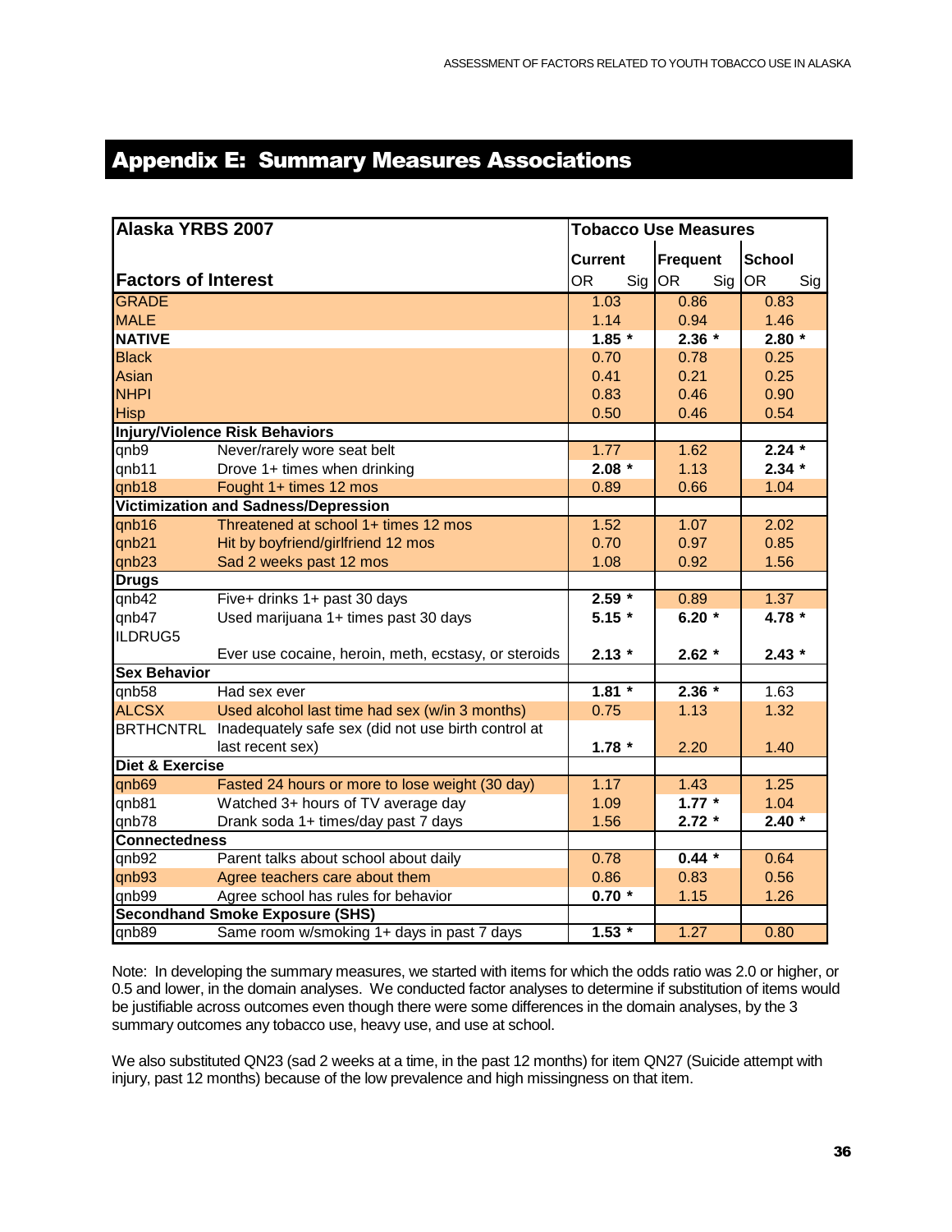# Appendix E: Summary Measures Associations

| Alaska YRBS 2007 | | Tobacco Use Measures | | | | | |
|---|---|---|---|---|---|---|---|
| | | Current | | Frequent | | School | |
| **Factors of Interest** | | OR | Sig | OR | Sig | OR | Sig |
| GRADE | | 1.03 | | 0.86 | | 0.83 | |
| MALE | | 1.14 | | 0.94 | | 1.46 | |
| **NATIVE** | | **1.85** | * | **2.36** | * | **2.80** | * |
| Black | | 0.70 | | 0.78 | | 0.25 | |
| Asian | | 0.41 | | 0.21 | | 0.25 | |
| NHPI | | 0.83 | | 0.46 | | 0.90 | |
| Hisp | | 0.50 | | 0.46 | | 0.54 | |
| **Injury/Violence Risk Behaviors** | | | | | | | |
| qnb9 | Never/rarely wore seat belt | 1.77 | | 1.62 | | **2.24** | * |
| qnb11 | Drove 1+ times when drinking | **2.08** | * | 1.13 | | **2.34** | * |
| qnb18 | Fought 1+ times 12 mos | 0.89 | | 0.66 | | 1.04 | |
| **Victimization and Sadness/Depression** | | | | | | | |
| qnb16 | Threatened at school 1+ times 12 mos | 1.52 | | 1.07 | | 2.02 | |
| qnb21 | Hit by boyfriend/girlfriend 12 mos | 0.70 | | 0.97 | | 0.85 | |
| qnb23 | Sad 2 weeks past 12 mos | 1.08 | | 0.92 | | 1.56 | |
| **Drugs** | | | | | | | |
| qnb42 | Five+ drinks 1+ past 30 days | **2.59** | * | 0.89 | | 1.37 | |
| qnb47 | Used marijuana 1+ times past 30 days | **5.15** | * | **6.20** | * | **4.78** | * |
| ILDRUG5 | Ever use cocaine, heroin, meth, ecstasy, or steroids | **2.13** | * | **2.62** | * | **2.43** | * |
| **Sex Behavior** | | | | | | | |
| qnb58 | Had sex ever | **1.81** | * | **2.36** | * | 1.63 | |
| ALCSX | Used alcohol last time had sex (w/in 3 months) | 0.75 | | 1.13 | | 1.32 | |
| BRTHCNTRL | Inadequately safe sex (did not use birth control at last recent sex) | **1.78** | * | 2.20 | | 1.40 | |
| **Diet & Exercise** | | | | | | | |
| qnb69 | Fasted 24 hours or more to lose weight (30 day) | 1.17 | | 1.43 | | 1.25 | |
| qnb81 | Watched 3+ hours of TV average day | 1.09 | | **1.77** | * | 1.04 | |
| qnb78 | Drank soda 1+ times/day past 7 days | 1.56 | | **2.72** | * | **2.40** | * |
| **Connectedness** | | | | | | | |
| qnb92 | Parent talks about school about daily | 0.78 | | **0.44** | * | 0.64 | |
| qnb93 | Agree teachers care about them | 0.86 | | 0.83 | | 0.56 | |
| qnb99 | Agree school has rules for behavior | **0.70** | * | 1.15 | | 1.26 | |
| **Secondhand Smoke Exposure (SHS)** | | | | | | | |
| qnb89 | Same room w/smoking 1+ days in past 7 days | **1.53** | * | 1.27 | | 0.80 | |

Note: In developing the summary measures, we started with items for which the odds ratio was 2.0 or higher, or 0.5 and lower, in the domain analyses. We conducted factor analyses to determine if substitution of items would be justifiable across outcomes even though there were some differences in the domain analyses, by the 3 summary outcomes any tobacco use, heavy use, and use at school.

We also substituted QN23 (sad 2 weeks at a time, in the past 12 months) for item QN27 (Suicide attempt with injury, past 12 months) because of the low prevalence and high missingness on that item.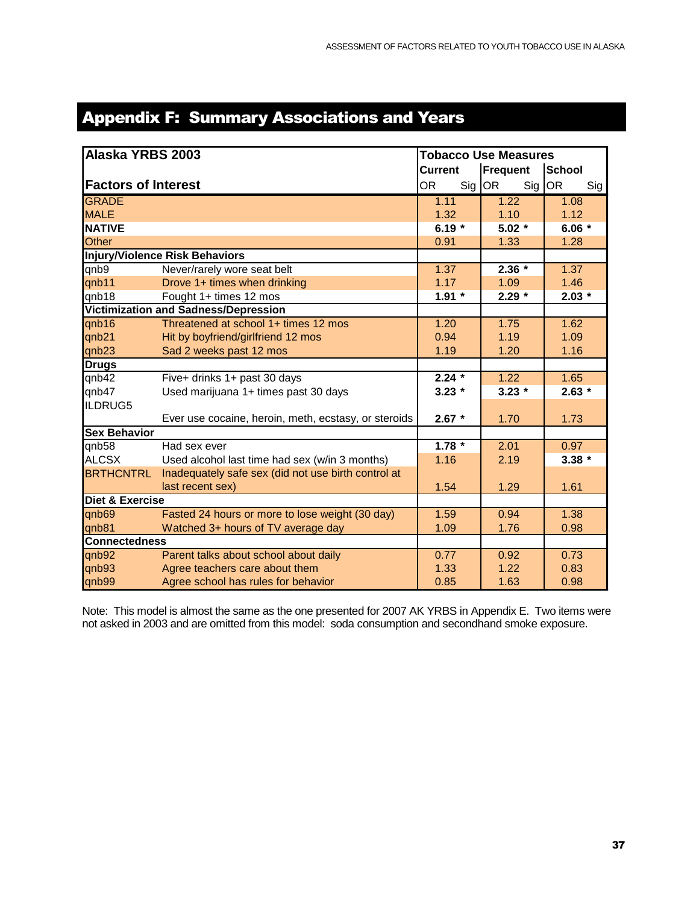# Appendix F: Summary Associations and Years

| Alaska YRBS 2003 | | Tobacco Use Measures | | | | | |
|---|---|---|---|---|---|---|---|
| | | Current | | Frequent | | School | |
| **Factors of Interest** | | OR | Sig | OR | Sig | OR | Sig |
| GRADE | | 1.11 | | 1.22 | | 1.08 | |
| MALE | | 1.32 | | 1.10 | | 1.12 | |
| **NATIVE** | | **6.19** | **\*** | **5.02** | **\*** | **6.06** | **\*** |
| Other | | 0.91 | | 1.33 | | 1.28 | |
| **Injury/Violence Risk Behaviors** | | | | | | | |
| qnb9 | Never/rarely wore seat belt | 1.37 | | **2.36** | **\*** | 1.37 | |
| qnb11 | Drove 1+ times when drinking | 1.17 | | 1.09 | | 1.46 | |
| qnb18 | Fought 1+ times 12 mos | **1.91** | **\*** | **2.29** | **\*** | **2.03** | **\*** |
| **Victimization and Sadness/Depression** | | | | | | | |
| qnb16 | Threatened at school 1+ times 12 mos | 1.20 | | 1.75 | | 1.62 | |
| qnb21 | Hit by boyfriend/girlfriend 12 mos | 0.94 | | 1.19 | | 1.09 | |
| qnb23 | Sad 2 weeks past 12 mos | 1.19 | | 1.20 | | 1.16 | |
| **Drugs** | | | | | | | |
| qnb42 | Five+ drinks 1+ past 30 days | **2.24** | **\*** | 1.22 | | 1.65 | |
| qnb47 | Used marijuana 1+ times past 30 days | **3.23** | **\*** | **3.23** | **\*** | **2.63** | **\*** |
| ILDRUG5 | Ever use cocaine, heroin, meth, ecstasy, or steroids | **2.67** | **\*** | 1.70 | | 1.73 | |
| **Sex Behavior** | | | | | | | |
| qnb58 | Had sex ever | **1.78** | **\*** | 2.01 | | 0.97 | |
| ALCSX | Used alcohol last time had sex (w/in 3 months) | 1.16 | | 2.19 | | **3.38** | **\*** |
| BRTHCNTRL | Inadequately safe sex (did not use birth control at last recent sex) | 1.54 | | 1.29 | | 1.61 | |
| **Diet & Exercise** | | | | | | | |
| qnb69 | Fasted 24 hours or more to lose weight (30 day) | 1.59 | | 0.94 | | 1.38 | |
| qnb81 | Watched 3+ hours of TV average day | 1.09 | | 1.76 | | 0.98 | |
| **Connectedness** | | | | | | | |
| qnb92 | Parent talks about school about daily | 0.77 | | 0.92 | | 0.73 | |
| qnb93 | Agree teachers care about them | 1.33 | | 1.22 | | 0.83 | |
| qnb99 | Agree school has rules for behavior | 0.85 | | 1.63 | | 0.98 | |

Note: This model is almost the same as the one presented for 2007 AK YRBS in Appendix E. Two items were not asked in 2003 and are omitted from this model: soda consumption and secondhand smoke exposure.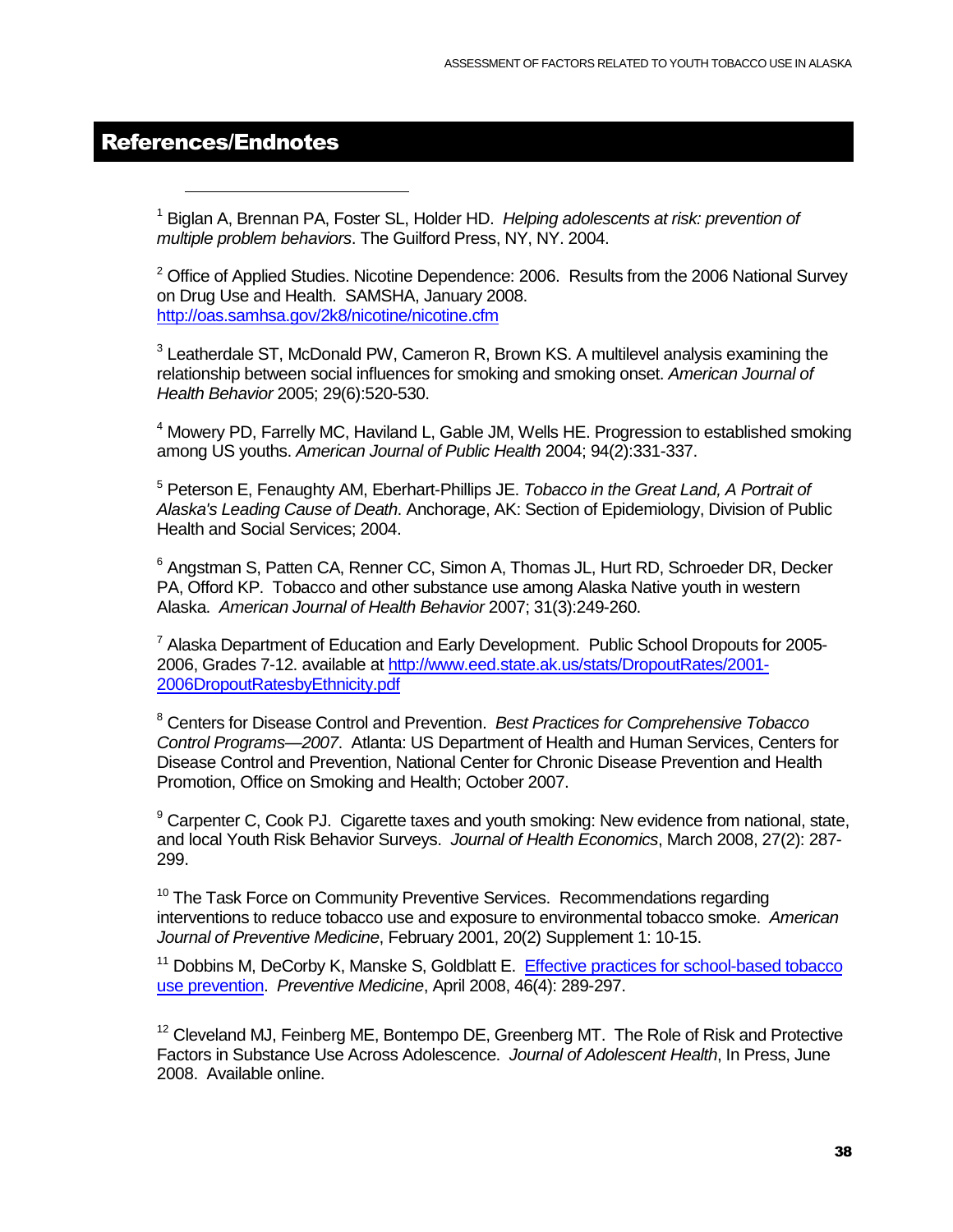## References/Endnotes

[1] Biglan A, Brennan PA, Foster SL, Holder HD. *Helping adolescents at risk: prevention of multiple problem behaviors*. The Guilford Press, NY, NY. 2004.

[2] Office of Applied Studies. Nicotine Dependence: 2006. Results from the 2006 National Survey on Drug Use and Health. SAMSHA, January 2008. [http://oas.samhsa.gov/2k8/nicotine/nicotine.cfm](http://oas.samhsa.gov/2k8/nicotine/nicotine.cfm)

[3] Leatherdale ST, McDonald PW, Cameron R, Brown KS. A multilevel analysis examining the relationship between social influences for smoking and smoking onset. *American Journal of Health Behavior* 2005; 29(6):520-530.

[4] Mowery PD, Farrelly MC, Haviland L, Gable JM, Wells HE. Progression to established smoking among US youths. *American Journal of Public Health* 2004; 94(2):331-337.

[5] Peterson E, Fenaughty AM, Eberhart-Phillips JE. *Tobacco in the Great Land, A Portrait of Alaska's Leading Cause of Death*. Anchorage, AK: Section of Epidemiology, Division of Public Health and Social Services; 2004.

[6] Angstman S, Patten CA, Renner CC, Simon A, Thomas JL, Hurt RD, Schroeder DR, Decker PA, Offord KP. Tobacco and other substance use among Alaska Native youth in western Alaska. *American Journal of Health Behavior* 2007; 31(3):249-260.

[7] Alaska Department of Education and Early Development. Public School Dropouts for 2005-2006, Grades 7-12. available at [http://www.eed.state.ak.us/stats/DropoutRates/2001-2006DropoutRatesbyEthnicity.pdf](http://www.eed.state.ak.us/stats/DropoutRates/2001-2006DropoutRatesbyEthnicity.pdf)

[8] Centers for Disease Control and Prevention. *Best Practices for Comprehensive Tobacco Control Programs—2007*. Atlanta: US Department of Health and Human Services, Centers for Disease Control and Prevention, National Center for Chronic Disease Prevention and Health Promotion, Office on Smoking and Health; October 2007.

[9] Carpenter C, Cook PJ. Cigarette taxes and youth smoking: New evidence from national, state, and local Youth Risk Behavior Surveys. *Journal of Health Economics*, March 2008, 27(2): 287-299.

[10] The Task Force on Community Preventive Services. Recommendations regarding interventions to reduce tobacco use and exposure to environmental tobacco smoke. *American Journal of Preventive Medicine*, February 2001, 20(2) Supplement 1: 10-15.

[11] Dobbins M, DeCorby K, Manske S, Goldblatt E. Effective practices for school-based tobacco use prevention. *Preventive Medicine*, April 2008, 46(4): 289-297.

[12] Cleveland MJ, Feinberg ME, Bontempo DE, Greenberg MT. The Role of Risk and Protective Factors in Substance Use Across Adolescence. *Journal of Adolescent Health*, In Press, June 2008. Available online.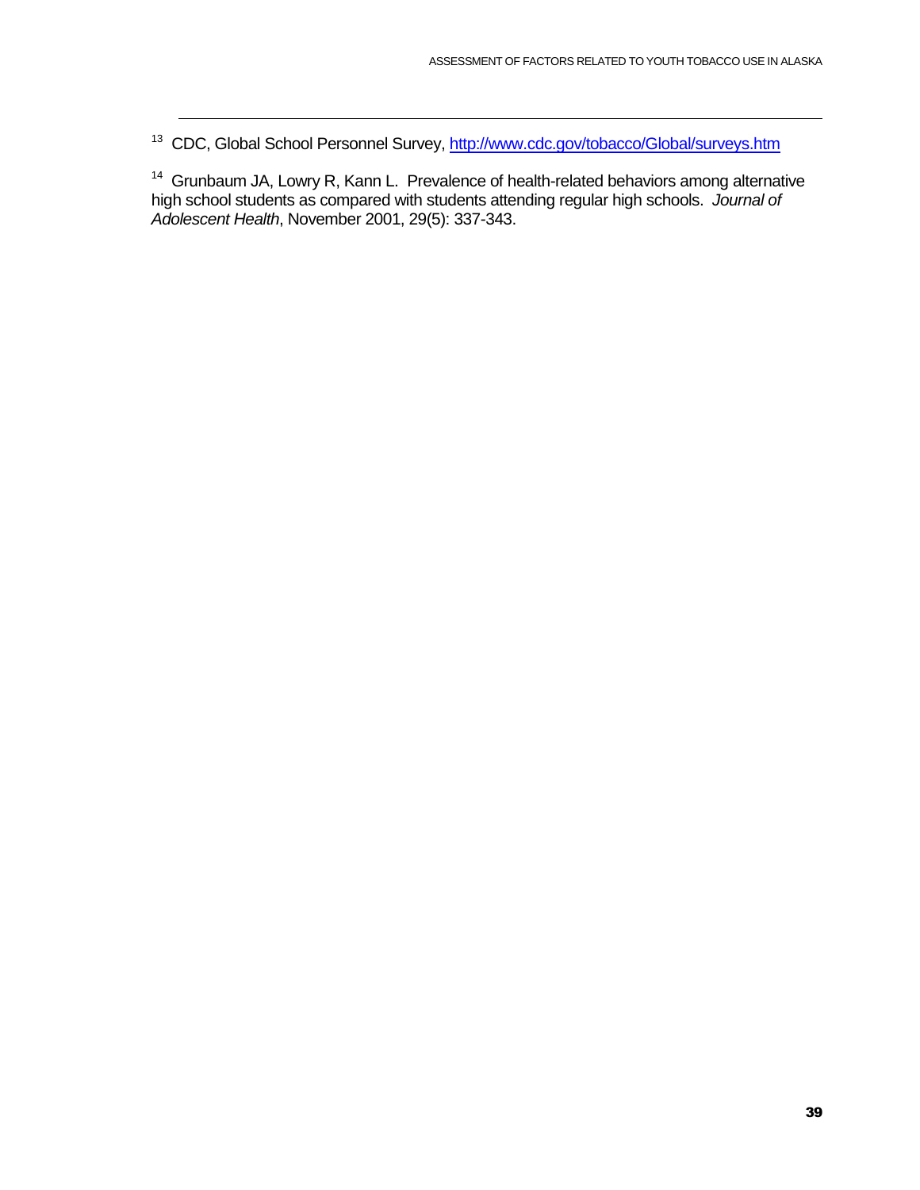[13] CDC, Global School Personnel Survey, http://www.cdc.gov/tobacco/Global/surveys.htm

[14] Grunbaum JA, Lowry R, Kann L. Prevalence of health-related behaviors among alternative high school students as compared with students attending regular high schools. *Journal of Adolescent Health*, November 2001, 29(5): 337-343.